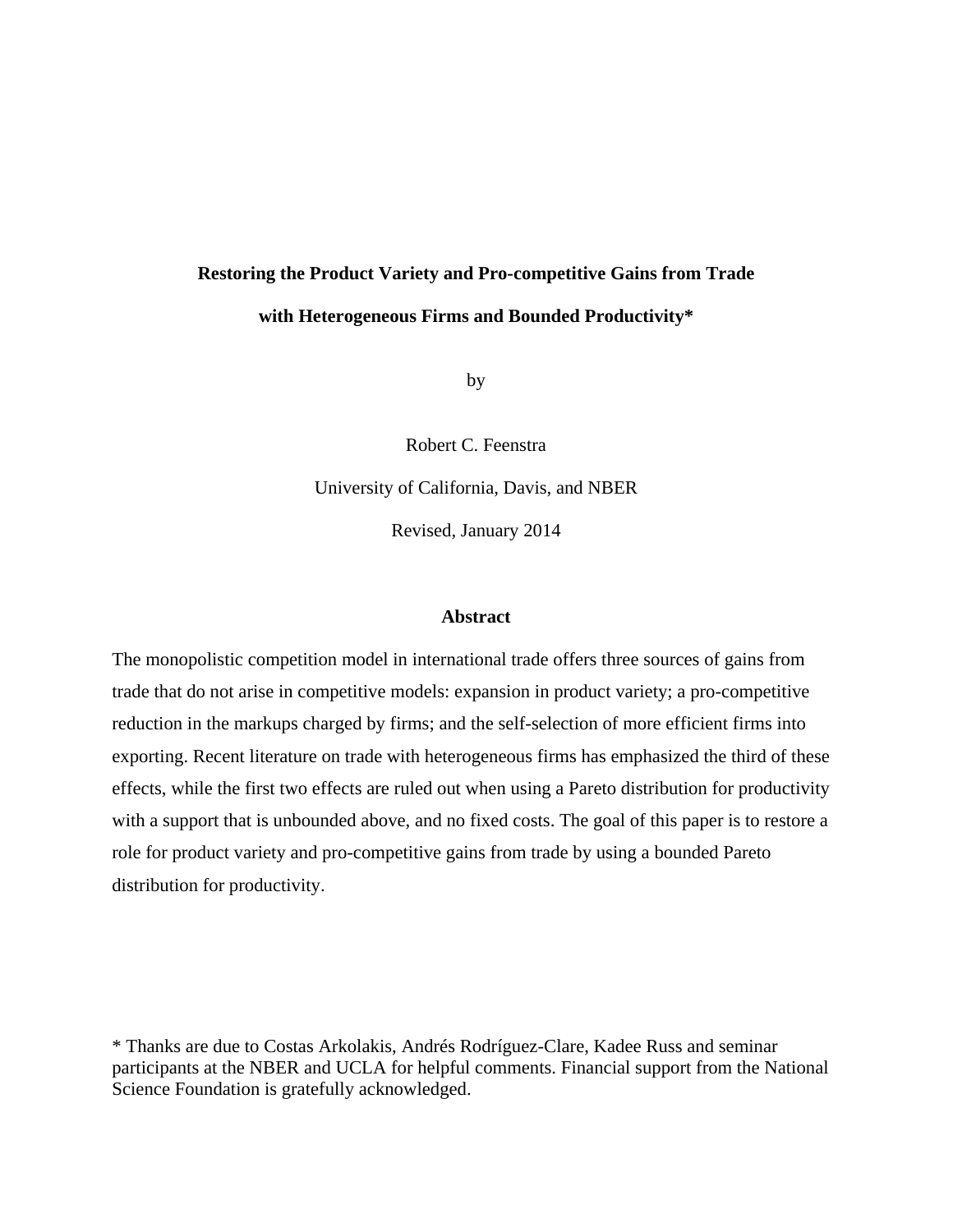# Restoring the Product Variety and Pro-competitive Gains from Trade with Heterogeneous Firms and Bounded Productivity*

by

Robert C. Feenstra

University of California, Davis, and NBER

Revised, January 2014

## Abstract

The monopolistic competition model in international trade offers three sources of gains from trade that do not arise in competitive models: expansion in product variety; a pro-competitive reduction in the markups charged by firms; and the self-selection of more efficient firms into exporting. Recent literature on trade with heterogeneous firms has emphasized the third of these effects, while the first two effects are ruled out when using a Pareto distribution for productivity with a support that is unbounded above, and no fixed costs. The goal of this paper is to restore a role for product variety and pro-competitive gains from trade by using a bounded Pareto distribution for productivity.

\* Thanks are due to Costas Arkolakis, Andrés Rodríguez-Clare, Kadee Russ and seminar participants at the NBER and UCLA for helpful comments. Financial support from the National Science Foundation is gratefully acknowledged.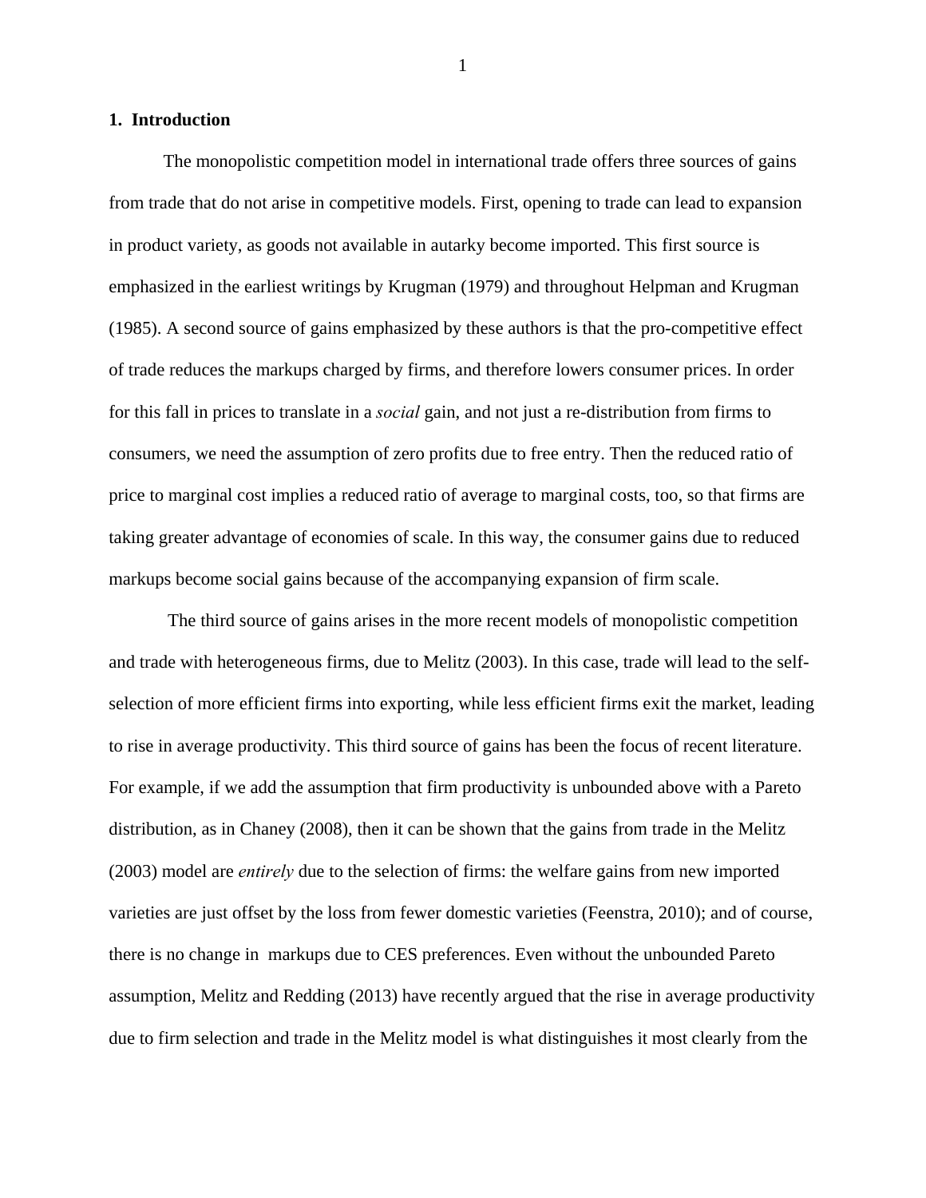## 1. Introduction

The monopolistic competition model in international trade offers three sources of gains from trade that do not arise in competitive models. First, opening to trade can lead to expansion in product variety, as goods not available in autarky become imported. This first source is emphasized in the earliest writings by Krugman (1979) and throughout Helpman and Krugman (1985). A second source of gains emphasized by these authors is that the pro-competitive effect of trade reduces the markups charged by firms, and therefore lowers consumer prices. In order for this fall in prices to translate in a *social* gain, and not just a re-distribution from firms to consumers, we need the assumption of zero profits due to free entry. Then the reduced ratio of price to marginal cost implies a reduced ratio of average to marginal costs, too, so that firms are taking greater advantage of economies of scale. In this way, the consumer gains due to reduced markups become social gains because of the accompanying expansion of firm scale.

The third source of gains arises in the more recent models of monopolistic competition and trade with heterogeneous firms, due to Melitz (2003). In this case, trade will lead to the self-selection of more efficient firms into exporting, while less efficient firms exit the market, leading to rise in average productivity. This third source of gains has been the focus of recent literature. For example, if we add the assumption that firm productivity is unbounded above with a Pareto distribution, as in Chaney (2008), then it can be shown that the gains from trade in the Melitz (2003) model are *entirely* due to the selection of firms: the welfare gains from new imported varieties are just offset by the loss from fewer domestic varieties (Feenstra, 2010); and of course, there is no change in markups due to CES preferences. Even without the unbounded Pareto assumption, Melitz and Redding (2013) have recently argued that the rise in average productivity due to firm selection and trade in the Melitz model is what distinguishes it most clearly from the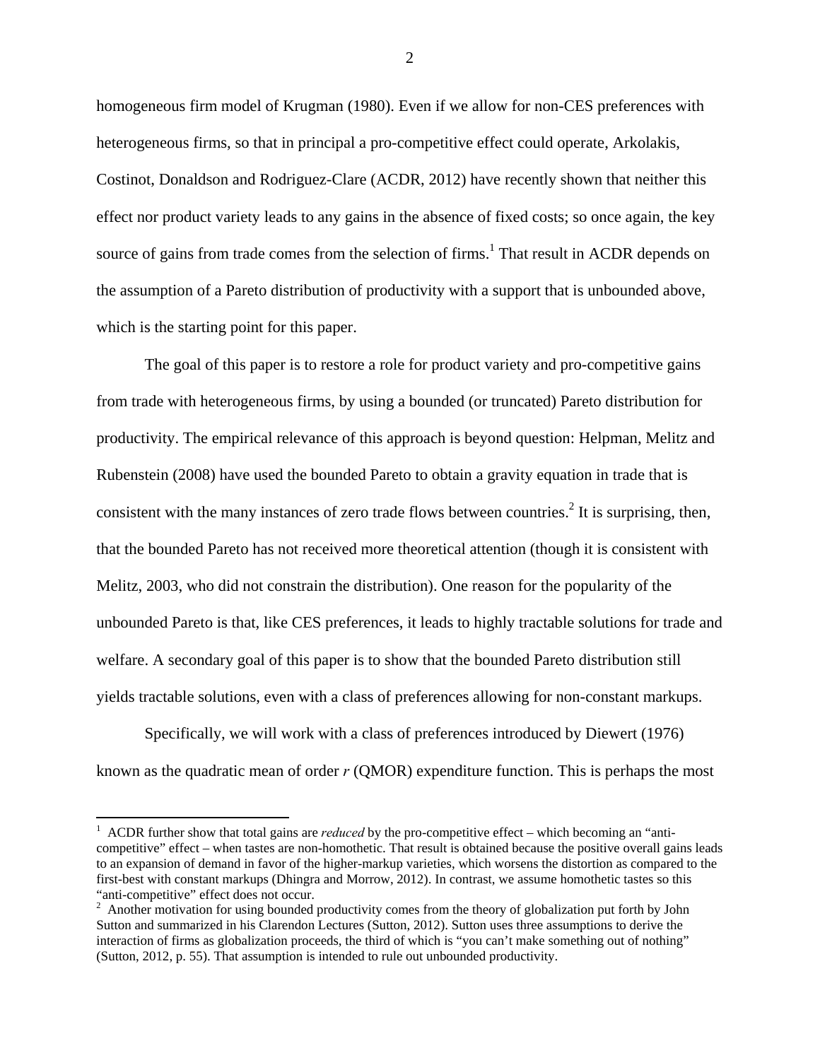homogeneous firm model of Krugman (1980). Even if we allow for non-CES preferences with heterogeneous firms, so that in principal a pro-competitive effect could operate, Arkolakis, Costinot, Donaldson and Rodriguez-Clare (ACDR, 2012) have recently shown that neither this effect nor product variety leads to any gains in the absence of fixed costs; so once again, the key source of gains from trade comes from the selection of firms.[1] That result in ACDR depends on the assumption of a Pareto distribution of productivity with a support that is unbounded above, which is the starting point for this paper.

The goal of this paper is to restore a role for product variety and pro-competitive gains from trade with heterogeneous firms, by using a bounded (or truncated) Pareto distribution for productivity. The empirical relevance of this approach is beyond question: Helpman, Melitz and Rubenstein (2008) have used the bounded Pareto to obtain a gravity equation in trade that is consistent with the many instances of zero trade flows between countries.[2] It is surprising, then, that the bounded Pareto has not received more theoretical attention (though it is consistent with Melitz, 2003, who did not constrain the distribution). One reason for the popularity of the unbounded Pareto is that, like CES preferences, it leads to highly tractable solutions for trade and welfare. A secondary goal of this paper is to show that the bounded Pareto distribution still yields tractable solutions, even with a class of preferences allowing for non-constant markups.

Specifically, we will work with a class of preferences introduced by Diewert (1976) known as the quadratic mean of order *r* (QMOR) expenditure function. This is perhaps the most

---

[1] ACDR further show that total gains are *reduced* by the pro-competitive effect – which becoming an "anti-competitive" effect – when tastes are non-homothetic. That result is obtained because the positive overall gains leads to an expansion of demand in favor of the higher-markup varieties, which worsens the distortion as compared to the first-best with constant markups (Dhingra and Morrow, 2012). In contrast, we assume homothetic tastes so this "anti-competitive" effect does not occur.

[2] Another motivation for using bounded productivity comes from the theory of globalization put forth by John Sutton and summarized in his Clarendon Lectures (Sutton, 2012). Sutton uses three assumptions to derive the interaction of firms as globalization proceeds, the third of which is "you can't make something out of nothing" (Sutton, 2012, p. 55). That assumption is intended to rule out unbounded productivity.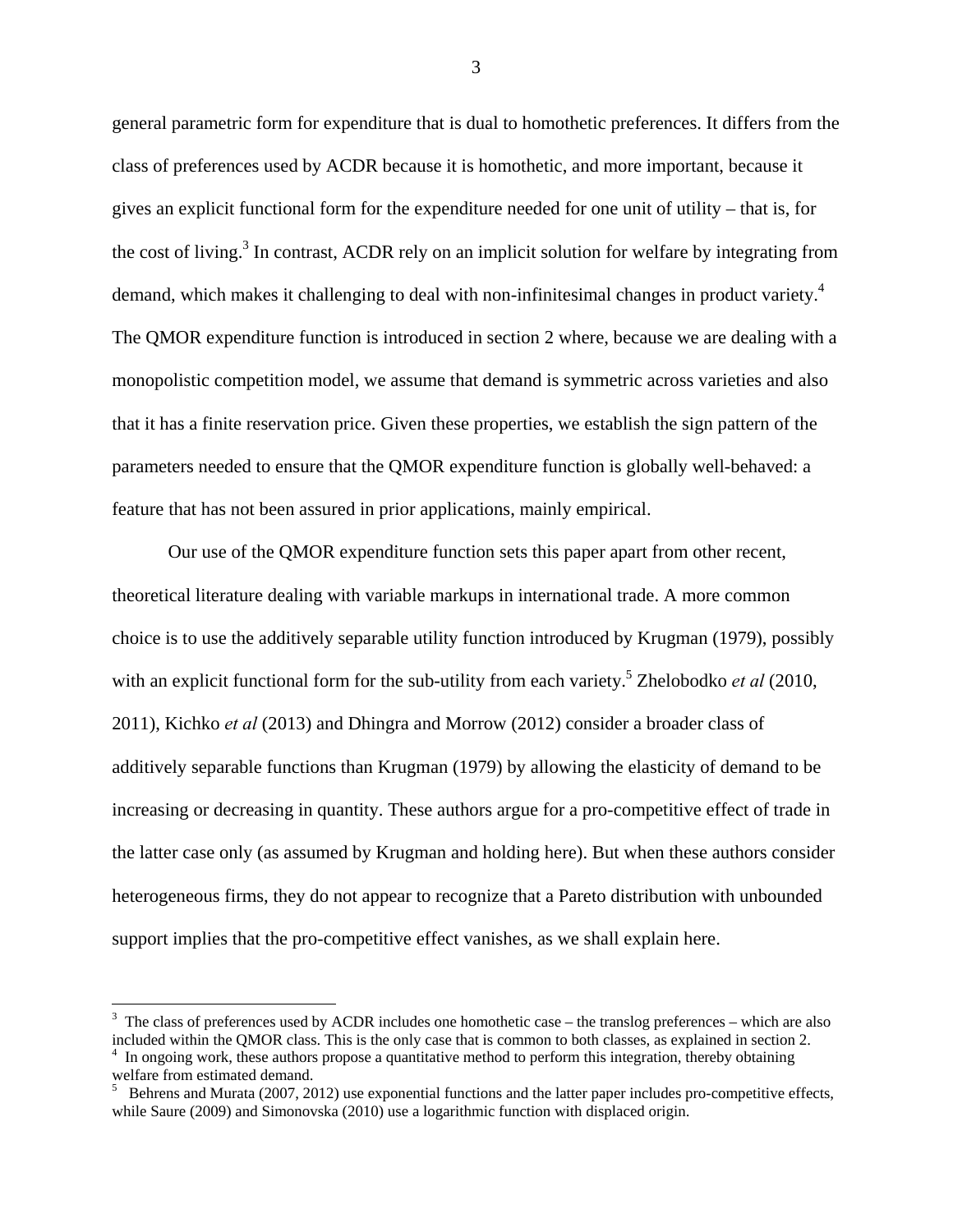general parametric form for expenditure that is dual to homothetic preferences. It differs from the class of preferences used by ACDR because it is homothetic, and more important, because it gives an explicit functional form for the expenditure needed for one unit of utility – that is, for the cost of living.[3] In contrast, ACDR rely on an implicit solution for welfare by integrating from demand, which makes it challenging to deal with non-infinitesimal changes in product variety.[4] The QMOR expenditure function is introduced in section 2 where, because we are dealing with a monopolistic competition model, we assume that demand is symmetric across varieties and also that it has a finite reservation price. Given these properties, we establish the sign pattern of the parameters needed to ensure that the QMOR expenditure function is globally well-behaved: a feature that has not been assured in prior applications, mainly empirical.

Our use of the QMOR expenditure function sets this paper apart from other recent, theoretical literature dealing with variable markups in international trade. A more common choice is to use the additively separable utility function introduced by Krugman (1979), possibly with an explicit functional form for the sub-utility from each variety.[5] Zhelobodko *et al* (2010, 2011), Kichko *et al* (2013) and Dhingra and Morrow (2012) consider a broader class of additively separable functions than Krugman (1979) by allowing the elasticity of demand to be increasing or decreasing in quantity. These authors argue for a pro-competitive effect of trade in the latter case only (as assumed by Krugman and holding here). But when these authors consider heterogeneous firms, they do not appear to recognize that a Pareto distribution with unbounded support implies that the pro-competitive effect vanishes, as we shall explain here.

---

[3] The class of preferences used by ACDR includes one homothetic case – the translog preferences – which are also included within the QMOR class. This is the only case that is common to both classes, as explained in section 2.

[4] In ongoing work, these authors propose a quantitative method to perform this integration, thereby obtaining welfare from estimated demand.

[5] Behrens and Murata (2007, 2012) use exponential functions and the latter paper includes pro-competitive effects, while Saure (2009) and Simonovska (2010) use a logarithmic function with displaced origin.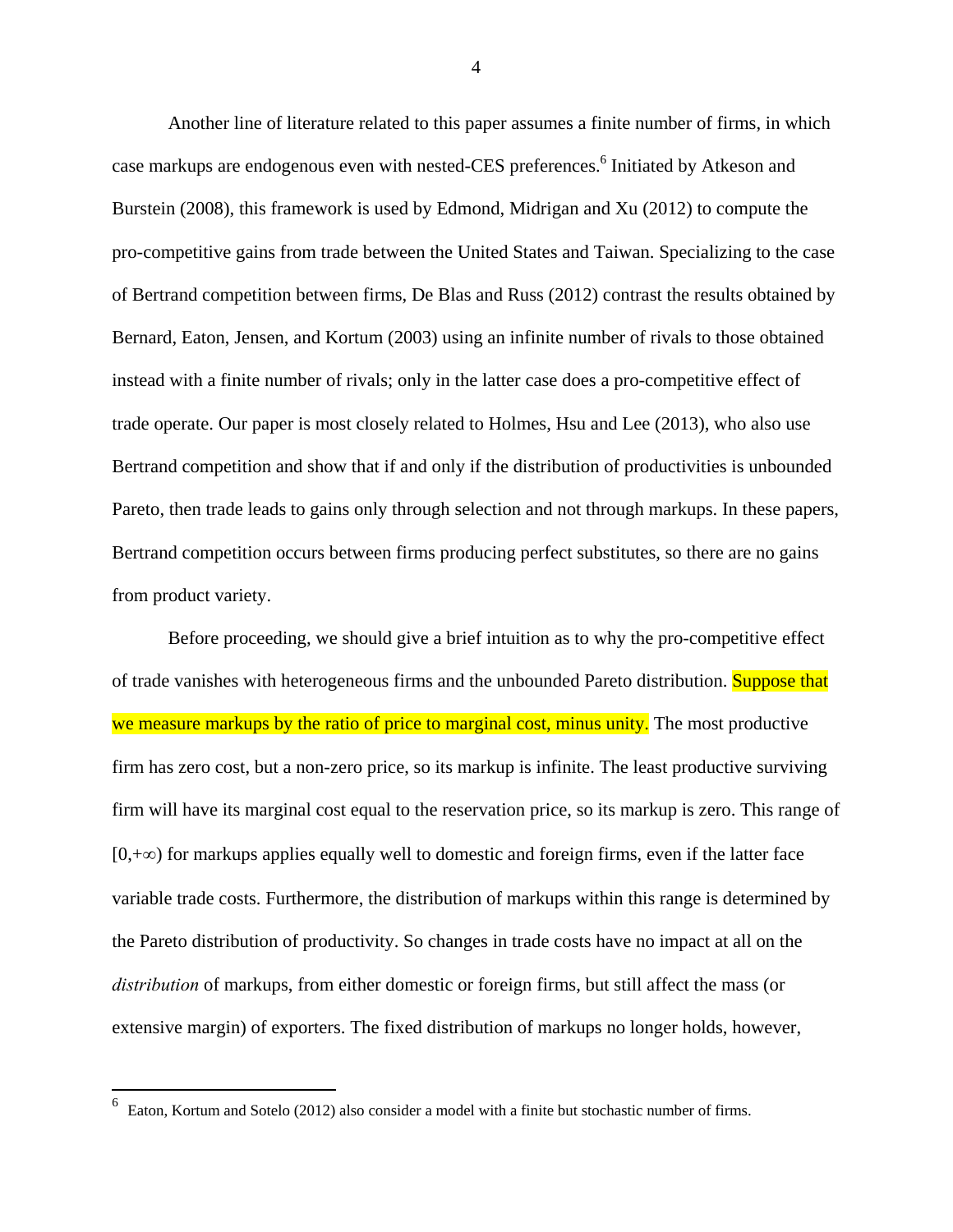Another line of literature related to this paper assumes a finite number of firms, in which case markups are endogenous even with nested-CES preferences.[6] Initiated by Atkeson and Burstein (2008), this framework is used by Edmond, Midrigan and Xu (2012) to compute the pro-competitive gains from trade between the United States and Taiwan. Specializing to the case of Bertrand competition between firms, De Blas and Russ (2012) contrast the results obtained by Bernard, Eaton, Jensen, and Kortum (2003) using an infinite number of rivals to those obtained instead with a finite number of rivals; only in the latter case does a pro-competitive effect of trade operate. Our paper is most closely related to Holmes, Hsu and Lee (2013), who also use Bertrand competition and show that if and only if the distribution of productivities is unbounded Pareto, then trade leads to gains only through selection and not through markups. In these papers, Bertrand competition occurs between firms producing perfect substitutes, so there are no gains from product variety.

Before proceeding, we should give a brief intuition as to why the pro-competitive effect of trade vanishes with heterogeneous firms and the unbounded Pareto distribution. Suppose that we measure markups by the ratio of price to marginal cost, minus unity. The most productive firm has zero cost, but a non-zero price, so its markup is infinite. The least productive surviving firm will have its marginal cost equal to the reservation price, so its markup is zero. This range of $[0,+\infty)$ for markups applies equally well to domestic and foreign firms, even if the latter face variable trade costs. Furthermore, the distribution of markups within this range is determined by the Pareto distribution of productivity. So changes in trade costs have no impact at all on the *distribution* of markups, from either domestic or foreign firms, but still affect the mass (or extensive margin) of exporters. The fixed distribution of markups no longer holds, however,

[6] Eaton, Kortum and Sotelo (2012) also consider a model with a finite but stochastic number of firms.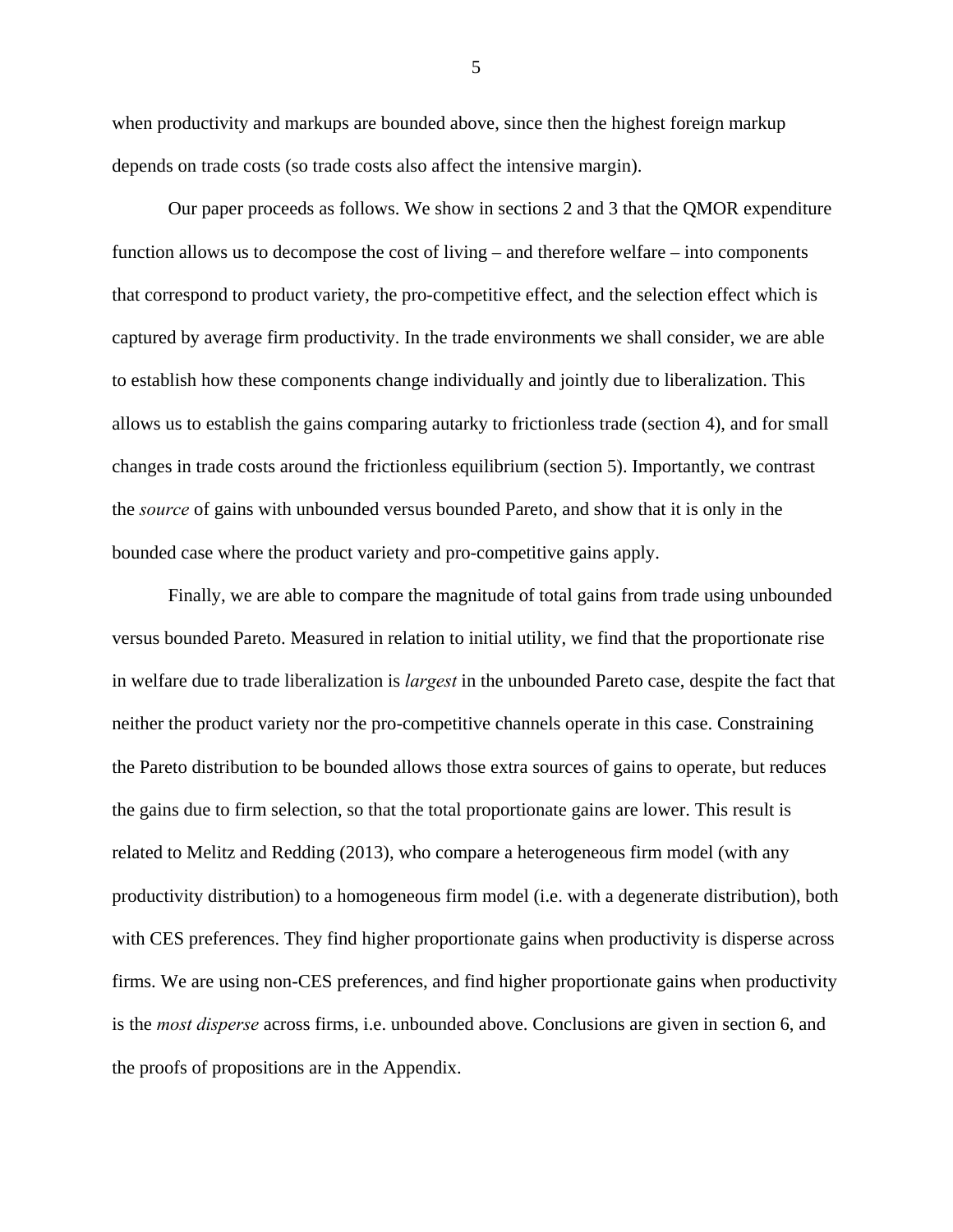when productivity and markups are bounded above, since then the highest foreign markup depends on trade costs (so trade costs also affect the intensive margin).

Our paper proceeds as follows. We show in sections 2 and 3 that the QMOR expenditure function allows us to decompose the cost of living – and therefore welfare – into components that correspond to product variety, the pro-competitive effect, and the selection effect which is captured by average firm productivity. In the trade environments we shall consider, we are able to establish how these components change individually and jointly due to liberalization. This allows us to establish the gains comparing autarky to frictionless trade (section 4), and for small changes in trade costs around the frictionless equilibrium (section 5). Importantly, we contrast the *source* of gains with unbounded versus bounded Pareto, and show that it is only in the bounded case where the product variety and pro-competitive gains apply.

Finally, we are able to compare the magnitude of total gains from trade using unbounded versus bounded Pareto. Measured in relation to initial utility, we find that the proportionate rise in welfare due to trade liberalization is *largest* in the unbounded Pareto case, despite the fact that neither the product variety nor the pro-competitive channels operate in this case. Constraining the Pareto distribution to be bounded allows those extra sources of gains to operate, but reduces the gains due to firm selection, so that the total proportionate gains are lower. This result is related to Melitz and Redding (2013), who compare a heterogeneous firm model (with any productivity distribution) to a homogeneous firm model (i.e. with a degenerate distribution), both with CES preferences. They find higher proportionate gains when productivity is disperse across firms. We are using non-CES preferences, and find higher proportionate gains when productivity is the *most disperse* across firms, i.e. unbounded above. Conclusions are given in section 6, and the proofs of propositions are in the Appendix.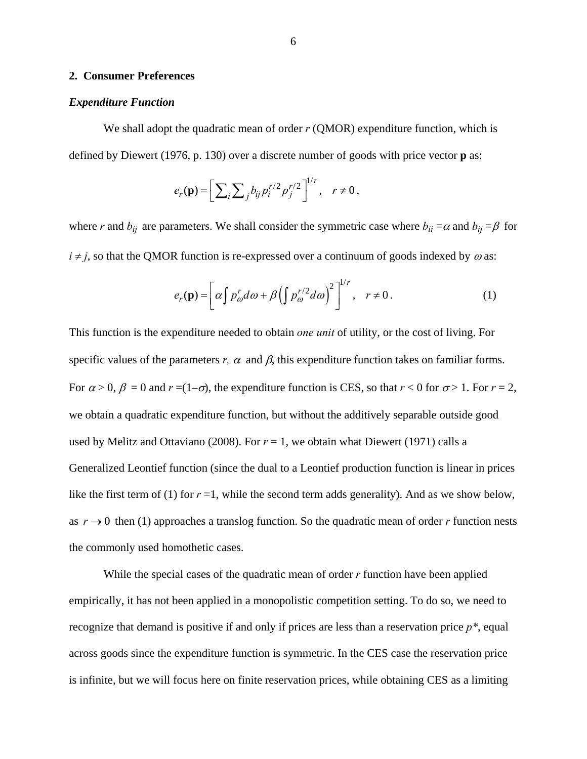## 2. Consumer Preferences

### *Expenditure Function*

We shall adopt the quadratic mean of order $r$ (QMOR) expenditure function, which is defined by Diewert (1976, p. 130) over a discrete number of goods with price vector $\mathbf{p}$ as:

$$e_r(\mathbf{p}) = \left[ \sum_i \sum_j b_{ij} p_i^{r/2} p_j^{r/2} \right]^{1/r}, \quad r \neq 0,$$

where $r$ and $b_{ij}$ are parameters. We shall consider the symmetric case where $b_{ii} = \alpha$ and $b_{ij} = \beta$ for $i \neq j$, so that the QMOR function is re-expressed over a continuum of goods indexed by $\omega$ as:

$$e_r(\mathbf{p}) = \left[ \alpha \int p_\omega^r d\omega + \beta \left( \int p_\omega^{r/2} d\omega \right)^2 \right]^{1/r}, \quad r \neq 0. \tag{1}$$

This function is the expenditure needed to obtain *one unit* of utility, or the cost of living. For specific values of the parameters $r$, $\alpha$ and $\beta$, this expenditure function takes on familiar forms. For $\alpha > 0$, $\beta = 0$ and $r = (1-\sigma)$, the expenditure function is CES, so that $r < 0$ for $\sigma > 1$. For $r = 2$, we obtain a quadratic expenditure function, but without the additively separable outside good used by Melitz and Ottaviano (2008). For $r = 1$, we obtain what Diewert (1971) calls a Generalized Leontief function (since the dual to a Leontief production function is linear in prices like the first term of (1) for $r = 1$, while the second term adds generality). And as we show below, as $r \to 0$ then (1) approaches a translog function. So the quadratic mean of order $r$ function nests the commonly used homothetic cases.

While the special cases of the quadratic mean of order $r$ function have been applied empirically, it has not been applied in a monopolistic competition setting. To do so, we need to recognize that demand is positive if and only if prices are less than a reservation price $p^*$, equal across goods since the expenditure function is symmetric. In the CES case the reservation price is infinite, but we will focus here on finite reservation prices, while obtaining CES as a limiting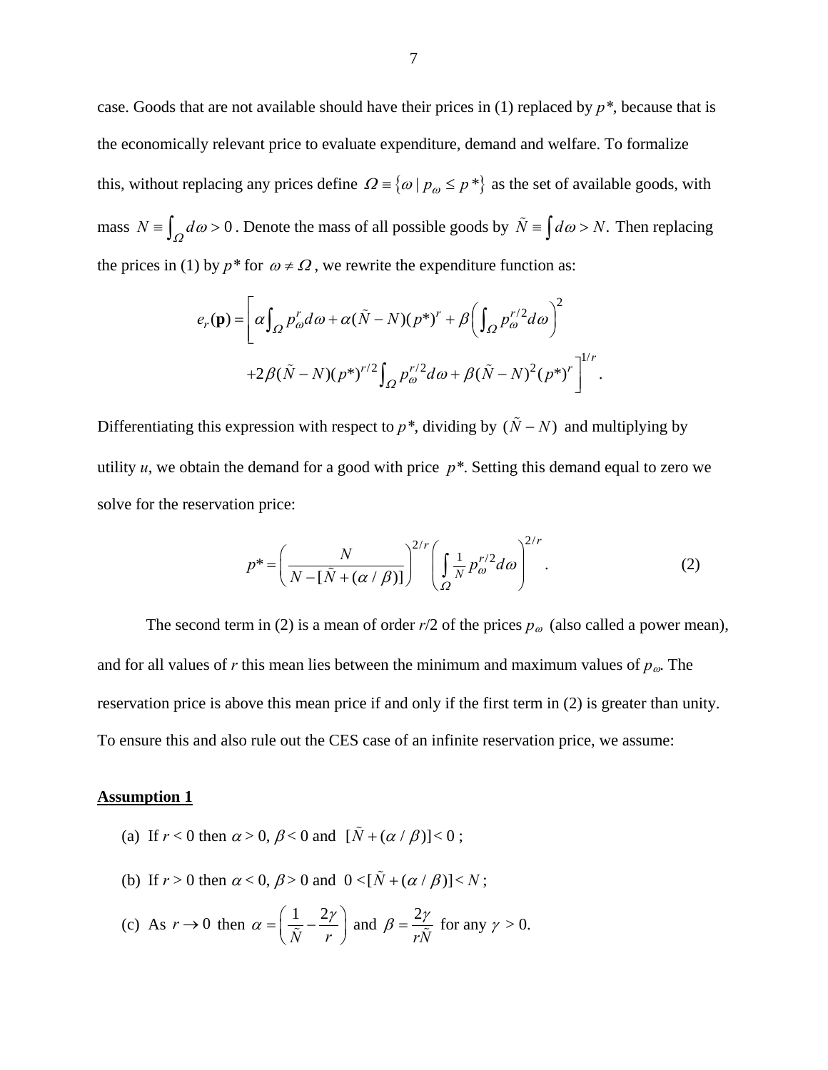case. Goods that are not available should have their prices in (1) replaced by $p*$, because that is the economically relevant price to evaluate expenditure, demand and welfare. To formalize this, without replacing any prices define $\Omega \equiv \{\omega \mid p_\omega \leq p*\}$ as the set of available goods, with mass $N \equiv \int_\Omega d\omega > 0$. Denote the mass of all possible goods by $\tilde{N} \equiv \int d\omega > N$. Then replacing the prices in (1) by $p*$ for $\omega \neq \Omega$, we rewrite the expenditure function as:

$$e_r(\mathbf{p}) = \left[ \alpha \int_\Omega p_\omega^r d\omega + \alpha(\tilde{N} - N)(p*)^r + \beta \left( \int_\Omega p_\omega^{r/2} d\omega \right)^2 \right.$$
$$\left. + 2\beta(\tilde{N} - N)(p*)^{r/2} \int_\Omega p_\omega^{r/2} d\omega + \beta(\tilde{N} - N)^2 (p*)^r \right]^{1/r}.$$

Differentiating this expression with respect to $p*$, dividing by $(\tilde{N} - N)$ and multiplying by utility $u$, we obtain the demand for a good with price $p*$. Setting this demand equal to zero we solve for the reservation price:

$$p* = \left( \frac{N}{N - [\tilde{N} + (\alpha / \beta)]} \right)^{2/r} \left( \int_\Omega \tfrac{1}{N} p_\omega^{r/2} d\omega \right)^{2/r}. \tag{2}$$

The second term in (2) is a mean of order $r/2$ of the prices $p_\omega$ (also called a power mean), and for all values of $r$ this mean lies between the minimum and maximum values of $p_\omega$. The reservation price is above this mean price if and only if the first term in (2) is greater than unity. To ensure this and also rule out the CES case of an infinite reservation price, we assume:

**Assumption 1**

(a) If $r < 0$ then $\alpha > 0$, $\beta < 0$ and $[\tilde{N} + (\alpha / \beta)] < 0$;

(b) If $r > 0$ then $\alpha < 0$, $\beta > 0$ and $0 < [\tilde{N} + (\alpha / \beta)] < N$;

(c) As $r \to 0$ then $\alpha = \left( \frac{1}{\tilde{N}} - \frac{2\gamma}{r} \right)$ and $\beta = \frac{2\gamma}{r\tilde{N}}$ for any $\gamma > 0$.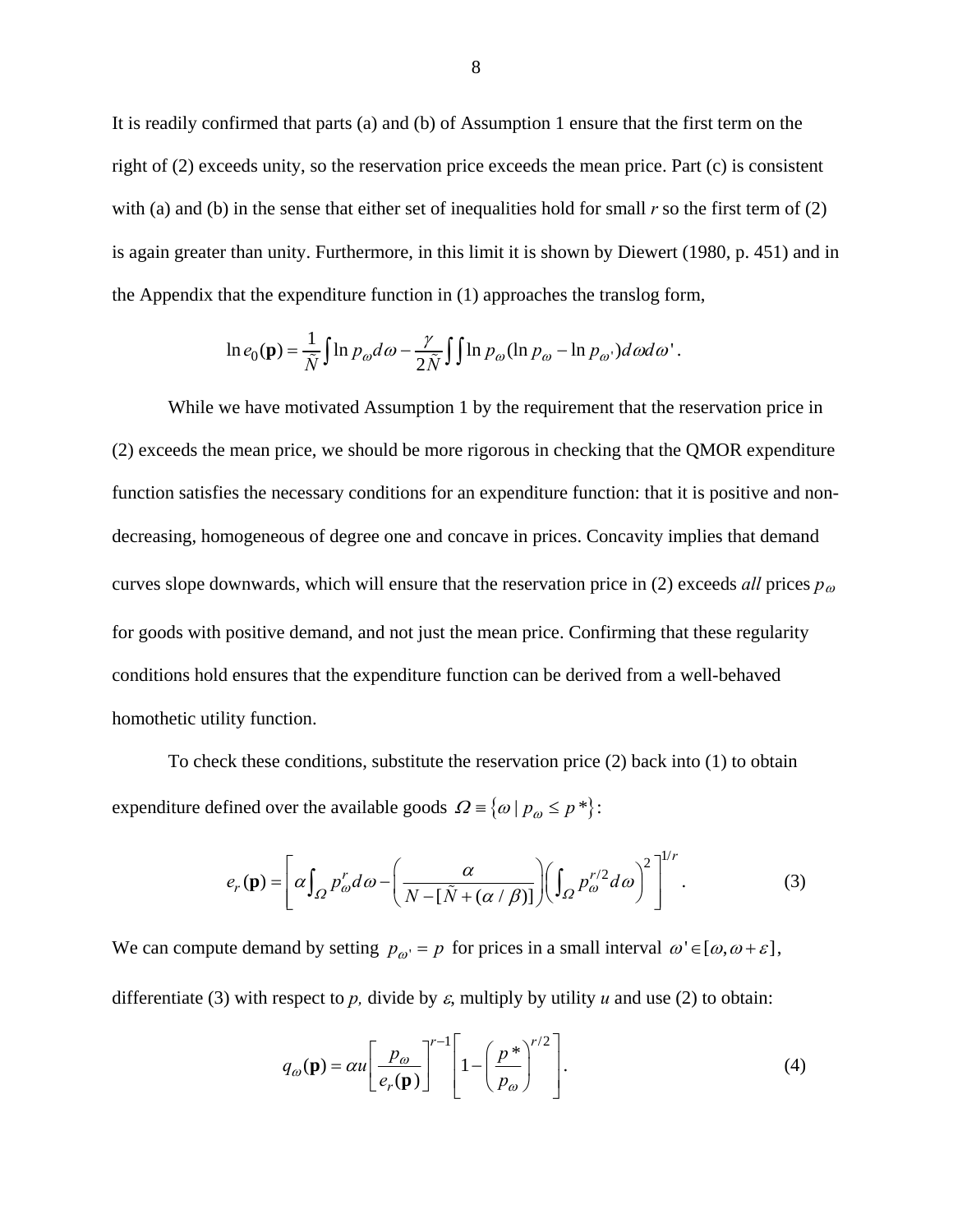It is readily confirmed that parts (a) and (b) of Assumption 1 ensure that the first term on the right of (2) exceeds unity, so the reservation price exceeds the mean price. Part (c) is consistent with (a) and (b) in the sense that either set of inequalities hold for small *r* so the first term of (2) is again greater than unity. Furthermore, in this limit it is shown by Diewert (1980, p. 451) and in the Appendix that the expenditure function in (1) approaches the translog form,

$$\ln e_0(\mathbf{p}) = \frac{1}{\tilde{N}}\int \ln p_\omega d\omega - \frac{\gamma}{2\tilde{N}}\int\int \ln p_\omega (\ln p_\omega - \ln p_{\omega'}) d\omega d\omega' .$$

While we have motivated Assumption 1 by the requirement that the reservation price in (2) exceeds the mean price, we should be more rigorous in checking that the QMOR expenditure function satisfies the necessary conditions for an expenditure function: that it is positive and non-decreasing, homogeneous of degree one and concave in prices. Concavity implies that demand curves slope downwards, which will ensure that the reservation price in (2) exceeds *all* prices $p_\omega$ for goods with positive demand, and not just the mean price. Confirming that these regularity conditions hold ensures that the expenditure function can be derived from a well-behaved homothetic utility function.

To check these conditions, substitute the reservation price (2) back into (1) to obtain expenditure defined over the available goods $\Omega \equiv \{\omega \mid p_\omega \le p^*\}$:

$$e_r(\mathbf{p}) = \left[\alpha \int_\Omega p_\omega^r d\omega - \left(\frac{\alpha}{N - [\tilde{N} + (\alpha/\beta)]}\right)\left(\int_\Omega p_\omega^{r/2} d\omega\right)^2\right]^{1/r} . \tag{3}$$

We can compute demand by setting $p_{\omega'} = p$ for prices in a small interval $\omega' \in [\omega, \omega + \varepsilon]$, differentiate (3) with respect to *p,* divide by $\varepsilon$, multiply by utility *u* and use (2) to obtain:

$$q_\omega(\mathbf{p}) = \alpha u \left[\frac{p_\omega}{e_r(\mathbf{p})}\right]^{r-1}\left[1 - \left(\frac{p^*}{p_\omega}\right)^{r/2}\right]. \tag{4}$$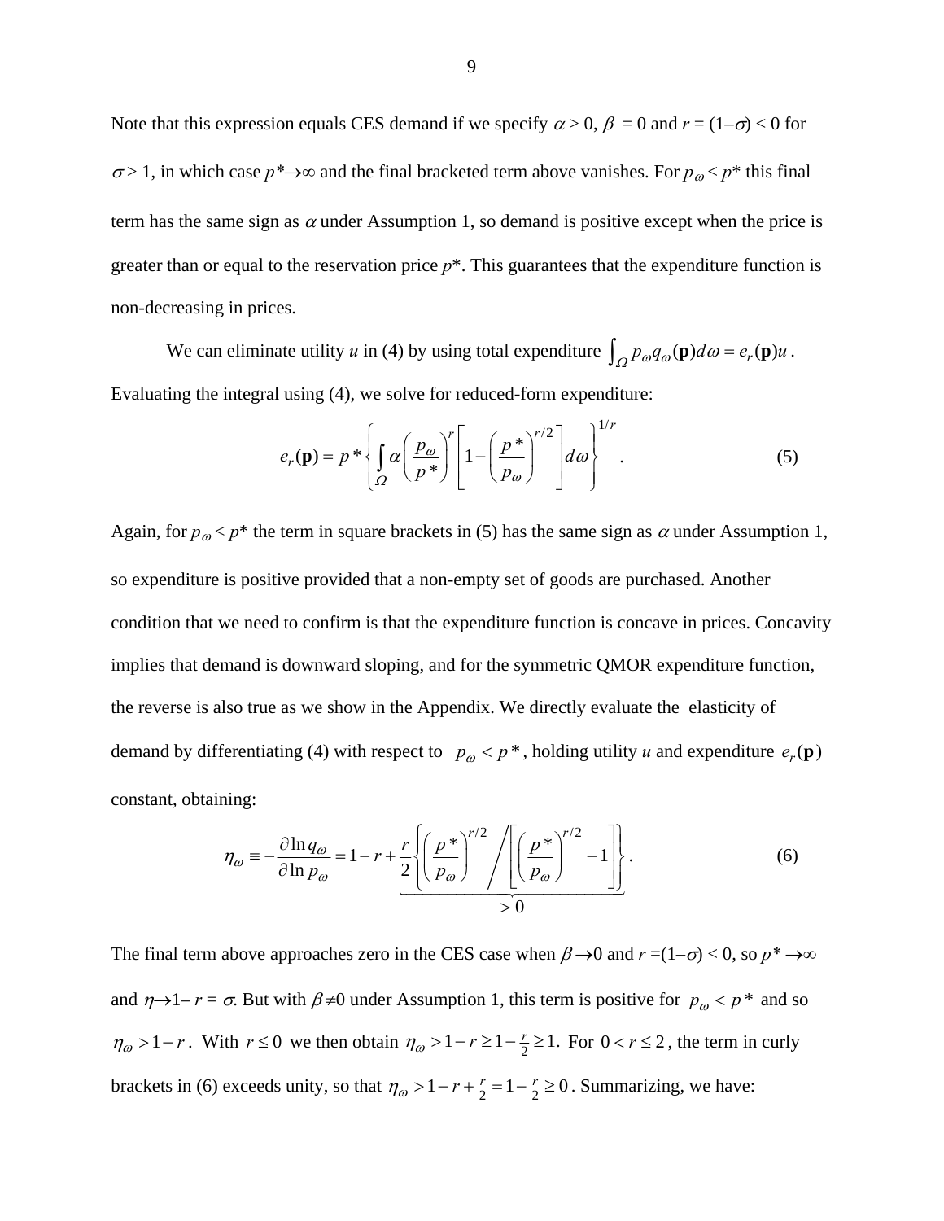Note that this expression equals CES demand if we specify $\alpha > 0$, $\beta = 0$ and $r = (1-\sigma) < 0$ for $\sigma > 1$, in which case $p^* \to \infty$ and the final bracketed term above vanishes. For $p_\omega < p^*$ this final term has the same sign as $\alpha$ under Assumption 1, so demand is positive except when the price is greater than or equal to the reservation price $p^*$. This guarantees that the expenditure function is non-decreasing in prices.

We can eliminate utility $u$ in (4) by using total expenditure $\int_\Omega p_\omega q_\omega(\mathbf{p}) d\omega = e_r(\mathbf{p})u$. Evaluating the integral using (4), we solve for reduced-form expenditure:

$$e_r(\mathbf{p}) = p^* \left\{ \int_\Omega \alpha \left( \frac{p_\omega}{p^*} \right)^r \left[ 1 - \left( \frac{p^*}{p_\omega} \right)^{r/2} \right] d\omega \right\}^{1/r}. \tag{5}$$

Again, for $p_\omega < p^*$ the term in square brackets in (5) has the same sign as $\alpha$ under Assumption 1, so expenditure is positive provided that a non-empty set of goods are purchased. Another condition that we need to confirm is that the expenditure function is concave in prices. Concavity implies that demand is downward sloping, and for the symmetric QMOR expenditure function, the reverse is also true as we show in the Appendix. We directly evaluate the elasticity of demand by differentiating (4) with respect to $p_\omega < p^*$, holding utility $u$ and expenditure $e_r(\mathbf{p})$ constant, obtaining:

$$\eta_\omega \equiv -\frac{\partial \ln q_\omega}{\partial \ln p_\omega} = 1 - r + \underbrace{\frac{r}{2} \left\{ \left( \frac{p^*}{p_\omega} \right)^{r/2} \Big/ \left[ \left( \frac{p^*}{p_\omega} \right)^{r/2} - 1 \right] \right\}}_{>0}. \tag{6}$$

The final term above approaches zero in the CES case when $\beta \to 0$ and $r = (1-\sigma) < 0$, so $p^* \to \infty$ and $\eta \to 1 - r = \sigma$. But with $\beta \neq 0$ under Assumption 1, this term is positive for $p_\omega < p^*$ and so $\eta_\omega > 1 - r$. With $r \leq 0$ we then obtain $\eta_\omega > 1 - r \geq 1 - \frac{r}{2} \geq 1$. For $0 < r \leq 2$, the term in curly brackets in (6) exceeds unity, so that $\eta_\omega > 1 - r + \frac{r}{2} = 1 - \frac{r}{2} \geq 0$. Summarizing, we have: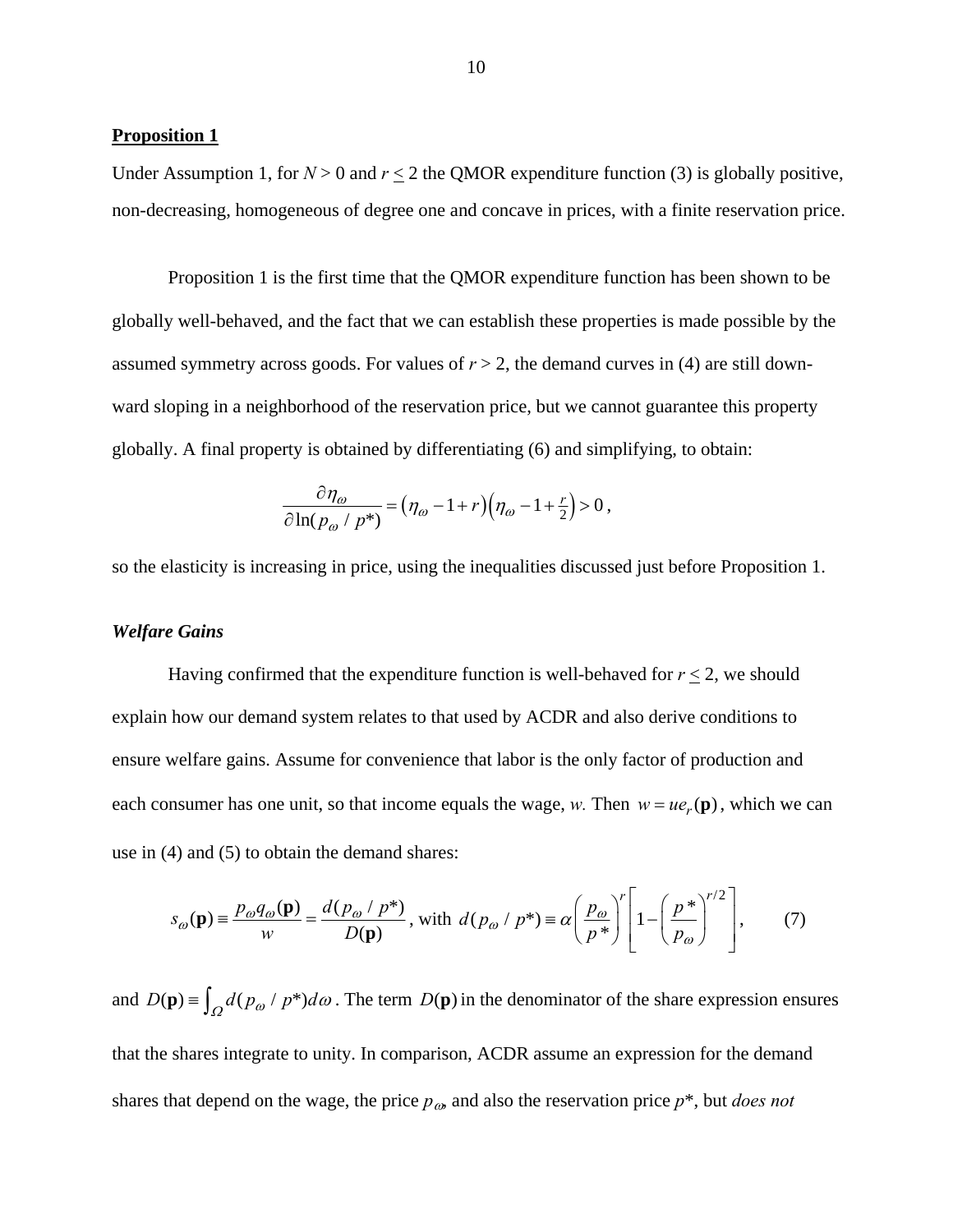**Proposition 1**

Under Assumption 1, for $N > 0$ and $r \leq 2$ the QMOR expenditure function (3) is globally positive, non-decreasing, homogeneous of degree one and concave in prices, with a finite reservation price.

Proposition 1 is the first time that the QMOR expenditure function has been shown to be globally well-behaved, and the fact that we can establish these properties is made possible by the assumed symmetry across goods. For values of $r > 2$, the demand curves in (4) are still downward sloping in a neighborhood of the reservation price, but we cannot guarantee this property globally. A final property is obtained by differentiating (6) and simplifying, to obtain:

$$\frac{\partial \eta_\omega}{\partial \ln(p_\omega / p^*)} = \left(\eta_\omega - 1 + r\right)\left(\eta_\omega - 1 + \tfrac{r}{2}\right) > 0 \,,$$

so the elasticity is increasing in price, using the inequalities discussed just before Proposition 1.

### *Welfare Gains*

Having confirmed that the expenditure function is well-behaved for $r \leq 2$, we should explain how our demand system relates to that used by ACDR and also derive conditions to ensure welfare gains. Assume for convenience that labor is the only factor of production and each consumer has one unit, so that income equals the wage, $w$. Then $w = ue_r(\mathbf{p})$, which we can use in (4) and (5) to obtain the demand shares:

$$s_\omega(\mathbf{p}) \equiv \frac{p_\omega q_\omega(\mathbf{p})}{w} = \frac{d(p_\omega / p^*)}{D(\mathbf{p})}\text{, with } d(p_\omega / p^*) \equiv \alpha \left(\frac{p_\omega}{p^*}\right)^r \left[1 - \left(\frac{p^*}{p_\omega}\right)^{r/2}\right], \qquad (7)$$

and $D(\mathbf{p}) \equiv \int_\Omega d(p_\omega / p^*) d\omega$. The term $D(\mathbf{p})$ in the denominator of the share expression ensures that the shares integrate to unity. In comparison, ACDR assume an expression for the demand shares that depend on the wage, the price $p_\omega$, and also the reservation price $p^*$, but *does not*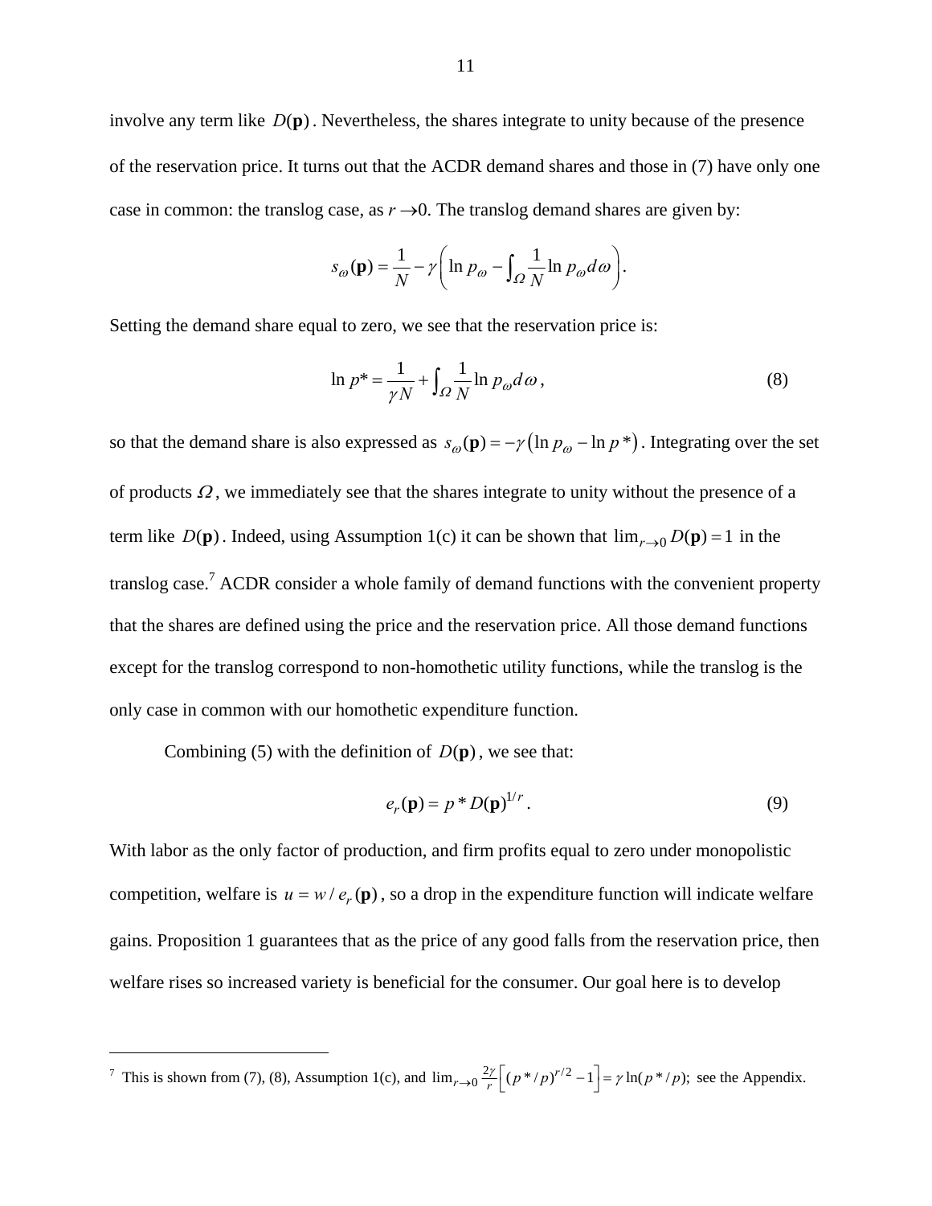involve any term like $D(\mathbf{p})$. Nevertheless, the shares integrate to unity because of the presence of the reservation price. It turns out that the ACDR demand shares and those in (7) have only one case in common: the translog case, as $r \to 0$. The translog demand shares are given by:

$$s_{\omega}(\mathbf{p}) = \frac{1}{N} - \gamma\left(\ln p_{\omega} - \int_{\Omega} \frac{1}{N} \ln p_{\omega} d\omega\right).$$

Setting the demand share equal to zero, we see that the reservation price is:

$$\ln p^* = \frac{1}{\gamma N} + \int_{\Omega} \frac{1}{N} \ln p_{\omega} d\omega, \tag{8}$$

so that the demand share is also expressed as $s_{\omega}(\mathbf{p}) = -\gamma\left(\ln p_{\omega} - \ln p^*\right)$. Integrating over the set of products $\Omega$, we immediately see that the shares integrate to unity without the presence of a term like $D(\mathbf{p})$. Indeed, using Assumption 1(c) it can be shown that $\lim_{r \to 0} D(\mathbf{p}) = 1$ in the translog case.[7] ACDR consider a whole family of demand functions with the convenient property that the shares are defined using the price and the reservation price. All those demand functions except for the translog correspond to non-homothetic utility functions, while the translog is the only case in common with our homothetic expenditure function.

Combining (5) with the definition of $D(\mathbf{p})$, we see that:

$$e_r(\mathbf{p}) = p^* D(\mathbf{p})^{1/r}. \tag{9}$$

With labor as the only factor of production, and firm profits equal to zero under monopolistic competition, welfare is $u = w / e_r(\mathbf{p})$, so a drop in the expenditure function will indicate welfare gains. Proposition 1 guarantees that as the price of any good falls from the reservation price, then welfare rises so increased variety is beneficial for the consumer. Our goal here is to develop

---

[7] This is shown from (7), (8), Assumption 1(c), and $\lim_{r \to 0} \frac{2\gamma}{r}\left[(p^*/p)^{r/2} - 1\right] = \gamma \ln(p^*/p)$; see the Appendix.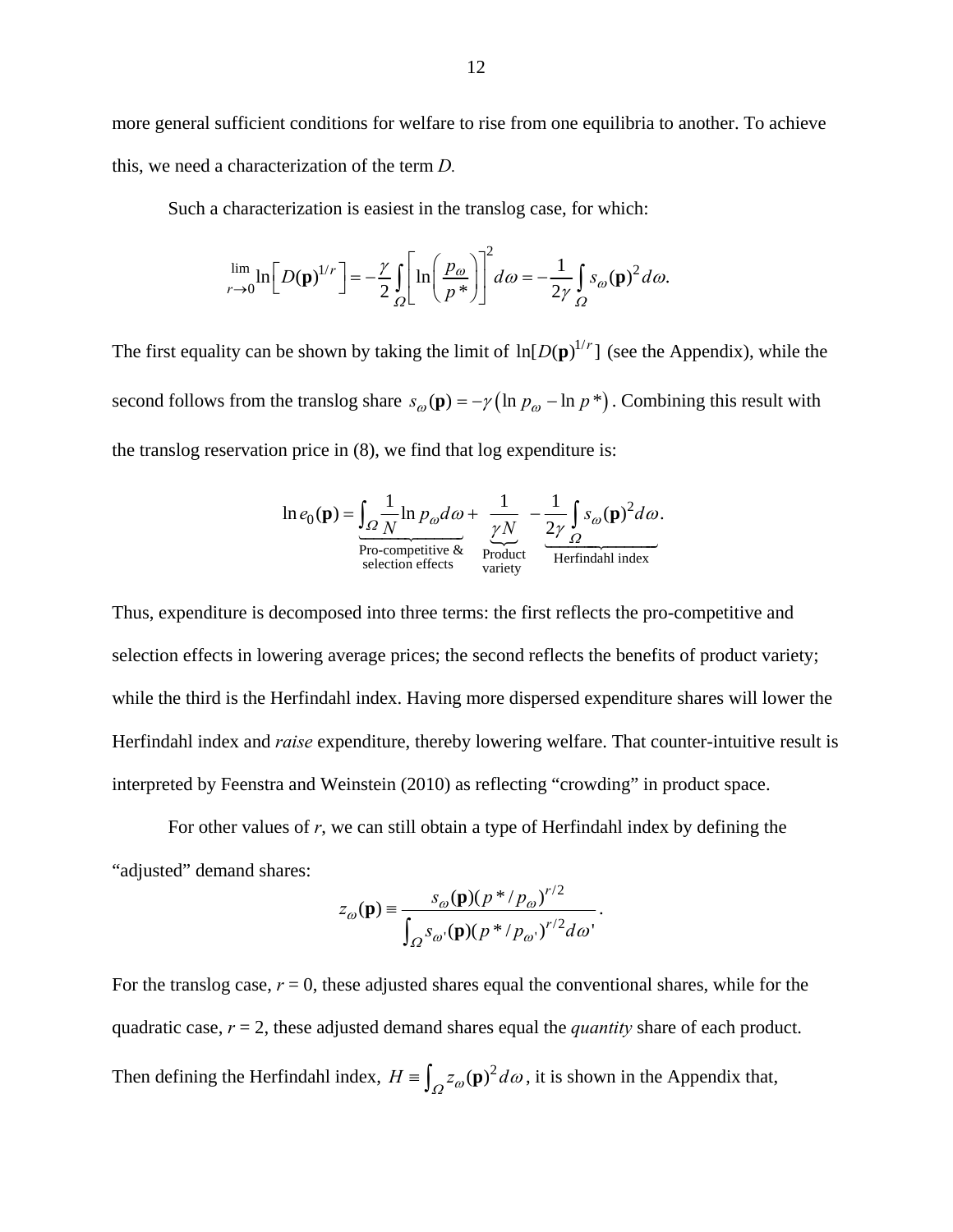more general sufficient conditions for welfare to rise from one equilibria to another. To achieve this, we need a characterization of the term *D*.

Such a characterization is easiest in the translog case, for which:

$$\lim_{r \to 0} \ln\left[ D(\mathbf{p})^{1/r} \right] = -\frac{\gamma}{2} \int_{\Omega} \left[ \ln\left( \frac{p_{\omega}}{p^*} \right) \right]^2 d\omega = -\frac{1}{2\gamma} \int_{\Omega} s_{\omega}(\mathbf{p})^2 d\omega.$$

The first equality can be shown by taking the limit of $\ln[D(\mathbf{p})^{1/r}]$ (see the Appendix), while the second follows from the translog share $s_{\omega}(\mathbf{p}) = -\gamma\left(\ln p_{\omega} - \ln p^*\right)$. Combining this result with the translog reservation price in (8), we find that log expenditure is:

$$\ln e_0(\mathbf{p}) = \underbrace{\int_{\Omega} \frac{1}{N} \ln p_{\omega} d\omega}_{\text{Pro-competitive \& selection effects}} + \underbrace{\frac{1}{\gamma N}}_{\text{Product variety}} \underbrace{- \frac{1}{2\gamma} \int_{\Omega} s_{\omega}(\mathbf{p})^2 d\omega}_{\text{Herfindahl index}}.$$

Thus, expenditure is decomposed into three terms: the first reflects the pro-competitive and selection effects in lowering average prices; the second reflects the benefits of product variety; while the third is the Herfindahl index. Having more dispersed expenditure shares will lower the Herfindahl index and *raise* expenditure, thereby lowering welfare. That counter-intuitive result is interpreted by Feenstra and Weinstein (2010) as reflecting "crowding" in product space.

For other values of *r*, we can still obtain a type of Herfindahl index by defining the "adjusted" demand shares:

$$z_{\omega}(\mathbf{p}) \equiv \frac{s_{\omega}(\mathbf{p})(p^*/p_{\omega})^{r/2}}{\int_{\Omega} s_{\omega'}(\mathbf{p})(p^*/p_{\omega'})^{r/2} d\omega'}.$$

For the translog case, $r = 0$, these adjusted shares equal the conventional shares, while for the quadratic case, $r = 2$, these adjusted demand shares equal the *quantity* share of each product. Then defining the Herfindahl index, $H \equiv \int_{\Omega} z_{\omega}(\mathbf{p})^2 d\omega$, it is shown in the Appendix that,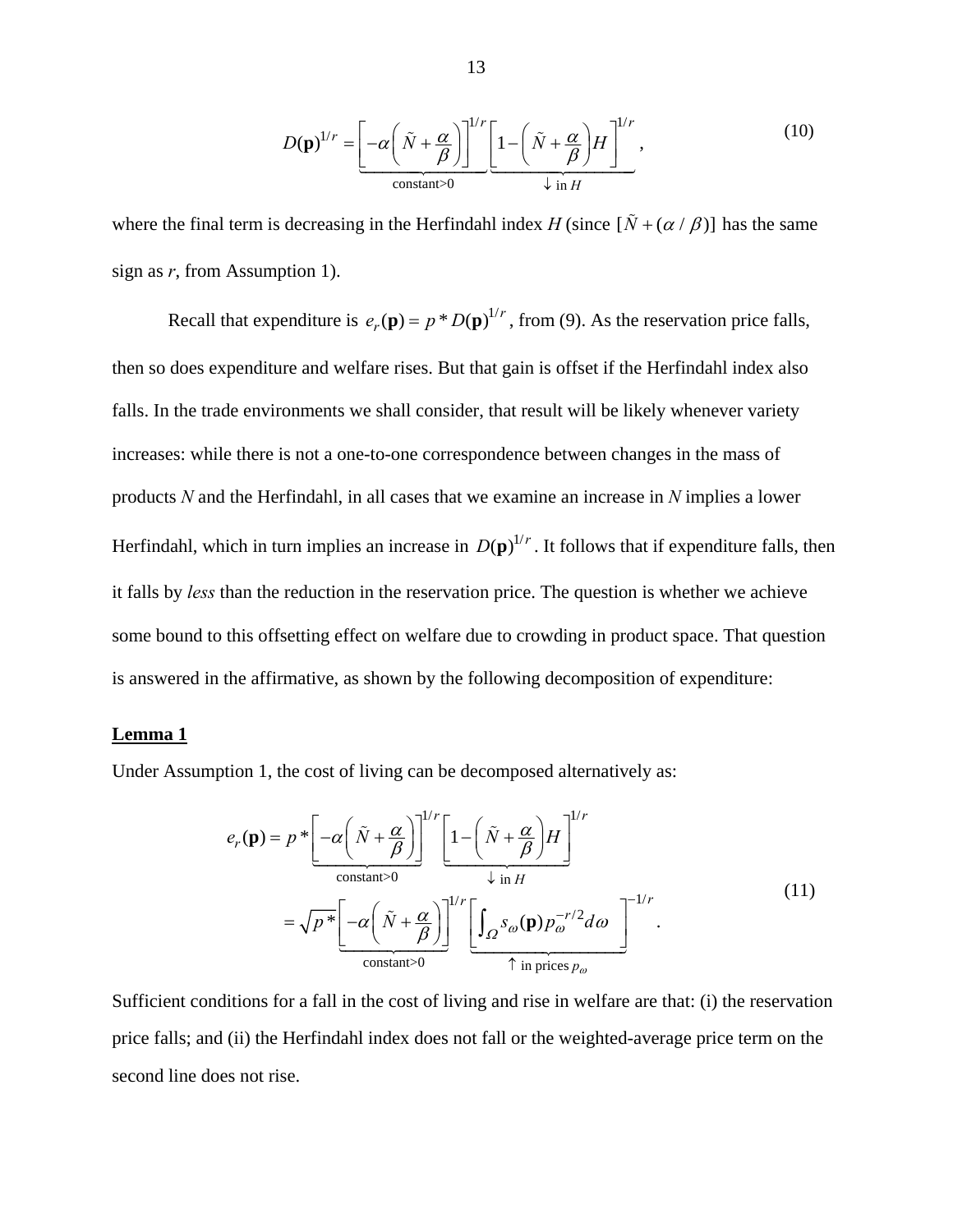$$D(\mathbf{p})^{1/r} = \underbrace{\left[-\alpha\left(\tilde{N}+\frac{\alpha}{\beta}\right)\right]^{1/r}}_{\text{constant}>0} \underbrace{\left[1-\left(\tilde{N}+\frac{\alpha}{\beta}\right)H\right]^{1/r}}_{\downarrow \text{ in } H}, \tag{10}$$

where the final term is decreasing in the Herfindahl index $H$ (since $[\tilde{N}+(\alpha/\beta)]$ has the same sign as $r$, from Assumption 1).

Recall that expenditure is $e_r(\mathbf{p}) = p^* D(\mathbf{p})^{1/r}$, from (9). As the reservation price falls, then so does expenditure and welfare rises. But that gain is offset if the Herfindahl index also falls. In the trade environments we shall consider, that result will be likely whenever variety increases: while there is not a one-to-one correspondence between changes in the mass of products $N$ and the Herfindahl, in all cases that we examine an increase in $N$ implies a lower Herfindahl, which in turn implies an increase in $D(\mathbf{p})^{1/r}$. It follows that if expenditure falls, then it falls by *less* than the reduction in the reservation price. The question is whether we achieve some bound to this offsetting effect on welfare due to crowding in product space. That question is answered in the affirmative, as shown by the following decomposition of expenditure:

**Lemma 1**

Under Assumption 1, the cost of living can be decomposed alternatively as:

$$\begin{aligned} e_r(\mathbf{p}) &= p^* \underbrace{\left[-\alpha\left(\tilde{N}+\frac{\alpha}{\beta}\right)\right]^{1/r}}_{\text{constant}>0} \underbrace{\left[1-\left(\tilde{N}+\frac{\alpha}{\beta}\right)H\right]^{1/r}}_{\downarrow \text{ in } H} \\ &= \sqrt{p^*} \underbrace{\left[-\alpha\left(\tilde{N}+\frac{\alpha}{\beta}\right)\right]^{1/r}}_{\text{constant}>0} \underbrace{\left[\int_{\Omega} s_{\omega}(\mathbf{p}) p_{\omega}^{-r/2} d\omega\right]^{-1/r}}_{\uparrow \text{ in prices } p_{\omega}}. \end{aligned} \tag{11}$$

Sufficient conditions for a fall in the cost of living and rise in welfare are that: (i) the reservation price falls; and (ii) the Herfindahl index does not fall or the weighted-average price term on the second line does not rise.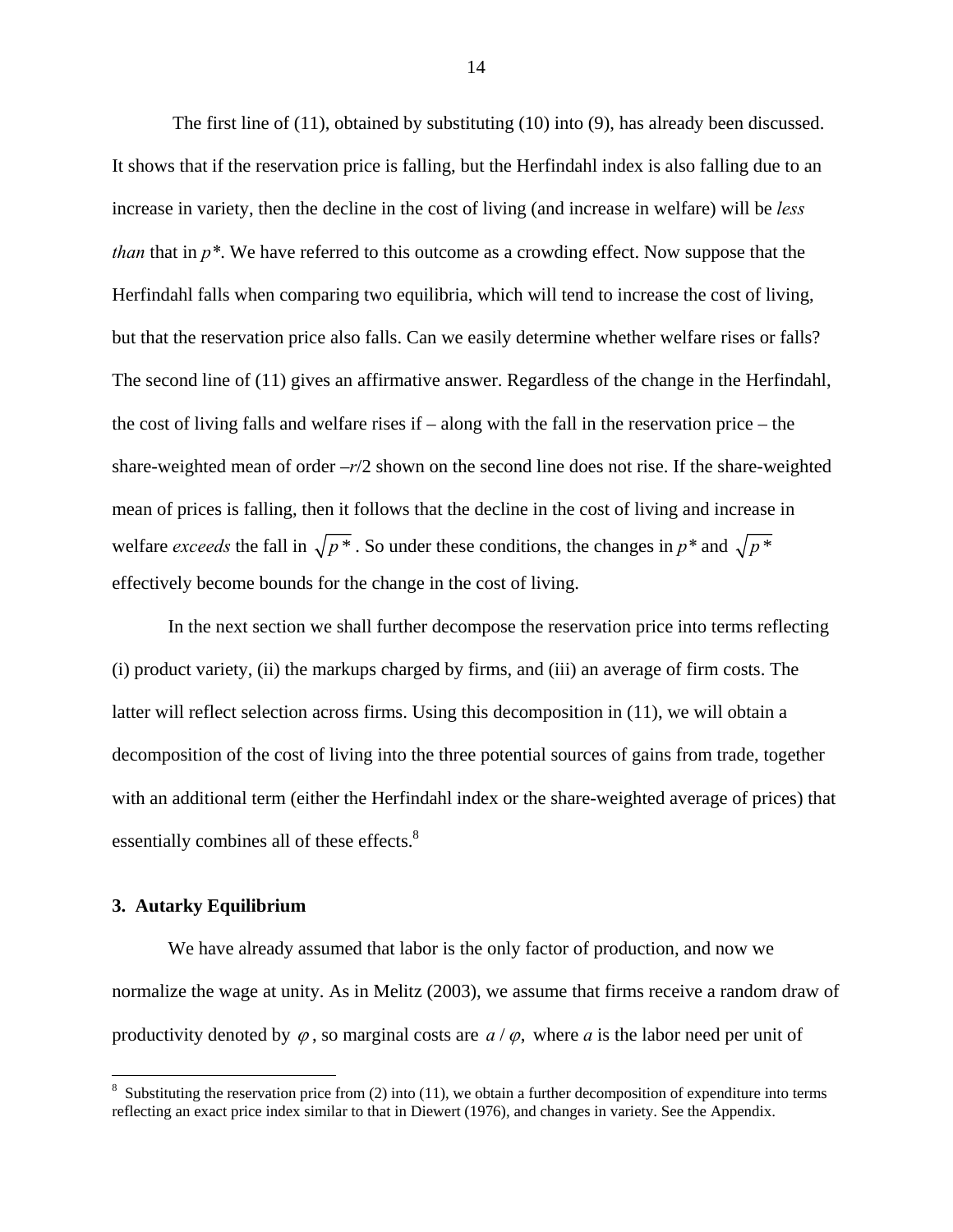The first line of (11), obtained by substituting (10) into (9), has already been discussed. It shows that if the reservation price is falling, but the Herfindahl index is also falling due to an increase in variety, then the decline in the cost of living (and increase in welfare) will be *less than* that in $p^*$. We have referred to this outcome as a crowding effect. Now suppose that the Herfindahl falls when comparing two equilibria, which will tend to increase the cost of living, but that the reservation price also falls. Can we easily determine whether welfare rises or falls? The second line of (11) gives an affirmative answer. Regardless of the change in the Herfindahl, the cost of living falls and welfare rises if – along with the fall in the reservation price – the share-weighted mean of order $-r/2$ shown on the second line does not rise. If the share-weighted mean of prices is falling, then it follows that the decline in the cost of living and increase in welfare *exceeds* the fall in $\sqrt{p^*}$. So under these conditions, the changes in $p^*$ and $\sqrt{p^*}$ effectively become bounds for the change in the cost of living.

In the next section we shall further decompose the reservation price into terms reflecting (i) product variety, (ii) the markups charged by firms, and (iii) an average of firm costs. The latter will reflect selection across firms. Using this decomposition in (11), we will obtain a decomposition of the cost of living into the three potential sources of gains from trade, together with an additional term (either the Herfindahl index or the share-weighted average of prices) that essentially combines all of these effects.[8]

### 3. Autarky Equilibrium

We have already assumed that labor is the only factor of production, and now we normalize the wage at unity. As in Melitz (2003), we assume that firms receive a random draw of productivity denoted by $\varphi$, so marginal costs are $a/\varphi$, where $a$ is the labor need per unit of

[8] Substituting the reservation price from (2) into (11), we obtain a further decomposition of expenditure into terms reflecting an exact price index similar to that in Diewert (1976), and changes in variety. See the Appendix.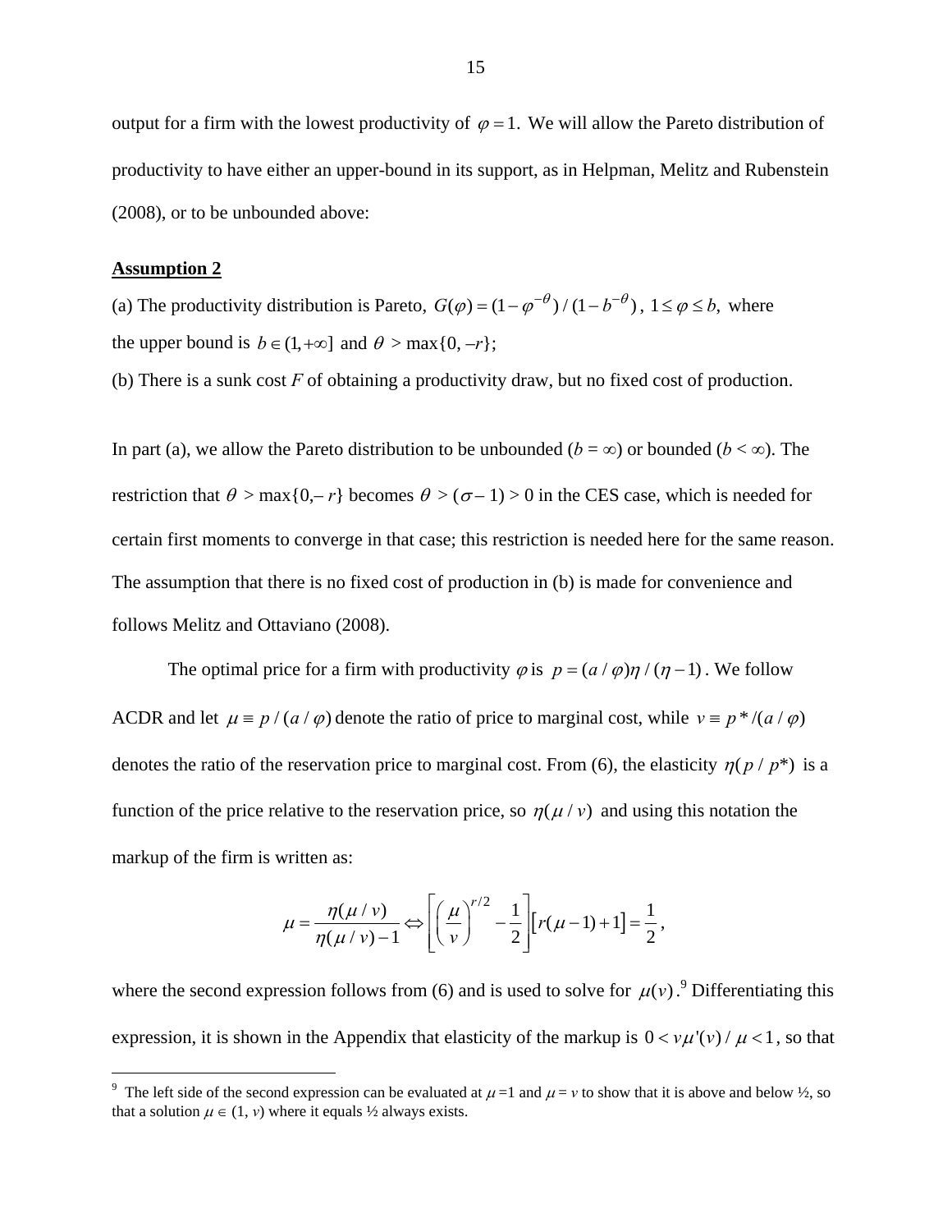output for a firm with the lowest productivity of $\varphi = 1.$ We will allow the Pareto distribution of productivity to have either an upper-bound in its support, as in Helpman, Melitz and Rubenstein (2008), or to be unbounded above:

**Assumption 2**

(a) The productivity distribution is Pareto, $G(\varphi) = (1-\varphi^{-\theta})/(1-b^{-\theta})$, $1 \le \varphi \le b,$ where the upper bound is $b \in (1, +\infty]$ and $\theta > \max\{0, -r\}$;

(b) There is a sunk cost *F* of obtaining a productivity draw, but no fixed cost of production.

In part (a), we allow the Pareto distribution to be unbounded ($b = \infty$) or bounded ($b < \infty$). The restriction that $\theta > \max\{0, -r\}$ becomes $\theta > (\sigma - 1) > 0$ in the CES case, which is needed for certain first moments to converge in that case; this restriction is needed here for the same reason. The assumption that there is no fixed cost of production in (b) is made for convenience and follows Melitz and Ottaviano (2008).

The optimal price for a firm with productivity $\varphi$ is $p = (a/\varphi)\eta/(\eta - 1)$. We follow ACDR and let $\mu \equiv p/(a/\varphi)$ denote the ratio of price to marginal cost, while $v \equiv p^*/(a/\varphi)$ denotes the ratio of the reservation price to marginal cost. From (6), the elasticity $\eta(p/p^*)$ is a function of the price relative to the reservation price, so $\eta(\mu/v)$ and using this notation the markup of the firm is written as:

$$\mu = \frac{\eta(\mu/v)}{\eta(\mu/v)-1} \Leftrightarrow \left[\left(\frac{\mu}{v}\right)^{r/2} - \frac{1}{2}\right]\left[r(\mu-1)+1\right] = \frac{1}{2},$$

where the second expression follows from (6) and is used to solve for $\mu(v)$.[9] Differentiating this expression, it is shown in the Appendix that elasticity of the markup is $0 < v\mu'(v)/\mu < 1$, so that

[9] The left side of the second expression can be evaluated at $\mu = 1$ and $\mu = v$ to show that it is above and below ½, so that a solution $\mu \in (1, v)$ where it equals ½ always exists.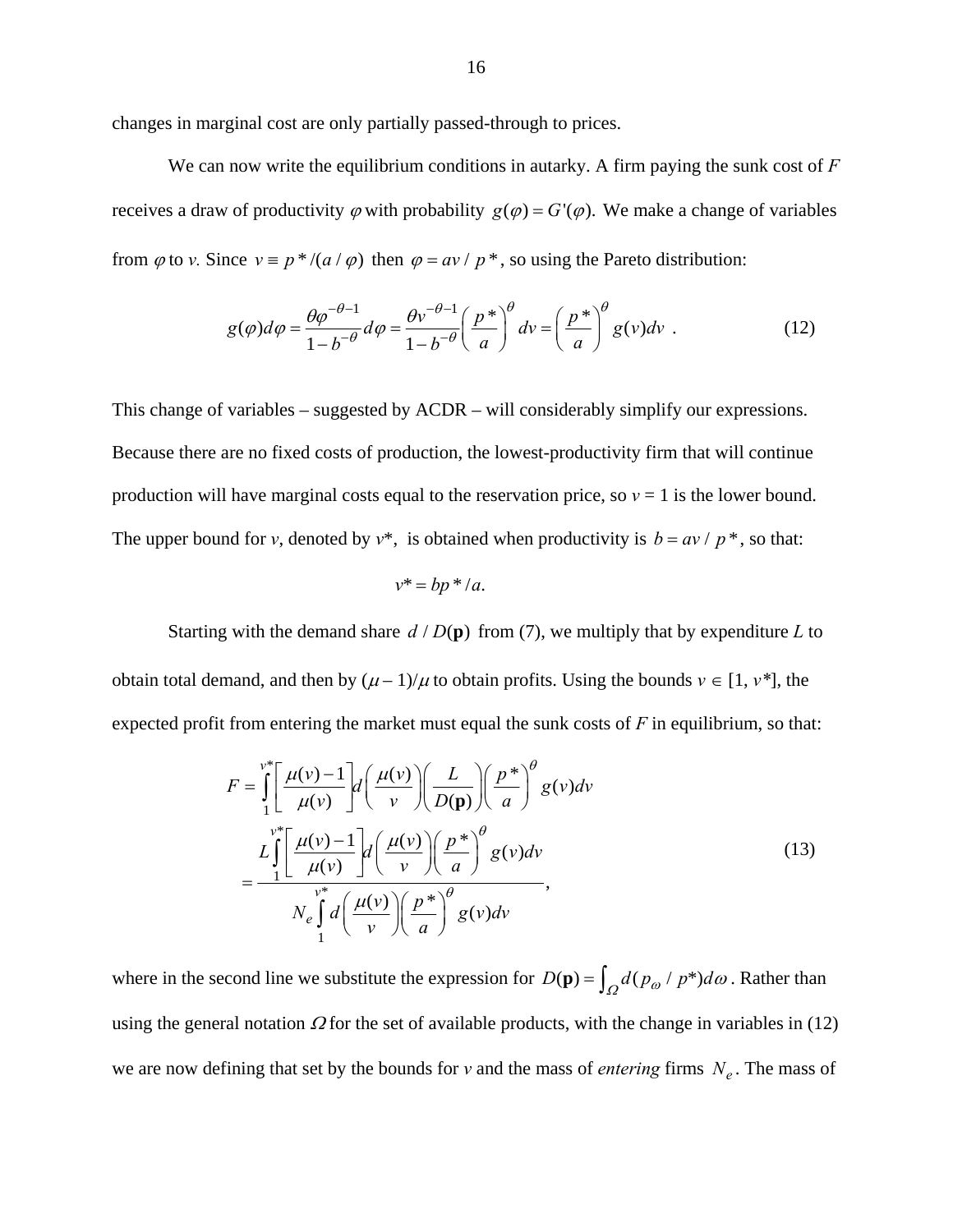changes in marginal cost are only partially passed-through to prices.

We can now write the equilibrium conditions in autarky. A firm paying the sunk cost of $F$ receives a draw of productivity $\varphi$ with probability $g(\varphi) = G'(\varphi)$. We make a change of variables from $\varphi$ to $v$. Since $v \equiv p^*/(a/\varphi)$ then $\varphi = av/p^*$, so using the Pareto distribution:

$$g(\varphi)d\varphi = \frac{\theta\varphi^{-\theta-1}}{1-b^{-\theta}}d\varphi = \frac{\theta v^{-\theta-1}}{1-b^{-\theta}}\left(\frac{p^*}{a}\right)^{\theta} dv = \left(\frac{p^*}{a}\right)^{\theta} g(v)dv \ . \tag{12}$$

This change of variables – suggested by ACDR – will considerably simplify our expressions. Because there are no fixed costs of production, the lowest-productivity firm that will continue production will have marginal costs equal to the reservation price, so $v = 1$ is the lower bound. The upper bound for $v$, denoted by $v^*$, is obtained when productivity is $b = av/p^*$, so that:

$$v^* = bp^*/a.$$

Starting with the demand share $d/D(\mathbf{p})$ from (7), we multiply that by expenditure $L$ to obtain total demand, and then by $(\mu - 1)/\mu$ to obtain profits. Using the bounds $v \in [1, v^*]$, the expected profit from entering the market must equal the sunk costs of $F$ in equilibrium, so that:

$$\begin{aligned} F &= \int_1^{v^*}\left[\frac{\mu(v)-1}{\mu(v)}\right] d\left(\frac{\mu(v)}{v}\right)\left(\frac{L}{D(\mathbf{p})}\right)\left(\frac{p^*}{a}\right)^{\theta} g(v)dv \\ &= \frac{L\displaystyle\int_1^{v^*}\left[\frac{\mu(v)-1}{\mu(v)}\right] d\left(\frac{\mu(v)}{v}\right)\left(\frac{p^*}{a}\right)^{\theta} g(v)dv}{N_e\displaystyle\int_1^{v^*} d\left(\frac{\mu(v)}{v}\right)\left(\frac{p^*}{a}\right)^{\theta} g(v)dv}, \end{aligned} \tag{13}$$

where in the second line we substitute the expression for $D(\mathbf{p}) = \int_{\Omega} d(p_{\omega}/p^*)d\omega$. Rather than using the general notation $\Omega$ for the set of available products, with the change in variables in (12) we are now defining that set by the bounds for $v$ and the mass of *entering* firms $N_e$. The mass of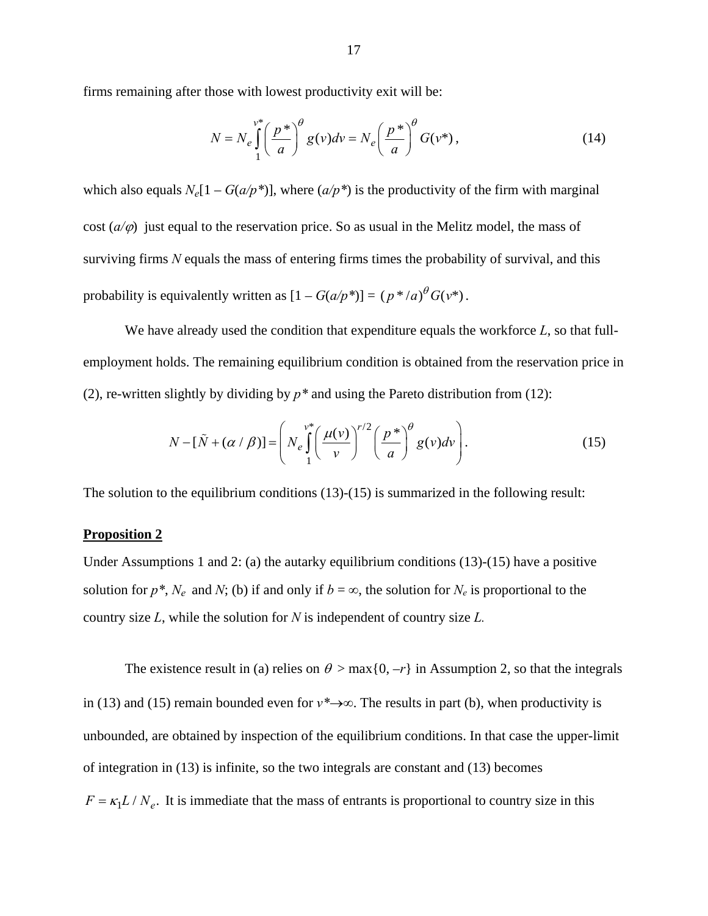firms remaining after those with lowest productivity exit will be:

$$N = N_e \int_1^{v^*} \left( \frac{p^*}{a} \right)^{\theta} g(v) dv = N_e \left( \frac{p^*}{a} \right)^{\theta} G(v^*) , \tag{14}$$

which also equals $N_e[1 - G(a/p^*)]$, where $(a/p^*)$ is the productivity of the firm with marginal cost $(a/\varphi)$ just equal to the reservation price. So as usual in the Melitz model, the mass of surviving firms $N$ equals the mass of entering firms times the probability of survival, and this probability is equivalently written as $[1 - G(a/p^*)] = (p^*/a)^{\theta} G(v^*)$.

We have already used the condition that expenditure equals the workforce $L$, so that full-employment holds. The remaining equilibrium condition is obtained from the reservation price in (2), re-written slightly by dividing by $p^*$ and using the Pareto distribution from (12):

$$N - [\tilde{N} + (\alpha / \beta)] = \left( N_e \int_1^{v^*} \left( \frac{\mu(v)}{v} \right)^{r/2} \left( \frac{p^*}{a} \right)^{\theta} g(v) dv \right). \tag{15}$$

The solution to the equilibrium conditions (13)-(15) is summarized in the following result:

**Proposition 2**

Under Assumptions 1 and 2: (a) the autarky equilibrium conditions (13)-(15) have a positive solution for $p^*$, $N_e$ and $N$; (b) if and only if $b = \infty$, the solution for $N_e$ is proportional to the country size $L$, while the solution for $N$ is independent of country size $L$.

The existence result in (a) relies on $\theta > \max\{0, -r\}$ in Assumption 2, so that the integrals in (13) and (15) remain bounded even for $v^* \to \infty$. The results in part (b), when productivity is unbounded, are obtained by inspection of the equilibrium conditions. In that case the upper-limit of integration in (13) is infinite, so the two integrals are constant and (13) becomes $F = \kappa_1 L / N_e$. It is immediate that the mass of entrants is proportional to country size in this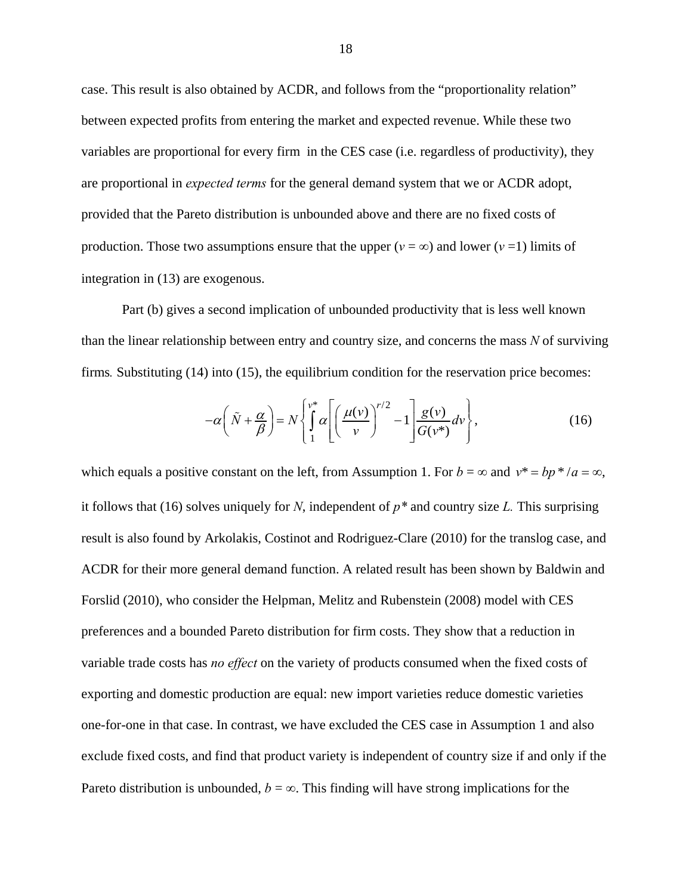case. This result is also obtained by ACDR, and follows from the "proportionality relation" between expected profits from entering the market and expected revenue. While these two variables are proportional for every firm in the CES case (i.e. regardless of productivity), they are proportional in *expected terms* for the general demand system that we or ACDR adopt, provided that the Pareto distribution is unbounded above and there are no fixed costs of production. Those two assumptions ensure that the upper ($v = \infty$) and lower ($v = 1$) limits of integration in (13) are exogenous.

Part (b) gives a second implication of unbounded productivity that is less well known than the linear relationship between entry and country size, and concerns the mass $N$ of surviving firms. Substituting (14) into (15), the equilibrium condition for the reservation price becomes:

$$-\alpha\left(\tilde{N} + \frac{\alpha}{\beta}\right) = N\left\{\int_{1}^{v^*} \alpha\left[\left(\frac{\mu(v)}{v}\right)^{r/2} - 1\right]\frac{g(v)}{G(v^*)}dv\right\}, \tag{16}$$

which equals a positive constant on the left, from Assumption 1. For $b = \infty$ and $v^* = bp^*/a = \infty$, it follows that (16) solves uniquely for $N$, independent of $p^*$ and country size $L$. This surprising result is also found by Arkolakis, Costinot and Rodriguez-Clare (2010) for the translog case, and ACDR for their more general demand function. A related result has been shown by Baldwin and Forslid (2010), who consider the Helpman, Melitz and Rubenstein (2008) model with CES preferences and a bounded Pareto distribution for firm costs. They show that a reduction in variable trade costs has *no effect* on the variety of products consumed when the fixed costs of exporting and domestic production are equal: new import varieties reduce domestic varieties one-for-one in that case. In contrast, we have excluded the CES case in Assumption 1 and also exclude fixed costs, and find that product variety is independent of country size if and only if the Pareto distribution is unbounded, $b = \infty$. This finding will have strong implications for the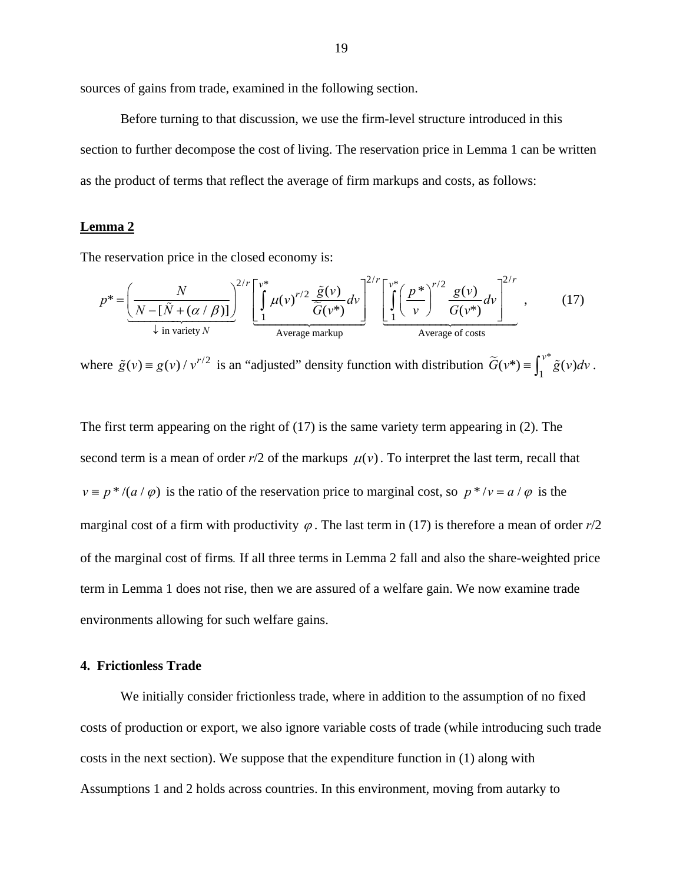sources of gains from trade, examined in the following section.

Before turning to that discussion, we use the firm-level structure introduced in this section to further decompose the cost of living. The reservation price in Lemma 1 can be written as the product of terms that reflect the average of firm markups and costs, as follows:

**Lemma 2**

The reservation price in the closed economy is:

$$p^* = \underbrace{\left(\frac{N}{N-[\tilde{N}+(\alpha/\beta)]}\right)^{2/r}}_{\downarrow \text{ in variety } N} \underbrace{\left[\int_1^{v^*} \mu(v)^{r/2} \frac{\tilde{g}(v)}{\widetilde{G}(v^*)} dv\right]^{2/r}}_{\text{Average markup}} \underbrace{\left[\int_1^{v^*} \left(\frac{p^*}{v}\right)^{r/2} \frac{g(v)}{G(v^*)} dv\right]^{2/r}}_{\text{Average of costs}}, \tag{17}$$

where $\tilde{g}(v) \equiv g(v)/v^{r/2}$ is an "adjusted" density function with distribution $\widetilde{G}(v^*) \equiv \int_1^{v^*} \tilde{g}(v)dv$.

The first term appearing on the right of (17) is the same variety term appearing in (2). The second term is a mean of order $r/2$ of the markups $\mu(v)$. To interpret the last term, recall that $v \equiv p^*/(a/\varphi)$ is the ratio of the reservation price to marginal cost, so $p^*/v = a/\varphi$ is the marginal cost of a firm with productivity $\varphi$. The last term in (17) is therefore a mean of order $r/2$ of the marginal cost of firms. If all three terms in Lemma 2 fall and also the share-weighted price term in Lemma 1 does not rise, then we are assured of a welfare gain. We now examine trade environments allowing for such welfare gains.

## 4. Frictionless Trade

We initially consider frictionless trade, where in addition to the assumption of no fixed costs of production or export, we also ignore variable costs of trade (while introducing such trade costs in the next section). We suppose that the expenditure function in (1) along with Assumptions 1 and 2 holds across countries. In this environment, moving from autarky to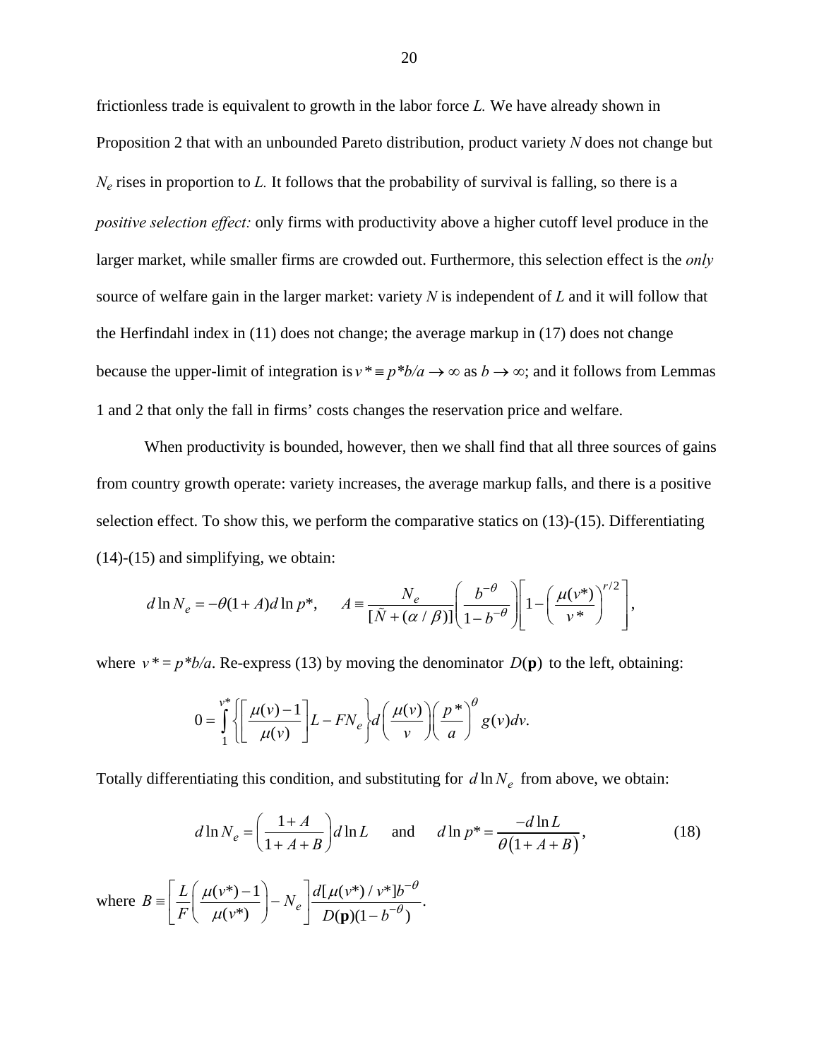frictionless trade is equivalent to growth in the labor force $L$. We have already shown in Proposition 2 that with an unbounded Pareto distribution, product variety $N$ does not change but $N_e$ rises in proportion to $L$. It follows that the probability of survival is falling, so there is a *positive selection effect:* only firms with productivity above a higher cutoff level produce in the larger market, while smaller firms are crowded out. Furthermore, this selection effect is the *only* source of welfare gain in the larger market: variety $N$ is independent of $L$ and it will follow that the Herfindahl index in (11) does not change; the average markup in (17) does not change because the upper-limit of integration is $v^* \equiv p^*b/a \to \infty$ as $b \to \infty$; and it follows from Lemmas 1 and 2 that only the fall in firms' costs changes the reservation price and welfare.

When productivity is bounded, however, then we shall find that all three sources of gains from country growth operate: variety increases, the average markup falls, and there is a positive selection effect. To show this, we perform the comparative statics on (13)-(15). Differentiating (14)-(15) and simplifying, we obtain:

$$d\ln N_e = -\theta(1+A)d\ln p^*, \qquad A \equiv \frac{N_e}{[\tilde{N}+(\alpha/\beta)]}\left(\frac{b^{-\theta}}{1-b^{-\theta}}\right)\left[1-\left(\frac{\mu(v^*)}{v^*}\right)^{r/2}\right],$$

where $v^* = p^*b/a$. Re-express (13) by moving the denominator $D(\mathbf{p})$ to the left, obtaining:

$$0 = \int_1^{v^*}\left\{\left[\frac{\mu(v)-1}{\mu(v)}\right]L - FN_e\right\}d\left(\frac{\mu(v)}{v}\right)\left(\frac{p^*}{a}\right)^{\theta} g(v)dv.$$

Totally differentiating this condition, and substituting for $d\ln N_e$ from above, we obtain:

$$d\ln N_e = \left(\frac{1+A}{1+A+B}\right)d\ln L \quad \text{ and } \quad d\ln p^* = \frac{-d\ln L}{\theta\left(1+A+B\right)}, \tag{18}$$

where $B \equiv \left[\dfrac{L}{F}\left(\dfrac{\mu(v^*)-1}{\mu(v^*)}\right) - N_e\right]\dfrac{d[\mu(v^*)/v^*]b^{-\theta}}{D(\mathbf{p})(1-b^{-\theta})}$.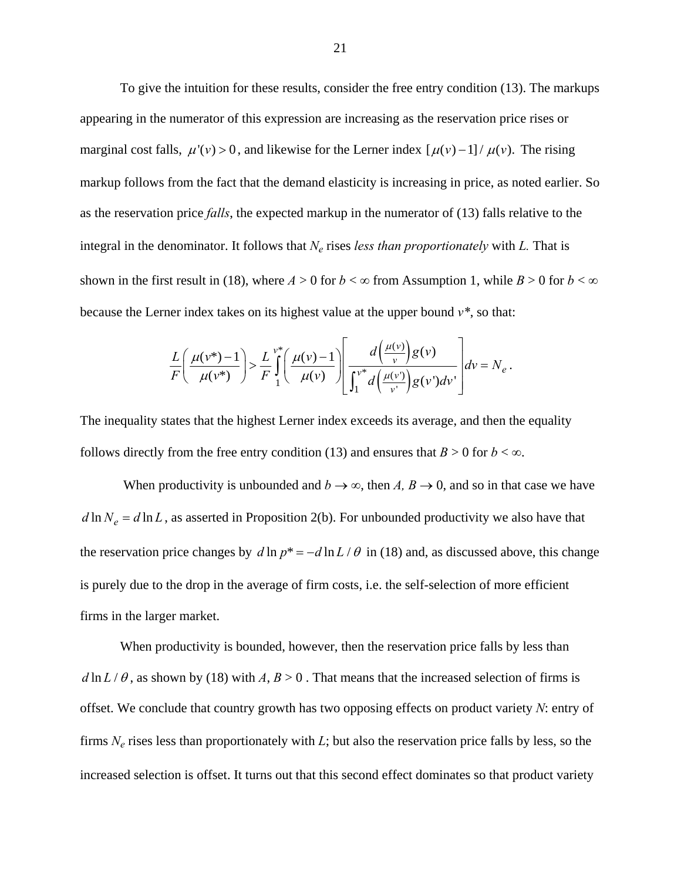To give the intuition for these results, consider the free entry condition (13). The markups appearing in the numerator of this expression are increasing as the reservation price rises or marginal cost falls, $\mu'(v) > 0$, and likewise for the Lerner index $[\mu(v) - 1]/\mu(v)$. The rising markup follows from the fact that the demand elasticity is increasing in price, as noted earlier. So as the reservation price *falls*, the expected markup in the numerator of (13) falls relative to the integral in the denominator. It follows that $N_e$ rises *less than proportionately* with $L$. That is shown in the first result in (18), where $A > 0$ for $b < \infty$ from Assumption 1, while $B > 0$ for $b < \infty$ because the Lerner index takes on its highest value at the upper bound $v^*$, so that:

$$\frac{L}{F}\left(\frac{\mu(v^*)-1}{\mu(v^*)}\right) > \frac{L}{F}\int_1^{v^*}\left(\frac{\mu(v)-1}{\mu(v)}\right)\left[\frac{d\left(\frac{\mu(v)}{v}\right)g(v)}{\int_1^{v^*} d\left(\frac{\mu(v')}{v'}\right)g(v')dv'}\right]dv = N_e \,.$$

The inequality states that the highest Lerner index exceeds its average, and then the equality follows directly from the free entry condition (13) and ensures that $B > 0$ for $b < \infty$.

When productivity is unbounded and $b \to \infty$, then $A, B \to 0$, and so in that case we have $d\ln N_e = d\ln L$, as asserted in Proposition 2(b). For unbounded productivity we also have that the reservation price changes by $d\ln p^* = -d\ln L/\theta$ in (18) and, as discussed above, this change is purely due to the drop in the average of firm costs, i.e. the self-selection of more efficient firms in the larger market.

When productivity is bounded, however, then the reservation price falls by less than $d\ln L/\theta$, as shown by (18) with $A, B > 0$. That means that the increased selection of firms is offset. We conclude that country growth has two opposing effects on product variety $N$: entry of firms $N_e$ rises less than proportionately with $L$; but also the reservation price falls by less, so the increased selection is offset. It turns out that this second effect dominates so that product variety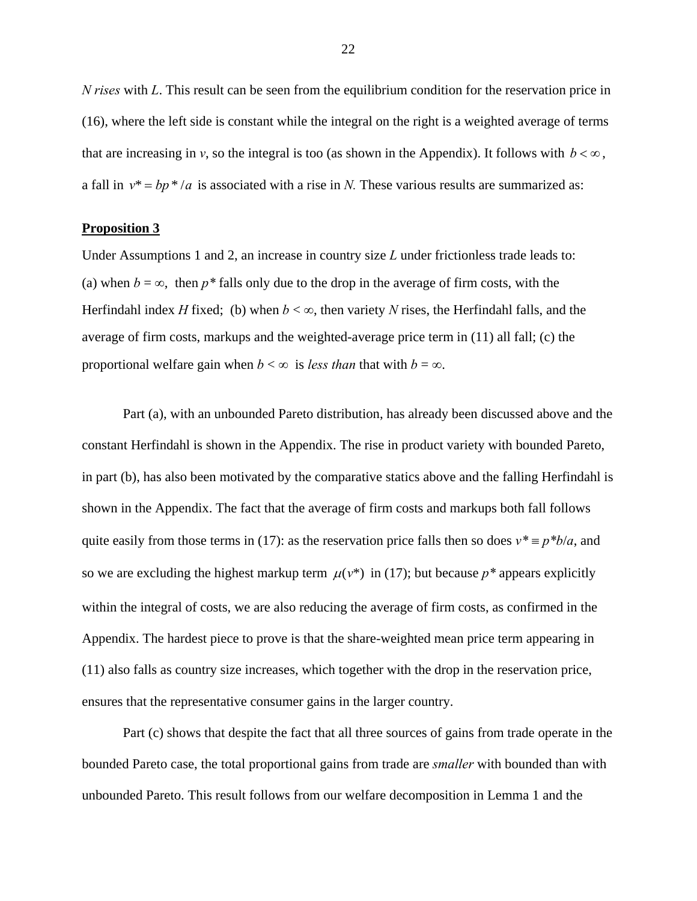*N rises* with *L*. This result can be seen from the equilibrium condition for the reservation price in (16), where the left side is constant while the integral on the right is a weighted average of terms that are increasing in *v*, so the integral is too (as shown in the Appendix). It follows with $b < \infty$, a fall in $v^* = bp^*/a$ is associated with a rise in *N.* These various results are summarized as:

**Proposition 3**

Under Assumptions 1 and 2, an increase in country size *L* under frictionless trade leads to: (a) when $b = \infty$, then $p^*$ falls only due to the drop in the average of firm costs, with the Herfindahl index *H* fixed; (b) when $b < \infty$, then variety *N* rises, the Herfindahl falls, and the average of firm costs, markups and the weighted-average price term in (11) all fall; (c) the proportional welfare gain when $b < \infty$ is *less than* that with $b = \infty$.

Part (a), with an unbounded Pareto distribution, has already been discussed above and the constant Herfindahl is shown in the Appendix. The rise in product variety with bounded Pareto, in part (b), has also been motivated by the comparative statics above and the falling Herfindahl is shown in the Appendix. The fact that the average of firm costs and markups both fall follows quite easily from those terms in (17): as the reservation price falls then so does $v^* \equiv p^*b/a$, and so we are excluding the highest markup term $\mu(v^*)$ in (17); but because $p^*$ appears explicitly within the integral of costs, we are also reducing the average of firm costs, as confirmed in the Appendix. The hardest piece to prove is that the share-weighted mean price term appearing in (11) also falls as country size increases, which together with the drop in the reservation price, ensures that the representative consumer gains in the larger country.

Part (c) shows that despite the fact that all three sources of gains from trade operate in the bounded Pareto case, the total proportional gains from trade are *smaller* with bounded than with unbounded Pareto. This result follows from our welfare decomposition in Lemma 1 and the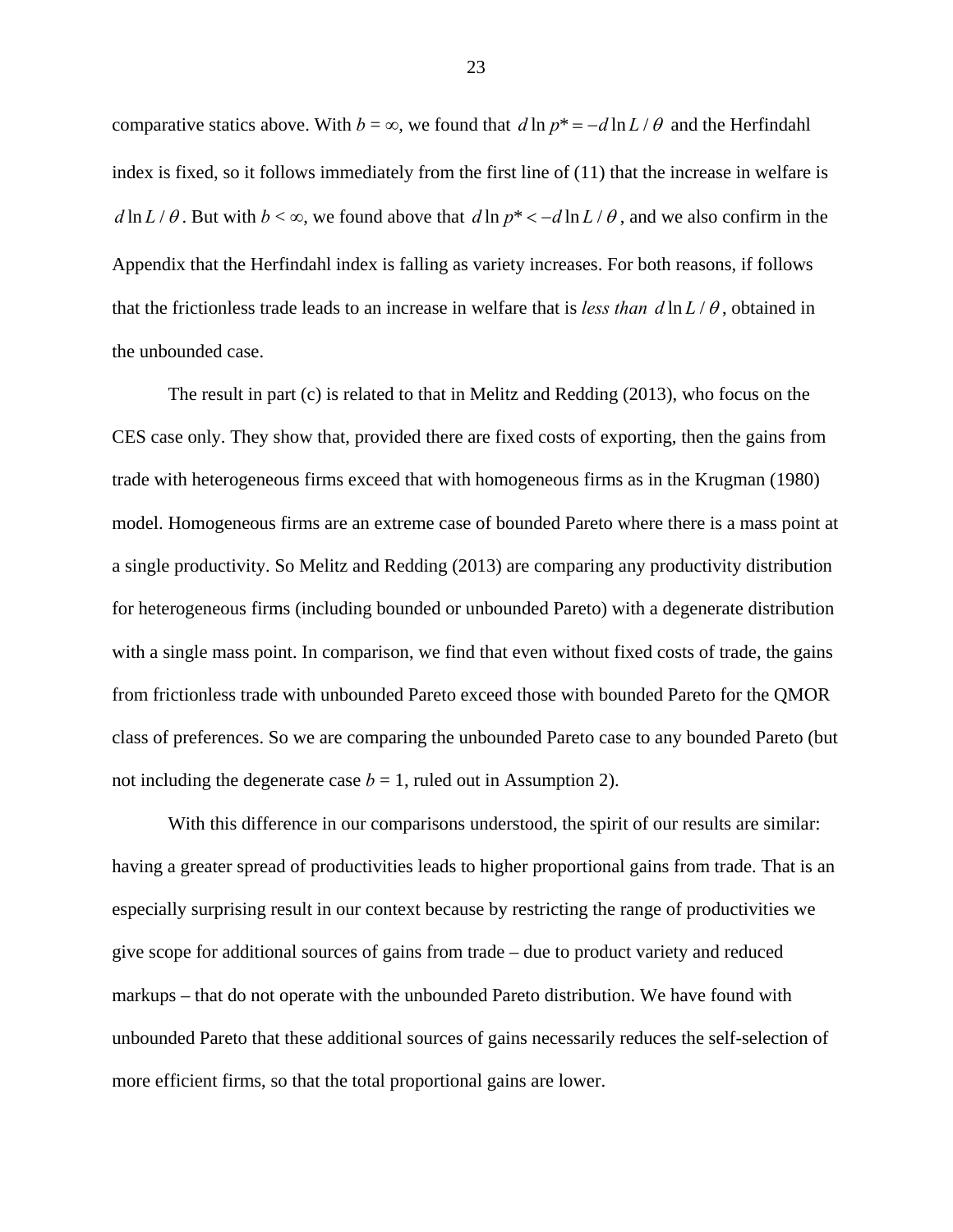comparative statics above. With $b = \infty$, we found that $d \ln p^* = -d \ln L / \theta$ and the Herfindahl index is fixed, so it follows immediately from the first line of (11) that the increase in welfare is $d \ln L / \theta$. But with $b < \infty$, we found above that $d \ln p^* < -d \ln L / \theta$, and we also confirm in the Appendix that the Herfindahl index is falling as variety increases. For both reasons, if follows that the frictionless trade leads to an increase in welfare that is *less than* $d \ln L / \theta$, obtained in the unbounded case.

The result in part (c) is related to that in Melitz and Redding (2013), who focus on the CES case only. They show that, provided there are fixed costs of exporting, then the gains from trade with heterogeneous firms exceed that with homogeneous firms as in the Krugman (1980) model. Homogeneous firms are an extreme case of bounded Pareto where there is a mass point at a single productivity. So Melitz and Redding (2013) are comparing any productivity distribution for heterogeneous firms (including bounded or unbounded Pareto) with a degenerate distribution with a single mass point. In comparison, we find that even without fixed costs of trade, the gains from frictionless trade with unbounded Pareto exceed those with bounded Pareto for the QMOR class of preferences. So we are comparing the unbounded Pareto case to any bounded Pareto (but not including the degenerate case $b = 1$, ruled out in Assumption 2).

With this difference in our comparisons understood, the spirit of our results are similar: having a greater spread of productivities leads to higher proportional gains from trade. That is an especially surprising result in our context because by restricting the range of productivities we give scope for additional sources of gains from trade – due to product variety and reduced markups – that do not operate with the unbounded Pareto distribution. We have found with unbounded Pareto that these additional sources of gains necessarily reduces the self-selection of more efficient firms, so that the total proportional gains are lower.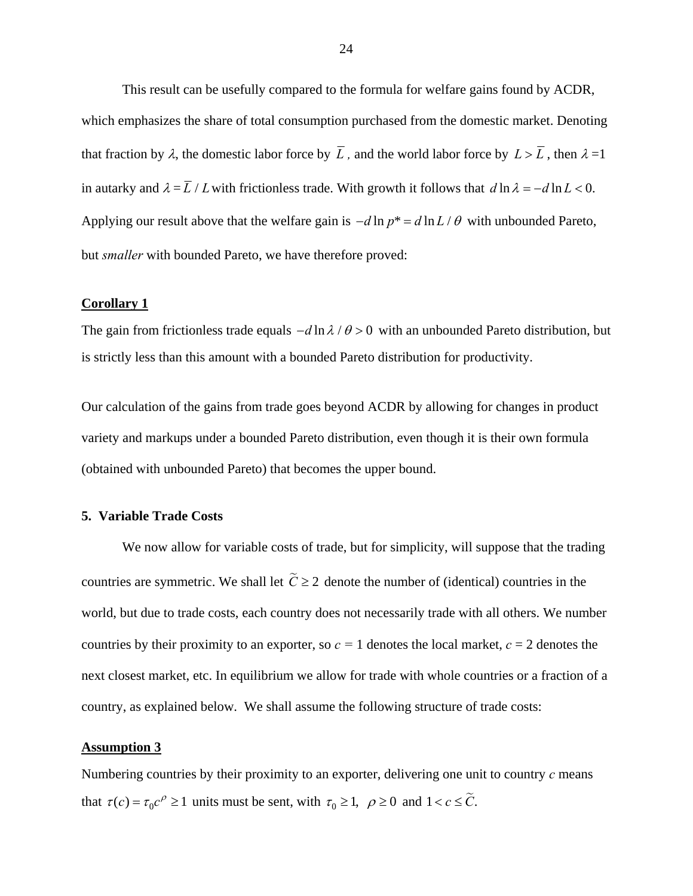This result can be usefully compared to the formula for welfare gains found by ACDR, which emphasizes the share of total consumption purchased from the domestic market. Denoting that fraction by $\lambda$, the domestic labor force by $\overline{L}$ , and the world labor force by $L > \overline{L}$ , then $\lambda$ =1 in autarky and $\lambda = \overline{L} / L$ with frictionless trade. With growth it follows that $d \ln \lambda = -d \ln L < 0$. Applying our result above that the welfare gain is $-d \ln p^* = d \ln L / \theta$ with unbounded Pareto, but *smaller* with bounded Pareto, we have therefore proved:

**Corollary 1**

The gain from frictionless trade equals $-d \ln \lambda / \theta > 0$ with an unbounded Pareto distribution, but is strictly less than this amount with a bounded Pareto distribution for productivity.

Our calculation of the gains from trade goes beyond ACDR by allowing for changes in product variety and markups under a bounded Pareto distribution, even though it is their own formula (obtained with unbounded Pareto) that becomes the upper bound.

## 5. Variable Trade Costs

We now allow for variable costs of trade, but for simplicity, will suppose that the trading countries are symmetric. We shall let $\widetilde{C} \geq 2$ denote the number of (identical) countries in the world, but due to trade costs, each country does not necessarily trade with all others. We number countries by their proximity to an exporter, so $c$ = 1 denotes the local market, $c$ = 2 denotes the next closest market, etc. In equilibrium we allow for trade with whole countries or a fraction of a country, as explained below. We shall assume the following structure of trade costs:

**Assumption 3**

Numbering countries by their proximity to an exporter, delivering one unit to country $c$ means that $\tau(c) = \tau_0 c^{\rho} \geq 1$ units must be sent, with $\tau_0 \geq 1$, $\rho \geq 0$ and $1 < c \leq \widetilde{C}$.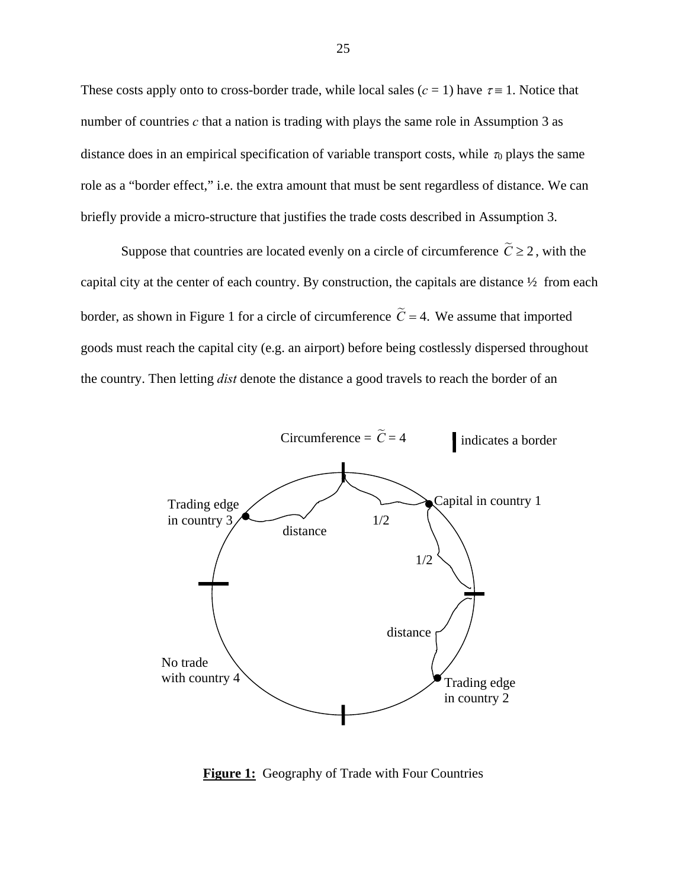These costs apply onto to cross-border trade, while local sales ($c$ = 1) have $\tau \equiv 1$. Notice that number of countries $c$ that a nation is trading with plays the same role in Assumption 3 as distance does in an empirical specification of variable transport costs, while $\tau_0$ plays the same role as a "border effect," i.e. the extra amount that must be sent regardless of distance. We can briefly provide a micro-structure that justifies the trade costs described in Assumption 3.

Suppose that countries are located evenly on a circle of circumference $\widetilde{C} \geq 2$, with the capital city at the center of each country. By construction, the capitals are distance ½ from each border, as shown in Figure 1 for a circle of circumference $\widetilde{C} = 4$. We assume that imported goods must reach the capital city (e.g. an airport) before being costlessly dispersed throughout the country. Then letting *dist* denote the distance a good travels to reach the border of an

Circumference = $\widetilde{C} = 4$ | indicates a border

Trading edge in country 3 · distance · 1/2 · Capital in country 1 · 1/2 · distance · No trade with country 4 · Trading edge in country 2

**Figure 1:** Geography of Trade with Four Countries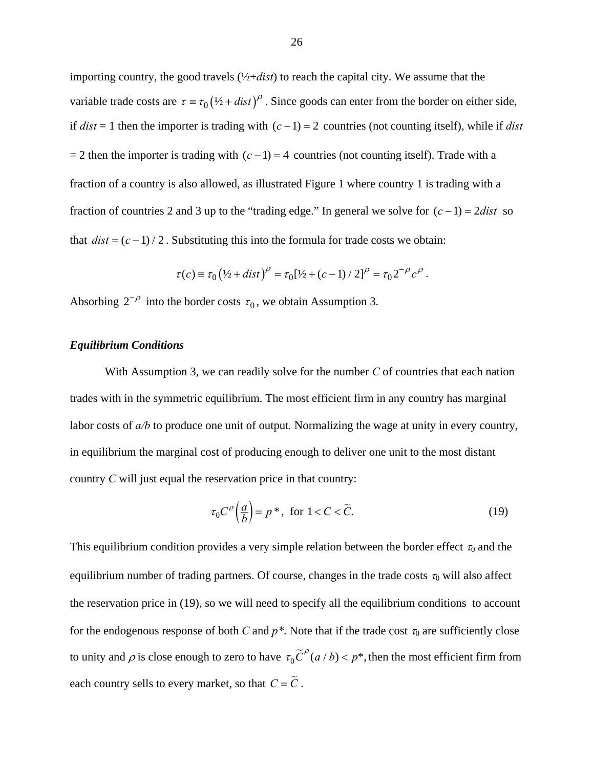importing country, the good travels (½+*dist*) to reach the capital city. We assume that the variable trade costs are $\tau \equiv \tau_0 \left(½ + dist\right)^{\rho}$. Since goods can enter from the border on either side, if *dist* = 1 then the importer is trading with $(c-1) = 2$ countries (not counting itself), while if *dist* = 2 then the importer is trading with $(c-1) = 4$ countries (not counting itself). Trade with a fraction of a country is also allowed, as illustrated Figure 1 where country 1 is trading with a fraction of countries 2 and 3 up to the "trading edge." In general we solve for $(c-1) = 2dist$ so that $dist = (c-1)/2$. Substituting this into the formula for trade costs we obtain:

$$\tau(c) \equiv \tau_0 \left(½ + dist\right)^{\rho} = \tau_0 [½ + (c-1)/2]^{\rho} = \tau_0 2^{-\rho} c^{\rho} .$$

Absorbing $2^{-\rho}$ into the border costs $\tau_0$, we obtain Assumption 3.

### *Equilibrium Conditions*

With Assumption 3, we can readily solve for the number *C* of countries that each nation trades with in the symmetric equilibrium. The most efficient firm in any country has marginal labor costs of *a/b* to produce one unit of output. Normalizing the wage at unity in every country, in equilibrium the marginal cost of producing enough to deliver one unit to the most distant country *C* will just equal the reservation price in that country:

$$\tau_0 C^{\rho} \left(\frac{a}{b}\right) = p^*, \text{ for } 1 < C < \widetilde{C}. \tag{19}$$

This equilibrium condition provides a very simple relation between the border effect $\tau_0$ and the equilibrium number of trading partners. Of course, changes in the trade costs $\tau_0$ will also affect the reservation price in (19), so we will need to specify all the equilibrium conditions to account for the endogenous response of both *C* and *p\**. Note that if the trade cost $\tau_0$ are sufficiently close to unity and $\rho$ is close enough to zero to have $\tau_0 \widetilde{C}^{\rho} (a/b) < p^*$, then the most efficient firm from each country sells to every market, so that $C = \widetilde{C}$.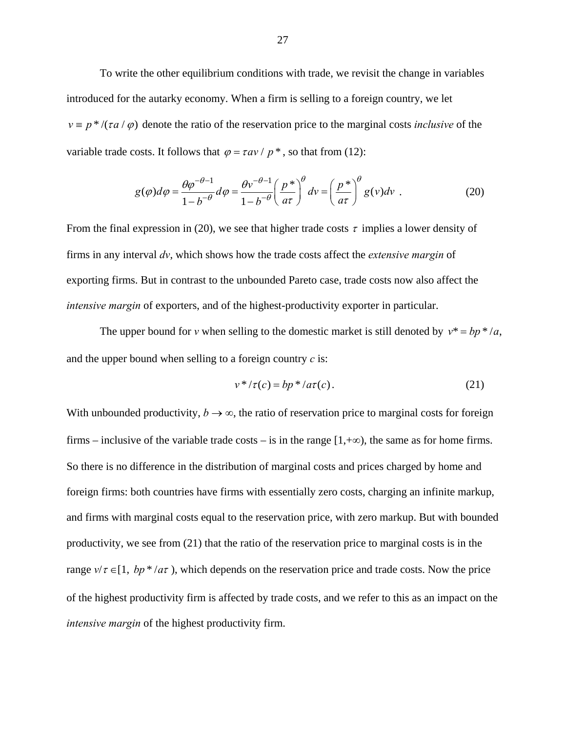To write the other equilibrium conditions with trade, we revisit the change in variables introduced for the autarky economy. When a firm is selling to a foreign country, we let $v \equiv p^*/(\tau a/\varphi)$ denote the ratio of the reservation price to the marginal costs *inclusive* of the variable trade costs. It follows that $\varphi = \tau a v / p^*$, so that from (12):

$$g(\varphi)d\varphi = \frac{\theta \varphi^{-\theta-1}}{1-b^{-\theta}} d\varphi = \frac{\theta v^{-\theta-1}}{1-b^{-\theta}} \left(\frac{p^*}{a\tau}\right)^{\theta} dv = \left(\frac{p^*}{a\tau}\right)^{\theta} g(v)dv \quad . \tag{20}$$

From the final expression in (20), we see that higher trade costs $\tau$ implies a lower density of firms in any interval $dv$, which shows how the trade costs affect the *extensive margin* of exporting firms. But in contrast to the unbounded Pareto case, trade costs now also affect the *intensive margin* of exporters, and of the highest-productivity exporter in particular.

The upper bound for $v$ when selling to the domestic market is still denoted by $v^* = bp^*/a$, and the upper bound when selling to a foreign country $c$ is:

$$v^*/\tau(c) = bp^*/a\tau(c) \,. \tag{21}$$

With unbounded productivity, $b \to \infty$, the ratio of reservation price to marginal costs for foreign firms – inclusive of the variable trade costs – is in the range $[1,+\infty)$, the same as for home firms. So there is no difference in the distribution of marginal costs and prices charged by home and foreign firms: both countries have firms with essentially zero costs, charging an infinite markup, and firms with marginal costs equal to the reservation price, with zero markup. But with bounded productivity, we see from (21) that the ratio of the reservation price to marginal costs is in the range $v/\tau \in [1,\ bp^*/a\tau\ )$, which depends on the reservation price and trade costs. Now the price of the highest productivity firm is affected by trade costs, and we refer to this as an impact on the *intensive margin* of the highest productivity firm.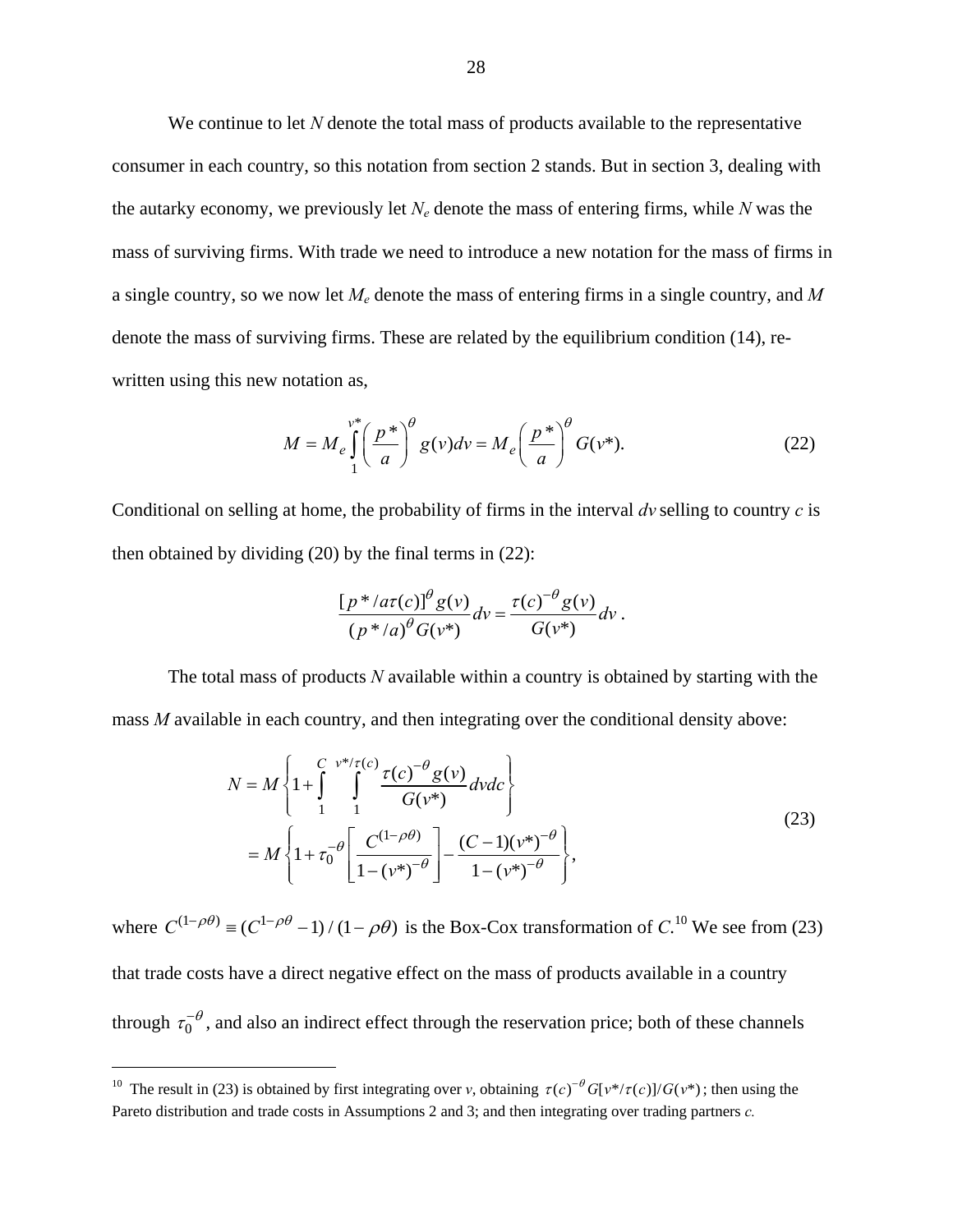We continue to let $N$ denote the total mass of products available to the representative consumer in each country, so this notation from section 2 stands. But in section 3, dealing with the autarky economy, we previously let $N_e$ denote the mass of entering firms, while $N$ was the mass of surviving firms. With trade we need to introduce a new notation for the mass of firms in a single country, so we now let $M_e$ denote the mass of entering firms in a single country, and $M$ denote the mass of surviving firms. These are related by the equilibrium condition (14), re-written using this new notation as,

$$M = M_e \int_1^{v^*} \left( \frac{p^*}{a} \right)^\theta g(v) dv = M_e \left( \frac{p^*}{a} \right)^\theta G(v^*). \tag{22}$$

Conditional on selling at home, the probability of firms in the interval $dv$ selling to country $c$ is then obtained by dividing (20) by the final terms in (22):

$$\frac{[p^*/a\tau(c)]^\theta g(v)}{(p^*/a)^\theta G(v^*)} dv = \frac{\tau(c)^{-\theta} g(v)}{G(v^*)} dv .$$

The total mass of products $N$ available within a country is obtained by starting with the mass $M$ available in each country, and then integrating over the conditional density above:

$$\begin{aligned} N &= M \left\{ 1 + \int_1^C \int_1^{v^*/\tau(c)} \frac{\tau(c)^{-\theta} g(v)}{G(v^*)} dv dc \right\} \\ &= M \left\{ 1 + \tau_0^{-\theta} \left[ \frac{C^{(1-\rho\theta)}}{1-(v^*)^{-\theta}} \right] - \frac{(C-1)(v^*)^{-\theta}}{1-(v^*)^{-\theta}} \right\}, \end{aligned} \tag{23}$$

where $C^{(1-\rho\theta)} \equiv (C^{1-\rho\theta} - 1)/(1-\rho\theta)$ is the Box-Cox transformation of $C$.[10] We see from (23) that trade costs have a direct negative effect on the mass of products available in a country through $\tau_0^{-\theta}$, and also an indirect effect through the reservation price; both of these channels

[10] The result in (23) is obtained by first integrating over $v$, obtaining $\tau(c)^{-\theta} G[v^*/\tau(c)]/G(v^*)$; then using the Pareto distribution and trade costs in Assumptions 2 and 3; and then integrating over trading partners $c$.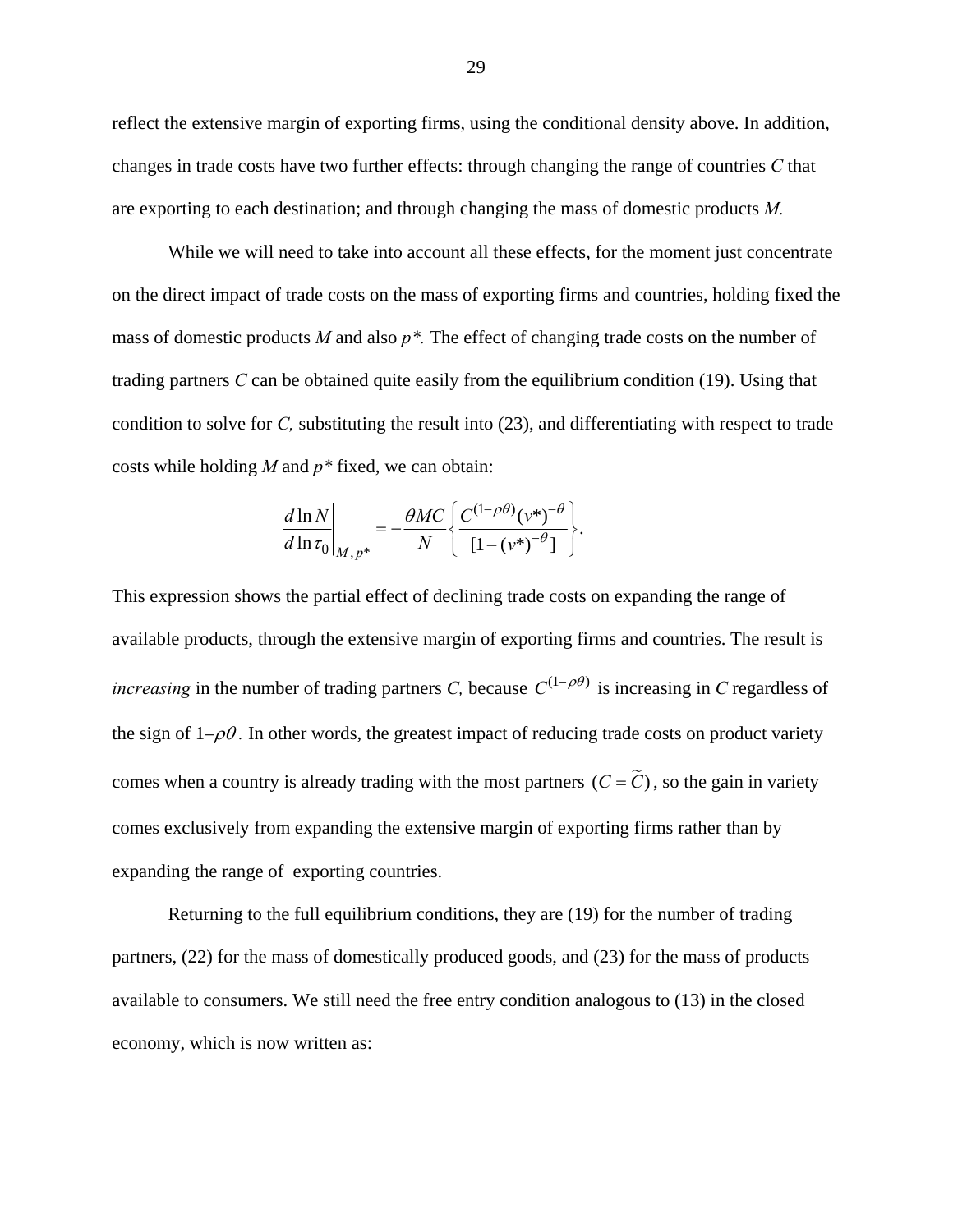reflect the extensive margin of exporting firms, using the conditional density above. In addition, changes in trade costs have two further effects: through changing the range of countries $C$ that are exporting to each destination; and through changing the mass of domestic products $M$.

While we will need to take into account all these effects, for the moment just concentrate on the direct impact of trade costs on the mass of exporting firms and countries, holding fixed the mass of domestic products $M$ and also $p^*$. The effect of changing trade costs on the number of trading partners $C$ can be obtained quite easily from the equilibrium condition (19). Using that condition to solve for $C$, substituting the result into (23), and differentiating with respect to trade costs while holding $M$ and $p^*$ fixed, we can obtain:

$$\left.\frac{d \ln N}{d \ln \tau_0}\right|_{M,p^*} = -\frac{\theta MC}{N}\left\{\frac{C^{(1-\rho\theta)}(v^*)^{-\theta}}{[1-(v^*)^{-\theta}]}\right\}.$$

This expression shows the partial effect of declining trade costs on expanding the range of available products, through the extensive margin of exporting firms and countries. The result is *increasing* in the number of trading partners $C$, because $C^{(1-\rho\theta)}$ is increasing in $C$ regardless of the sign of $1-\rho\theta$. In other words, the greatest impact of reducing trade costs on product variety comes when a country is already trading with the most partners $(C = \widetilde{C})$, so the gain in variety comes exclusively from expanding the extensive margin of exporting firms rather than by expanding the range of exporting countries.

Returning to the full equilibrium conditions, they are (19) for the number of trading partners, (22) for the mass of domestically produced goods, and (23) for the mass of products available to consumers. We still need the free entry condition analogous to (13) in the closed economy, which is now written as: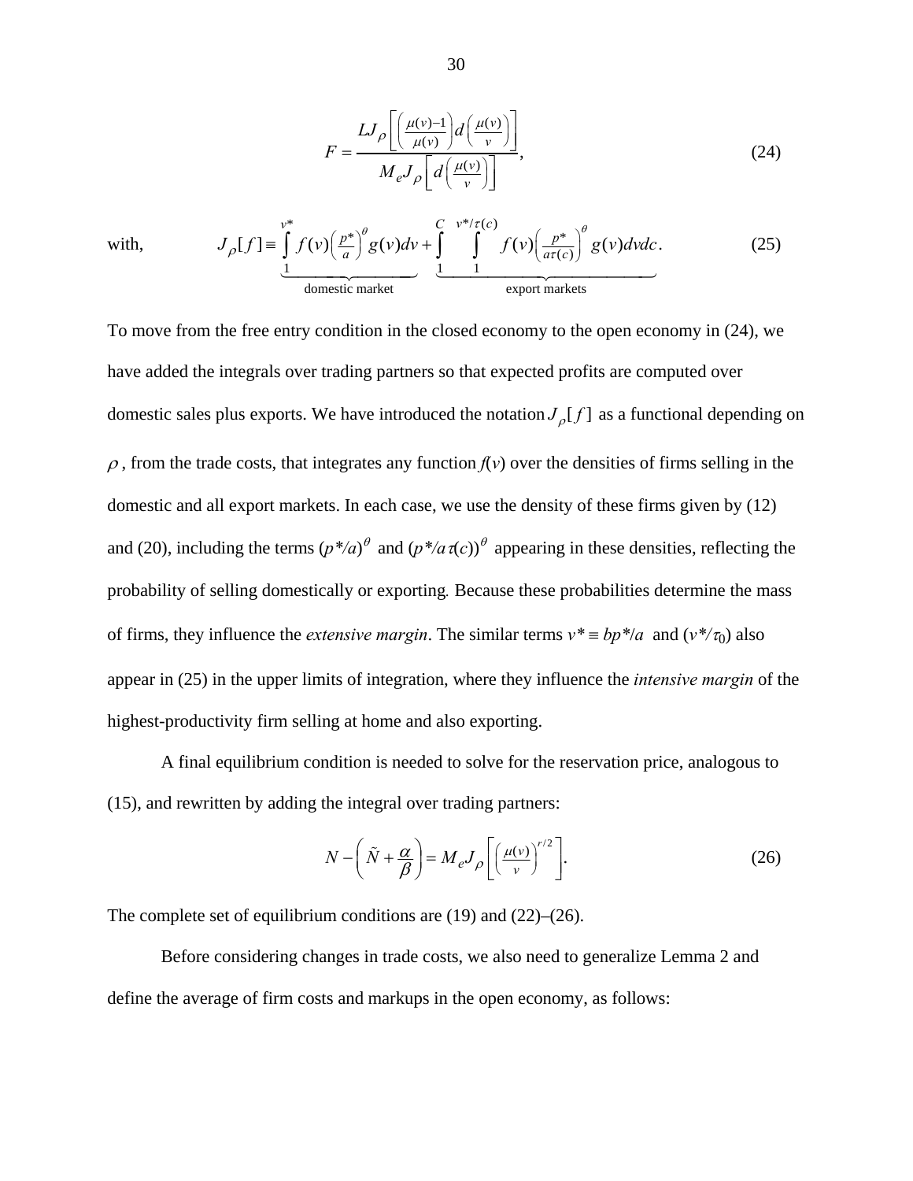$$F = \frac{LJ_\rho\left[\left(\frac{\mu(v)-1}{\mu(v)}\right)d\left(\frac{\mu(v)}{v}\right)\right]}{M_e J_\rho\left[d\left(\frac{\mu(v)}{v}\right)\right]}, \tag{24}$$

with, $$J_\rho[f] \equiv \underbrace{\int_1^{v^*} f(v)\left(\tfrac{p^*}{a}\right)^\theta g(v)dv}_{\text{domestic market}} + \underbrace{\int_1^C \int_1^{v^*/\tau(c)} f(v)\left(\tfrac{p^*}{a\tau(c)}\right)^\theta g(v)dvdc}_{\text{export markets}}. \tag{25}$$

To move from the free entry condition in the closed economy to the open economy in (24), we have added the integrals over trading partners so that expected profits are computed over domestic sales plus exports. We have introduced the notation $J_\rho[f]$ as a functional depending on $\rho$, from the trade costs, that integrates any function $f(v)$ over the densities of firms selling in the domestic and all export markets. In each case, we use the density of these firms given by (12) and (20), including the terms $(p^*/a)^\theta$ and $(p^*/a\tau(c))^\theta$ appearing in these densities, reflecting the probability of selling domestically or exporting. Because these probabilities determine the mass of firms, they influence the *extensive margin*. The similar terms $v^* \equiv bp^*/a$ and $(v^*/\tau_0)$ also appear in (25) in the upper limits of integration, where they influence the *intensive margin* of the highest-productivity firm selling at home and also exporting.

A final equilibrium condition is needed to solve for the reservation price, analogous to (15), and rewritten by adding the integral over trading partners:

$$N - \left(\tilde{N} + \frac{\alpha}{\beta}\right) = M_e J_\rho\left[\left(\frac{\mu(v)}{v}\right)^{r/2}\right]. \tag{26}$$

The complete set of equilibrium conditions are (19) and (22)–(26).

Before considering changes in trade costs, we also need to generalize Lemma 2 and define the average of firm costs and markups in the open economy, as follows: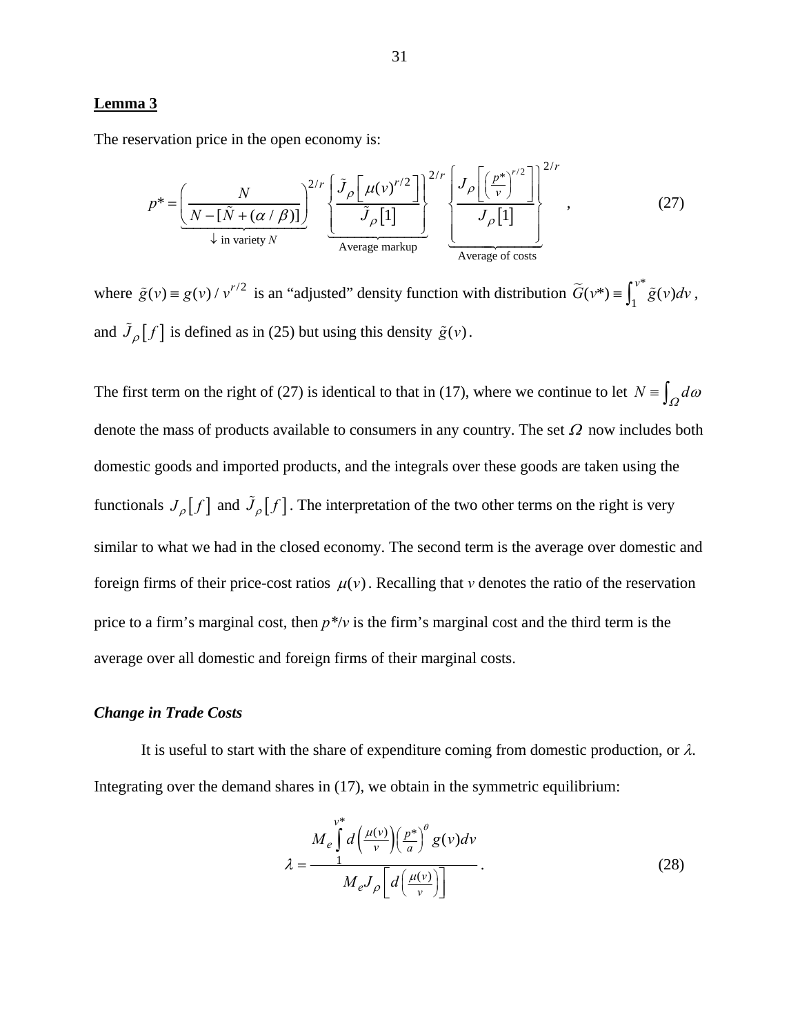**Lemma 3**

The reservation price in the open economy is:

$$p^* = \underbrace{\left( \frac{N}{N - [\tilde{N} + (\alpha / \beta)]} \right)^{2/r}}_{\downarrow \text{ in variety } N} \underbrace{\left\{ \frac{\tilde{J}_\rho\left[ \mu(v)^{r/2} \right]}{\tilde{J}_\rho[1]} \right\}^{2/r}}_{\text{Average markup}} \underbrace{\left\{ \frac{J_\rho\left[ \left( \frac{p^*}{v} \right)^{r/2} \right]}{J_\rho[1]} \right\}^{2/r}}_{\text{Average of costs}} , \tag{27}$$

where $\tilde{g}(v) \equiv g(v) / v^{r/2}$ is an "adjusted" density function with distribution $\widetilde{G}(v^*) \equiv \int_1^{v^*} \tilde{g}(v) dv$, and $\tilde{J}_\rho[f]$ is defined as in (25) but using this density $\tilde{g}(v)$.

The first term on the right of (27) is identical to that in (17), where we continue to let $N \equiv \int_\Omega d\omega$ denote the mass of products available to consumers in any country. The set $\Omega$ now includes both domestic goods and imported products, and the integrals over these goods are taken using the functionals $J_\rho[f]$ and $\tilde{J}_\rho[f]$. The interpretation of the two other terms on the right is very similar to what we had in the closed economy. The second term is the average over domestic and foreign firms of their price-cost ratios $\mu(v)$. Recalling that *v* denotes the ratio of the reservation price to a firm's marginal cost, then $p^*/v$ is the firm's marginal cost and the third term is the average over all domestic and foreign firms of their marginal costs.

### *Change in Trade Costs*

It is useful to start with the share of expenditure coming from domestic production, or $\lambda$. Integrating over the demand shares in (17), we obtain in the symmetric equilibrium:

$$\lambda = \frac{M_e \int_1^{v^*} d\left( \frac{\mu(v)}{v} \right) \left( \frac{p^*}{a} \right)^\theta g(v) dv}{M_e J_\rho\left[ d\left( \frac{\mu(v)}{v} \right) \right]} . \tag{28}$$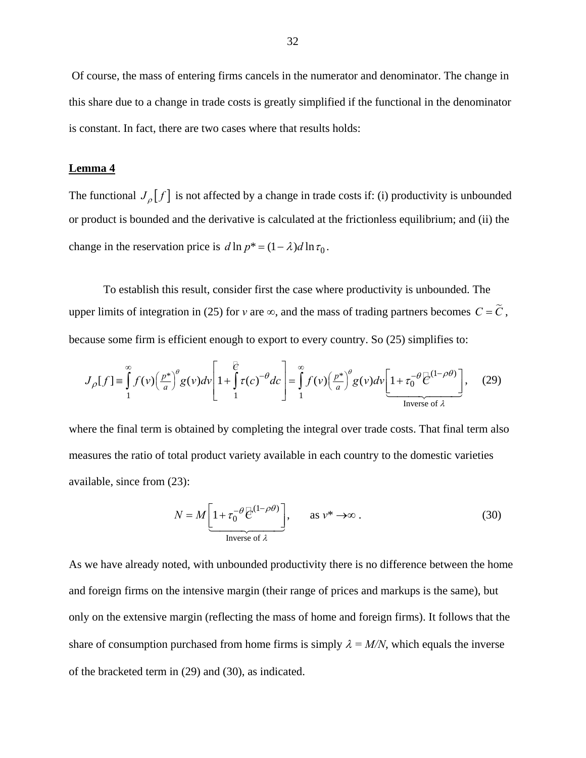Of course, the mass of entering firms cancels in the numerator and denominator. The change in this share due to a change in trade costs is greatly simplified if the functional in the denominator is constant. In fact, there are two cases where that results holds:

**Lemma 4**

The functional $J_\rho[f]$ is not affected by a change in trade costs if: (i) productivity is unbounded or product is bounded and the derivative is calculated at the frictionless equilibrium; and (ii) the change in the reservation price is $d\ln p^* = (1-\lambda)d\ln\tau_0$.

To establish this result, consider first the case where productivity is unbounded. The upper limits of integration in (25) for $v$ are $\infty$, and the mass of trading partners becomes $C = \tilde{C}$, because some firm is efficient enough to export to every country. So (25) simplifies to:

$$J_\rho[f] \equiv \int_1^\infty f(v)\left(\tfrac{p^*}{a}\right)^\theta g(v)dv\left[1+\int_1^{\tilde{C}}\tau(c)^{-\theta}dc\right] = \int_1^\infty f(v)\left(\tfrac{p^*}{a}\right)^\theta g(v)dv\underbrace{\left[1+\tau_0^{-\theta}\tilde{C}^{(1-\rho\theta)}\right]}_{\text{Inverse of }\lambda}, \quad (29)$$

where the final term is obtained by completing the integral over trade costs. That final term also measures the ratio of total product variety available in each country to the domestic varieties available, since from (23):

$$N = M\underbrace{\left[1+\tau_0^{-\theta}\tilde{C}^{(1-\rho\theta)}\right]}_{\text{Inverse of }\lambda}, \qquad \text{as } v^* \to \infty\,. \quad (30)$$

As we have already noted, with unbounded productivity there is no difference between the home and foreign firms on the intensive margin (their range of prices and markups is the same), but only on the extensive margin (reflecting the mass of home and foreign firms). It follows that the share of consumption purchased from home firms is simply $\lambda = M/N$, which equals the inverse of the bracketed term in (29) and (30), as indicated.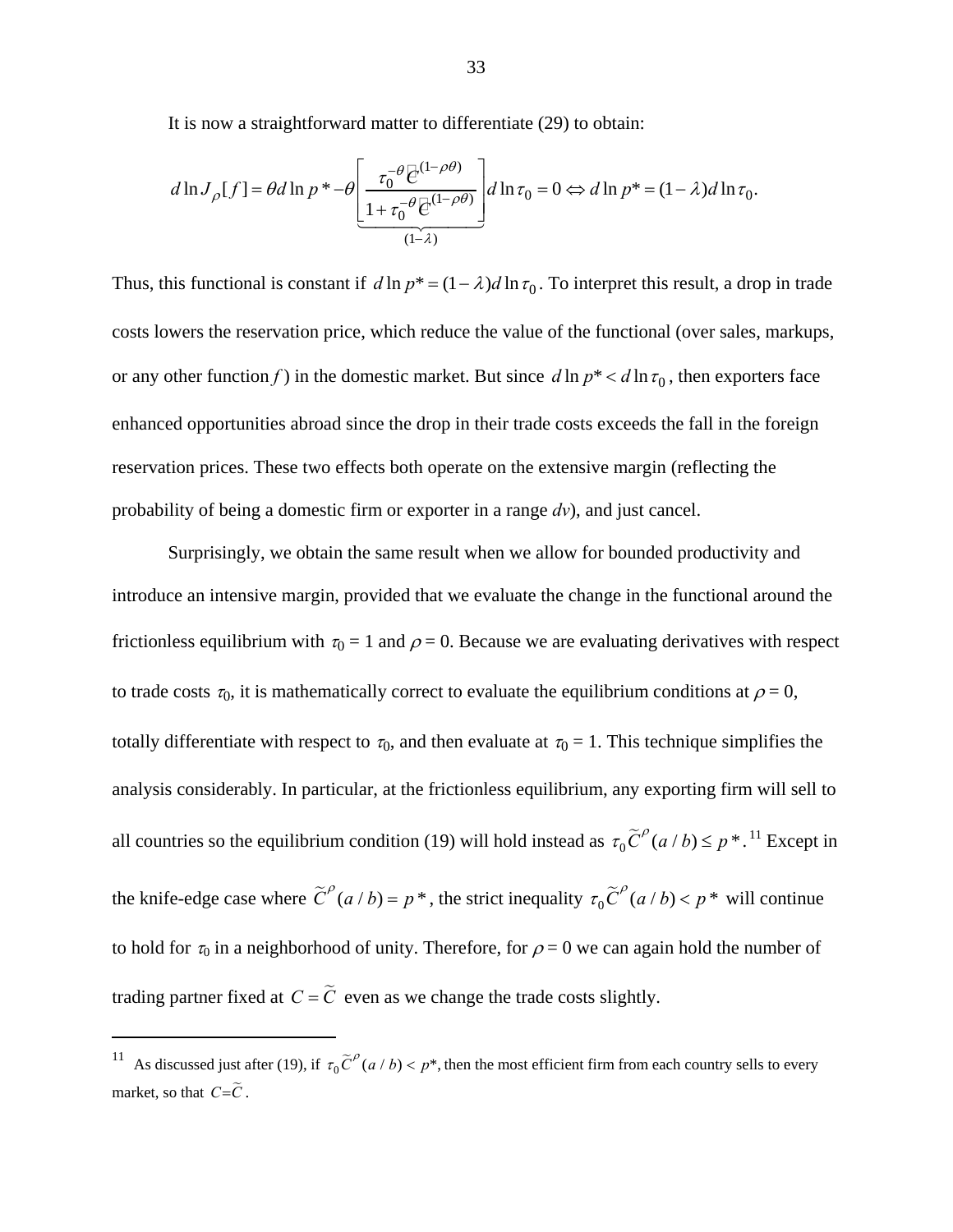It is now a straightforward matter to differentiate (29) to obtain:

$$d\ln J_{\rho}[f] = \theta d\ln p^* - \theta \underbrace{\left[\frac{\tau_0^{-\theta}\tilde{C}^{(1-\rho\theta)}}{1+\tau_0^{-\theta}\tilde{C}^{(1-\rho\theta)}}\right]}_{(1-\lambda)} d\ln\tau_0 = 0 \Leftrightarrow d\ln p^* = (1-\lambda)d\ln\tau_0.$$

Thus, this functional is constant if $d\ln p^* = (1-\lambda)d\ln\tau_0$. To interpret this result, a drop in trade costs lowers the reservation price, which reduce the value of the functional (over sales, markups, or any other function *f* ) in the domestic market. But since $d\ln p^* < d\ln\tau_0$, then exporters face enhanced opportunities abroad since the drop in their trade costs exceeds the fall in the foreign reservation prices. These two effects both operate on the extensive margin (reflecting the probability of being a domestic firm or exporter in a range *dv*), and just cancel.

Surprisingly, we obtain the same result when we allow for bounded productivity and introduce an intensive margin, provided that we evaluate the change in the functional around the frictionless equilibrium with $\tau_0 = 1$ and $\rho = 0$. Because we are evaluating derivatives with respect to trade costs $\tau_0$, it is mathematically correct to evaluate the equilibrium conditions at $\rho = 0$, totally differentiate with respect to $\tau_0$, and then evaluate at $\tau_0 = 1$. This technique simplifies the analysis considerably. In particular, at the frictionless equilibrium, any exporting firm will sell to all countries so the equilibrium condition (19) will hold instead as $\tau_0\tilde{C}^{\rho}(a/b) \le p^*$.[11] Except in the knife-edge case where $\tilde{C}^{\rho}(a/b) = p^*$, the strict inequality $\tau_0\tilde{C}^{\rho}(a/b) < p^*$ will continue to hold for $\tau_0$ in a neighborhood of unity. Therefore, for $\rho = 0$ we can again hold the number of trading partner fixed at $C = \tilde{C}$ even as we change the trade costs slightly.

[11] As discussed just after (19), if $\tau_0\tilde{C}^{\rho}(a/b) < p^*$, then the most efficient firm from each country sells to every market, so that $C=\tilde{C}$.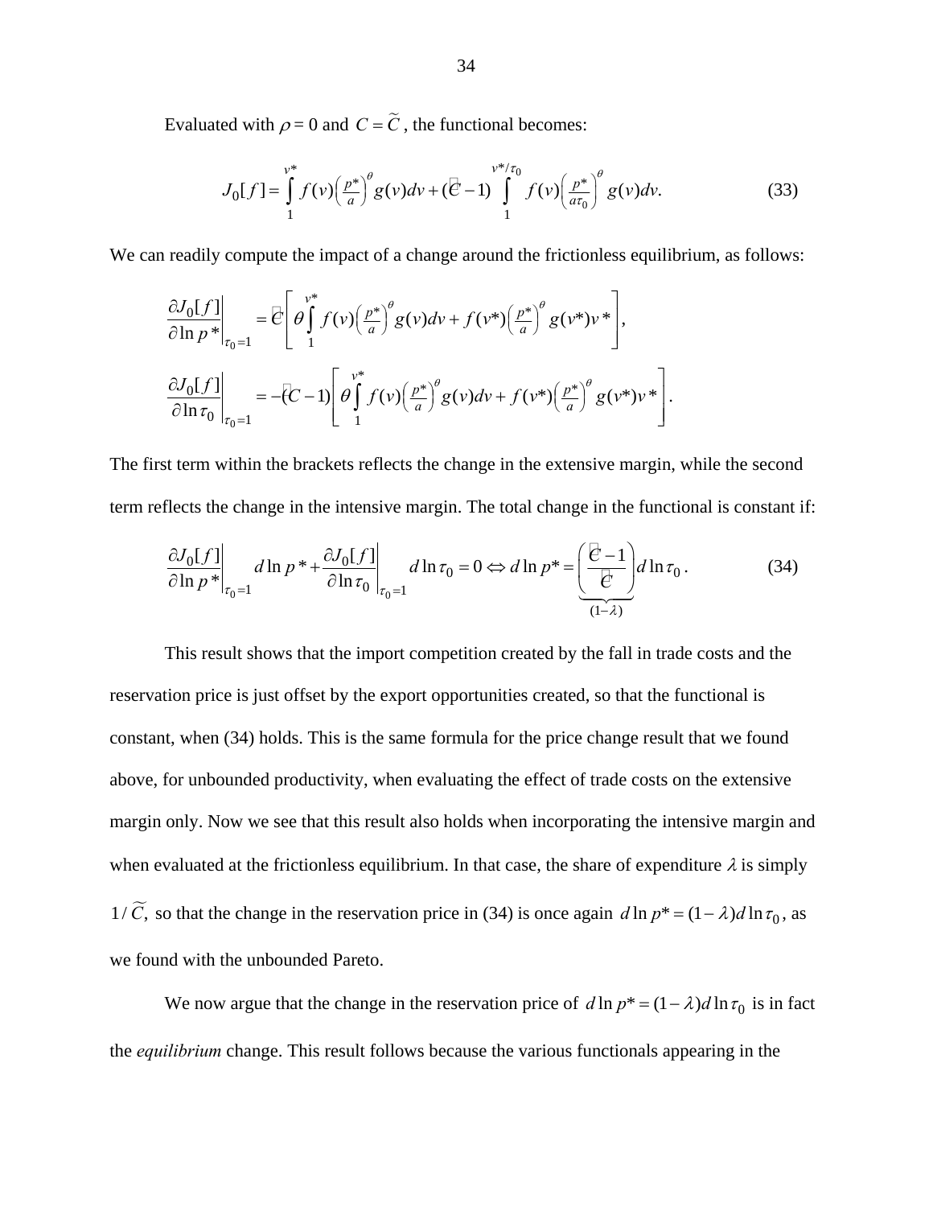Evaluated with $\rho = 0$ and $C = \widetilde{C}$, the functional becomes:

$$J_0[f] = \int_1^{v^*} f(v)\left(\tfrac{p^*}{a}\right)^{\theta} g(v)dv + (\widetilde{C}-1)\int_1^{v^*/\tau_0} f(v)\left(\tfrac{p^*}{a\tau_0}\right)^{\theta} g(v)dv. \qquad (33)$$

We can readily compute the impact of a change around the frictionless equilibrium, as follows:

$$\left.\frac{\partial J_0[f]}{\partial \ln p^*}\right|_{\tau_0=1} = \widetilde{C}\left[\theta\int_1^{v^*} f(v)\left(\tfrac{p^*}{a}\right)^{\theta} g(v)dv + f(v^*)\left(\tfrac{p^*}{a}\right)^{\theta} g(v^*)v^*\right],$$

$$\left.\frac{\partial J_0[f]}{\partial \ln \tau_0}\right|_{\tau_0=1} = -(\widetilde{C}-1)\left[\theta\int_1^{v^*} f(v)\left(\tfrac{p^*}{a}\right)^{\theta} g(v)dv + f(v^*)\left(\tfrac{p^*}{a}\right)^{\theta} g(v^*)v^*\right].$$

The first term within the brackets reflects the change in the extensive margin, while the second term reflects the change in the intensive margin. The total change in the functional is constant if:

$$\left.\frac{\partial J_0[f]}{\partial \ln p^*}\right|_{\tau_0=1} d\ln p^* + \left.\frac{\partial J_0[f]}{\partial \ln \tau_0}\right|_{\tau_0=1} d\ln \tau_0 = 0 \Leftrightarrow d\ln p^* = \underbrace{\left(\frac{\widetilde{C}-1}{\widetilde{C}}\right)}_{(1-\lambda)} d\ln \tau_0. \qquad (34)$$

This result shows that the import competition created by the fall in trade costs and the reservation price is just offset by the export opportunities created, so that the functional is constant, when (34) holds. This is the same formula for the price change result that we found above, for unbounded productivity, when evaluating the effect of trade costs on the extensive margin only. Now we see that this result also holds when incorporating the intensive margin and when evaluated at the frictionless equilibrium. In that case, the share of expenditure $\lambda$ is simply $1/\widetilde{C},$ so that the change in the reservation price in (34) is once again $d\ln p^* = (1-\lambda)d\ln\tau_0$, as we found with the unbounded Pareto.

We now argue that the change in the reservation price of $d\ln p^* = (1-\lambda)d\ln\tau_0$ is in fact the *equilibrium* change. This result follows because the various functionals appearing in the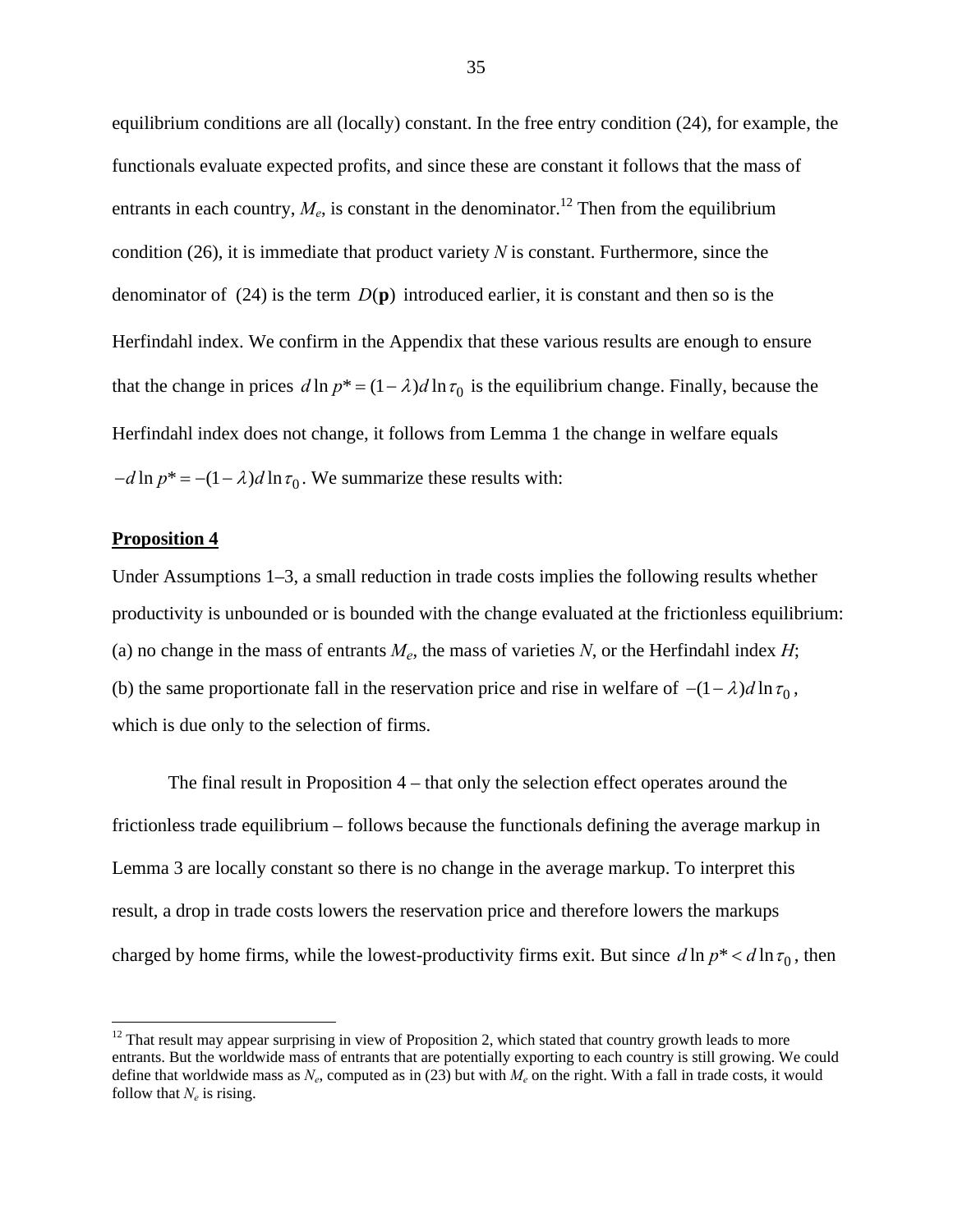equilibrium conditions are all (locally) constant. In the free entry condition (24), for example, the functionals evaluate expected profits, and since these are constant it follows that the mass of entrants in each country, $M_e$, is constant in the denominator.[12] Then from the equilibrium condition (26), it is immediate that product variety $N$ is constant. Furthermore, since the denominator of (24) is the term $D(\mathbf{p})$ introduced earlier, it is constant and then so is the Herfindahl index. We confirm in the Appendix that these various results are enough to ensure that the change in prices $d\ln p^* = (1-\lambda)d\ln\tau_0$ is the equilibrium change. Finally, because the Herfindahl index does not change, it follows from Lemma 1 the change in welfare equals $-d\ln p^* = -(1-\lambda)d\ln\tau_0$. We summarize these results with:

**Proposition 4**

Under Assumptions 1–3, a small reduction in trade costs implies the following results whether productivity is unbounded or is bounded with the change evaluated at the frictionless equilibrium: (a) no change in the mass of entrants $M_e$, the mass of varieties $N$, or the Herfindahl index $H$; (b) the same proportionate fall in the reservation price and rise in welfare of $-(1-\lambda)d\ln\tau_0$, which is due only to the selection of firms.

The final result in Proposition 4 – that only the selection effect operates around the frictionless trade equilibrium – follows because the functionals defining the average markup in Lemma 3 are locally constant so there is no change in the average markup. To interpret this result, a drop in trade costs lowers the reservation price and therefore lowers the markups charged by home firms, while the lowest-productivity firms exit. But since $d\ln p^* < d\ln\tau_0$, then

[12] That result may appear surprising in view of Proposition 2, which stated that country growth leads to more entrants. But the worldwide mass of entrants that are potentially exporting to each country is still growing. We could define that worldwide mass as $N_e$, computed as in (23) but with $M_e$ on the right. With a fall in trade costs, it would follow that $N_e$ is rising.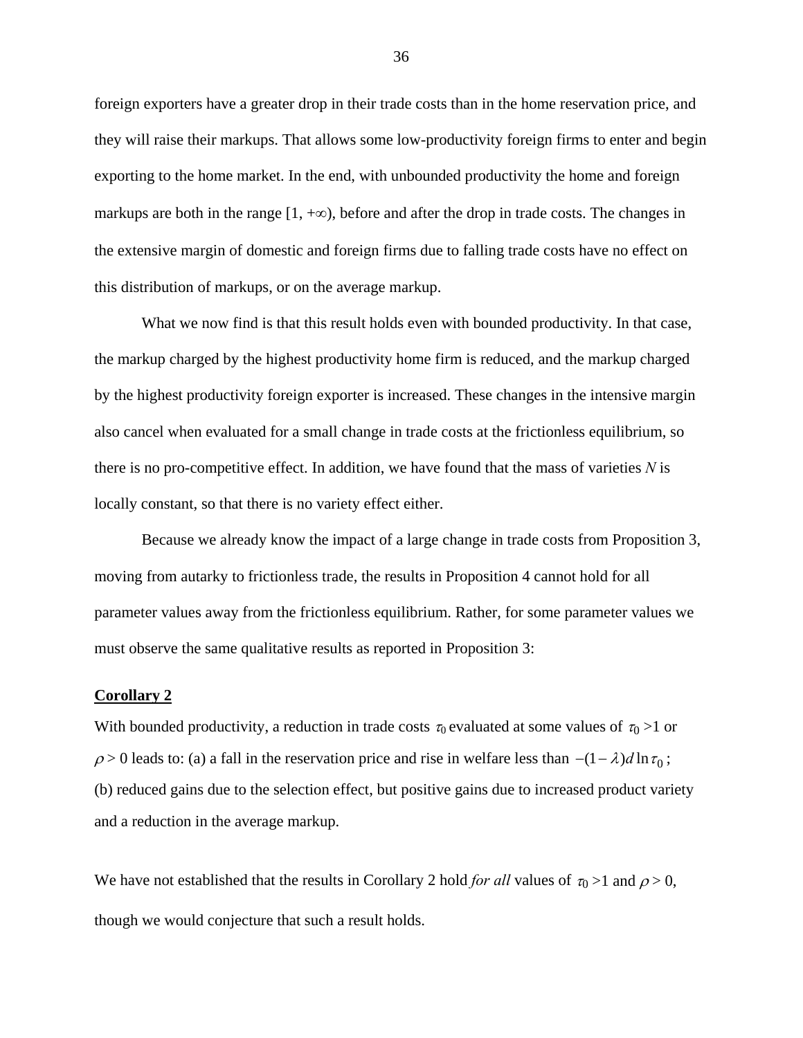foreign exporters have a greater drop in their trade costs than in the home reservation price, and they will raise their markups. That allows some low-productivity foreign firms to enter and begin exporting to the home market. In the end, with unbounded productivity the home and foreign markups are both in the range $[1, +\infty)$, before and after the drop in trade costs. The changes in the extensive margin of domestic and foreign firms due to falling trade costs have no effect on this distribution of markups, or on the average markup.

What we now find is that this result holds even with bounded productivity. In that case, the markup charged by the highest productivity home firm is reduced, and the markup charged by the highest productivity foreign exporter is increased. These changes in the intensive margin also cancel when evaluated for a small change in trade costs at the frictionless equilibrium, so there is no pro-competitive effect. In addition, we have found that the mass of varieties $N$ is locally constant, so that there is no variety effect either.

Because we already know the impact of a large change in trade costs from Proposition 3, moving from autarky to frictionless trade, the results in Proposition 4 cannot hold for all parameter values away from the frictionless equilibrium. Rather, for some parameter values we must observe the same qualitative results as reported in Proposition 3:

**Corollary 2**

With bounded productivity, a reduction in trade costs $\tau_0$ evaluated at some values of $\tau_0 > 1$ or $\rho > 0$ leads to: (a) a fall in the reservation price and rise in welfare less than $-(1-\lambda)d\ln\tau_0$; (b) reduced gains due to the selection effect, but positive gains due to increased product variety and a reduction in the average markup.

We have not established that the results in Corollary 2 hold *for all* values of $\tau_0 > 1$ and $\rho > 0$, though we would conjecture that such a result holds.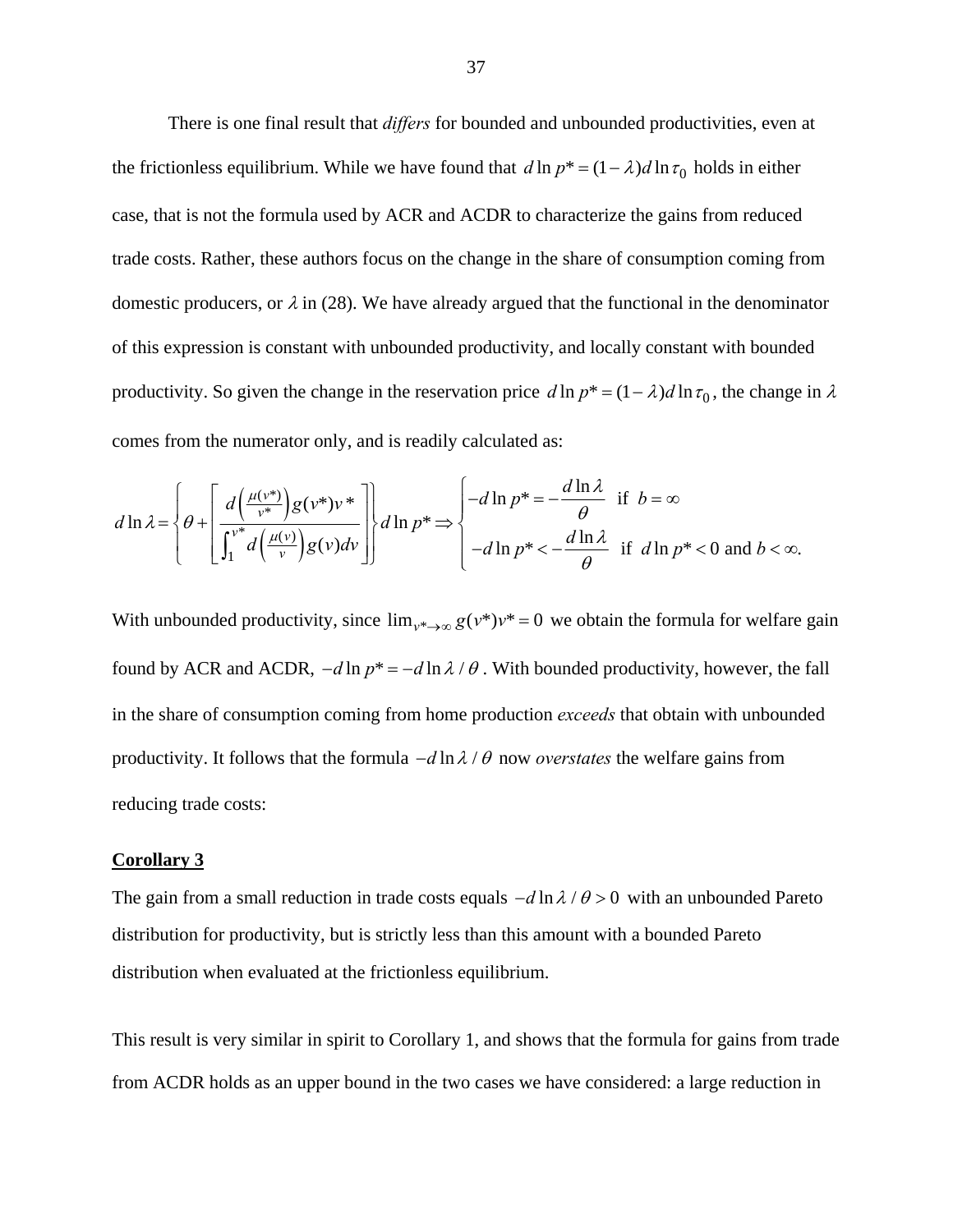There is one final result that *differs* for bounded and unbounded productivities, even at the frictionless equilibrium. While we have found that $d\ln p^* = (1-\lambda)d\ln\tau_0$ holds in either case, that is not the formula used by ACR and ACDR to characterize the gains from reduced trade costs. Rather, these authors focus on the change in the share of consumption coming from domestic producers, or $\lambda$ in (28). We have already argued that the functional in the denominator of this expression is constant with unbounded productivity, and locally constant with bounded productivity. So given the change in the reservation price $d\ln p^* = (1-\lambda)d\ln\tau_0$, the change in $\lambda$ comes from the numerator only, and is readily calculated as:

$$d\ln\lambda = \left\{\theta + \left[\frac{d\left(\frac{\mu(v^*)}{v^*}\right)g(v^*)v^*}{\int_1^{v^*} d\left(\frac{\mu(v)}{v}\right)g(v)dv}\right]\right\} d\ln p^* \Rightarrow \begin{cases} -d\ln p^* = -\dfrac{d\ln\lambda}{\theta} & \text{if } b=\infty \\ -d\ln p^* < -\dfrac{d\ln\lambda}{\theta} & \text{if } d\ln p^* < 0 \text{ and } b<\infty. \end{cases}$$

With unbounded productivity, since $\lim_{v^*\to\infty} g(v^*)v^* = 0$ we obtain the formula for welfare gain found by ACR and ACDR, $-d\ln p^* = -d\ln\lambda/\theta$. With bounded productivity, however, the fall in the share of consumption coming from home production *exceeds* that obtain with unbounded productivity. It follows that the formula $-d\ln\lambda/\theta$ now *overstates* the welfare gains from reducing trade costs:

**Corollary 3**

The gain from a small reduction in trade costs equals $-d\ln\lambda/\theta > 0$ with an unbounded Pareto distribution for productivity, but is strictly less than this amount with a bounded Pareto distribution when evaluated at the frictionless equilibrium.

This result is very similar in spirit to Corollary 1, and shows that the formula for gains from trade from ACDR holds as an upper bound in the two cases we have considered: a large reduction in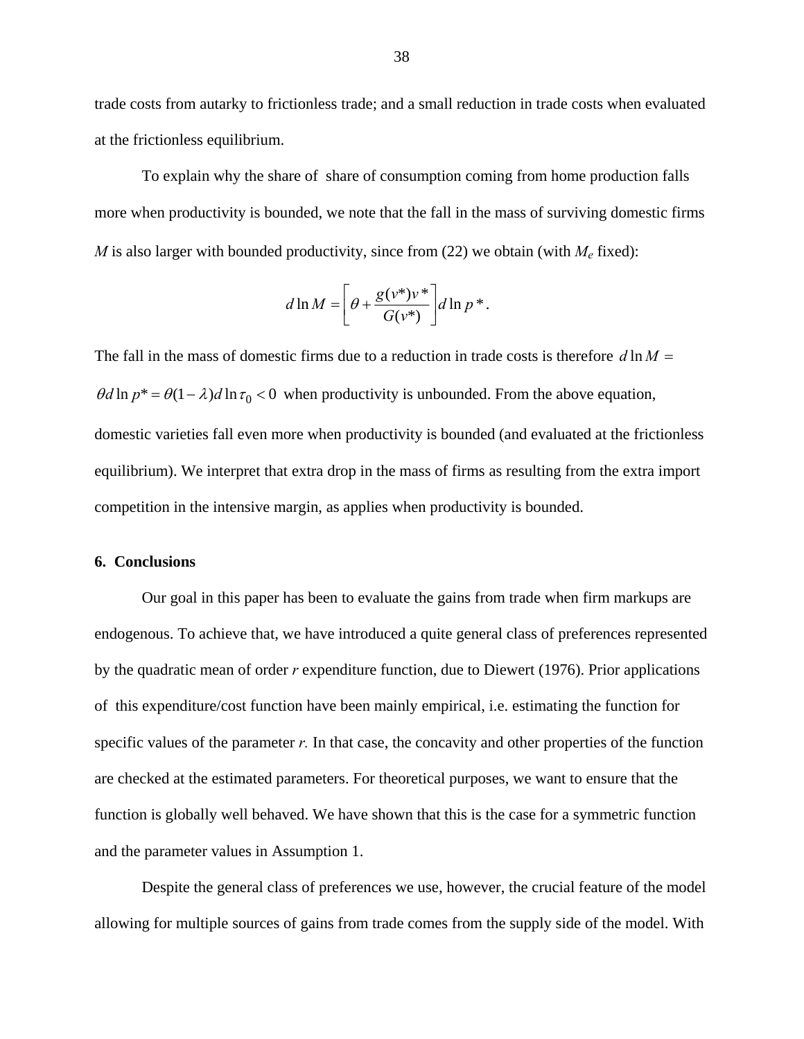trade costs from autarky to frictionless trade; and a small reduction in trade costs when evaluated at the frictionless equilibrium.

To explain why the share of  share of consumption coming from home production falls more when productivity is bounded, we note that the fall in the mass of surviving domestic firms $M$ is also larger with bounded productivity, since from (22) we obtain (with $M_e$ fixed):

$$d\ln M = \left[\theta + \frac{g(v^*)v^*}{G(v^*)}\right] d\ln p^*.$$

The fall in the mass of domestic firms due to a reduction in trade costs is therefore $d\ln M = \theta d\ln p^* = \theta(1-\lambda)d\ln\tau_0 < 0$ when productivity is unbounded. From the above equation, domestic varieties fall even more when productivity is bounded (and evaluated at the frictionless equilibrium). We interpret that extra drop in the mass of firms as resulting from the extra import competition in the intensive margin, as applies when productivity is bounded.

## 6. Conclusions

Our goal in this paper has been to evaluate the gains from trade when firm markups are endogenous. To achieve that, we have introduced a quite general class of preferences represented by the quadratic mean of order $r$ expenditure function, due to Diewert (1976). Prior applications of  this expenditure/cost function have been mainly empirical, i.e. estimating the function for specific values of the parameter $r$. In that case, the concavity and other properties of the function are checked at the estimated parameters. For theoretical purposes, we want to ensure that the function is globally well behaved. We have shown that this is the case for a symmetric function and the parameter values in Assumption 1.

Despite the general class of preferences we use, however, the crucial feature of the model allowing for multiple sources of gains from trade comes from the supply side of the model. With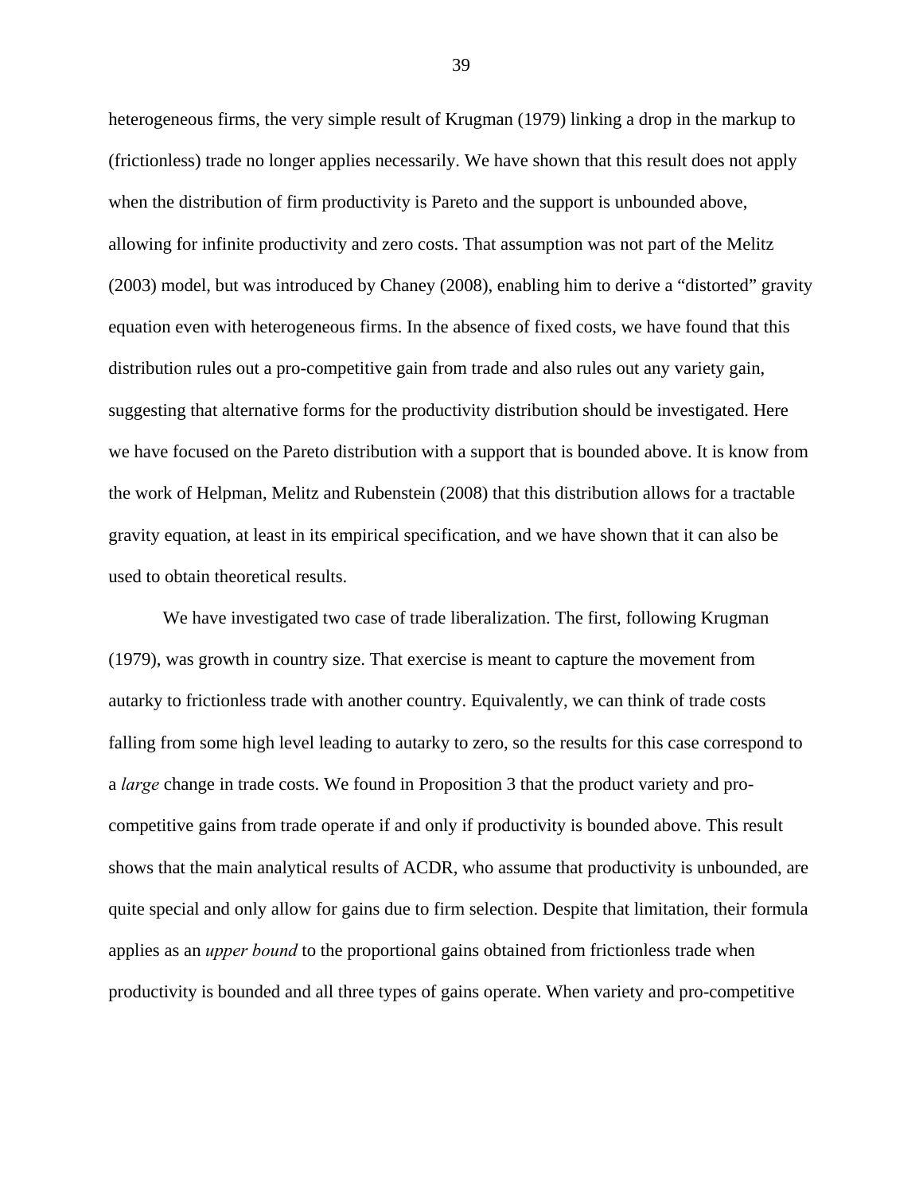heterogeneous firms, the very simple result of Krugman (1979) linking a drop in the markup to (frictionless) trade no longer applies necessarily. We have shown that this result does not apply when the distribution of firm productivity is Pareto and the support is unbounded above, allowing for infinite productivity and zero costs. That assumption was not part of the Melitz (2003) model, but was introduced by Chaney (2008), enabling him to derive a "distorted" gravity equation even with heterogeneous firms. In the absence of fixed costs, we have found that this distribution rules out a pro-competitive gain from trade and also rules out any variety gain, suggesting that alternative forms for the productivity distribution should be investigated. Here we have focused on the Pareto distribution with a support that is bounded above. It is know from the work of Helpman, Melitz and Rubenstein (2008) that this distribution allows for a tractable gravity equation, at least in its empirical specification, and we have shown that it can also be used to obtain theoretical results.

We have investigated two case of trade liberalization. The first, following Krugman (1979), was growth in country size. That exercise is meant to capture the movement from autarky to frictionless trade with another country. Equivalently, we can think of trade costs falling from some high level leading to autarky to zero, so the results for this case correspond to a *large* change in trade costs. We found in Proposition 3 that the product variety and pro-competitive gains from trade operate if and only if productivity is bounded above. This result shows that the main analytical results of ACDR, who assume that productivity is unbounded, are quite special and only allow for gains due to firm selection. Despite that limitation, their formula applies as an *upper bound* to the proportional gains obtained from frictionless trade when productivity is bounded and all three types of gains operate. When variety and pro-competitive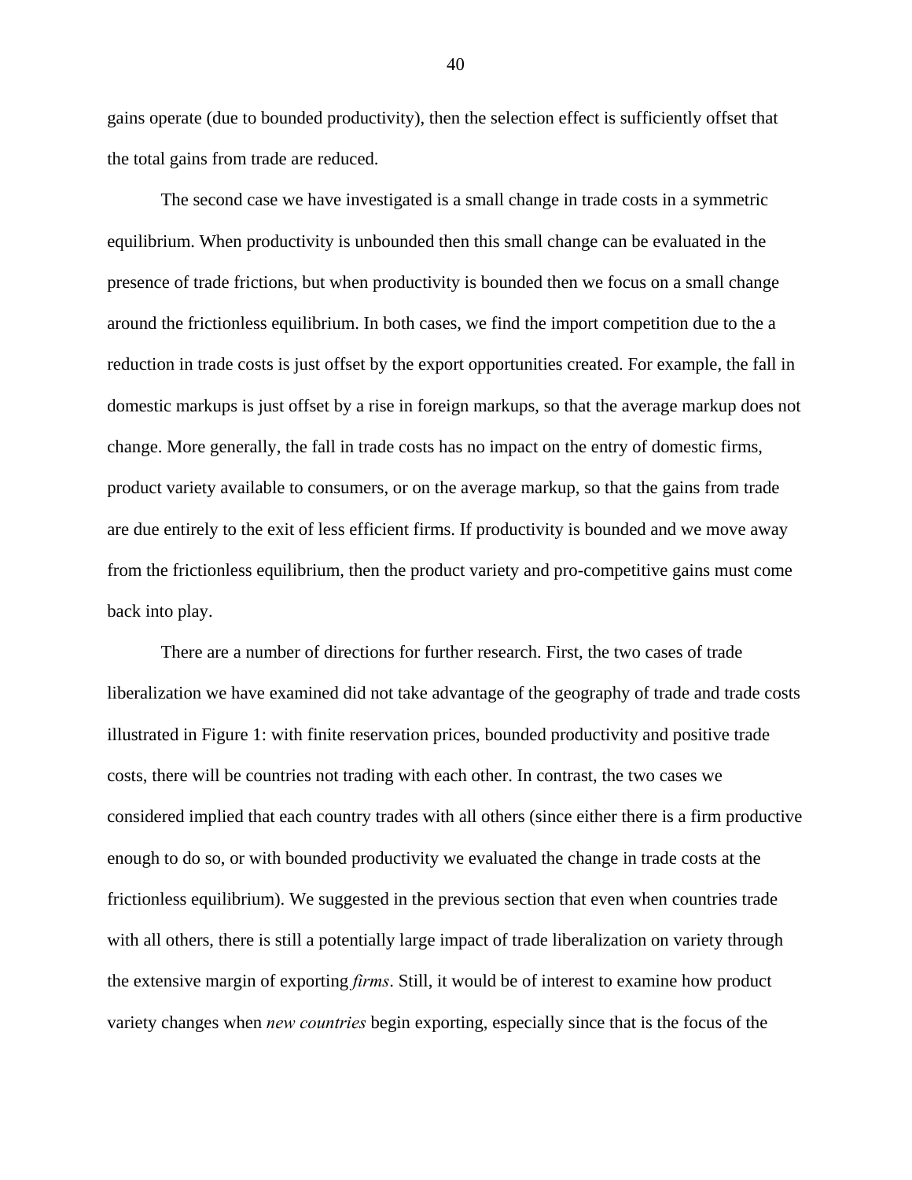gains operate (due to bounded productivity), then the selection effect is sufficiently offset that the total gains from trade are reduced.

The second case we have investigated is a small change in trade costs in a symmetric equilibrium. When productivity is unbounded then this small change can be evaluated in the presence of trade frictions, but when productivity is bounded then we focus on a small change around the frictionless equilibrium. In both cases, we find the import competition due to the a reduction in trade costs is just offset by the export opportunities created. For example, the fall in domestic markups is just offset by a rise in foreign markups, so that the average markup does not change. More generally, the fall in trade costs has no impact on the entry of domestic firms, product variety available to consumers, or on the average markup, so that the gains from trade are due entirely to the exit of less efficient firms. If productivity is bounded and we move away from the frictionless equilibrium, then the product variety and pro-competitive gains must come back into play.

There are a number of directions for further research. First, the two cases of trade liberalization we have examined did not take advantage of the geography of trade and trade costs illustrated in Figure 1: with finite reservation prices, bounded productivity and positive trade costs, there will be countries not trading with each other. In contrast, the two cases we considered implied that each country trades with all others (since either there is a firm productive enough to do so, or with bounded productivity we evaluated the change in trade costs at the frictionless equilibrium). We suggested in the previous section that even when countries trade with all others, there is still a potentially large impact of trade liberalization on variety through the extensive margin of exporting *firms*. Still, it would be of interest to examine how product variety changes when *new countries* begin exporting, especially since that is the focus of the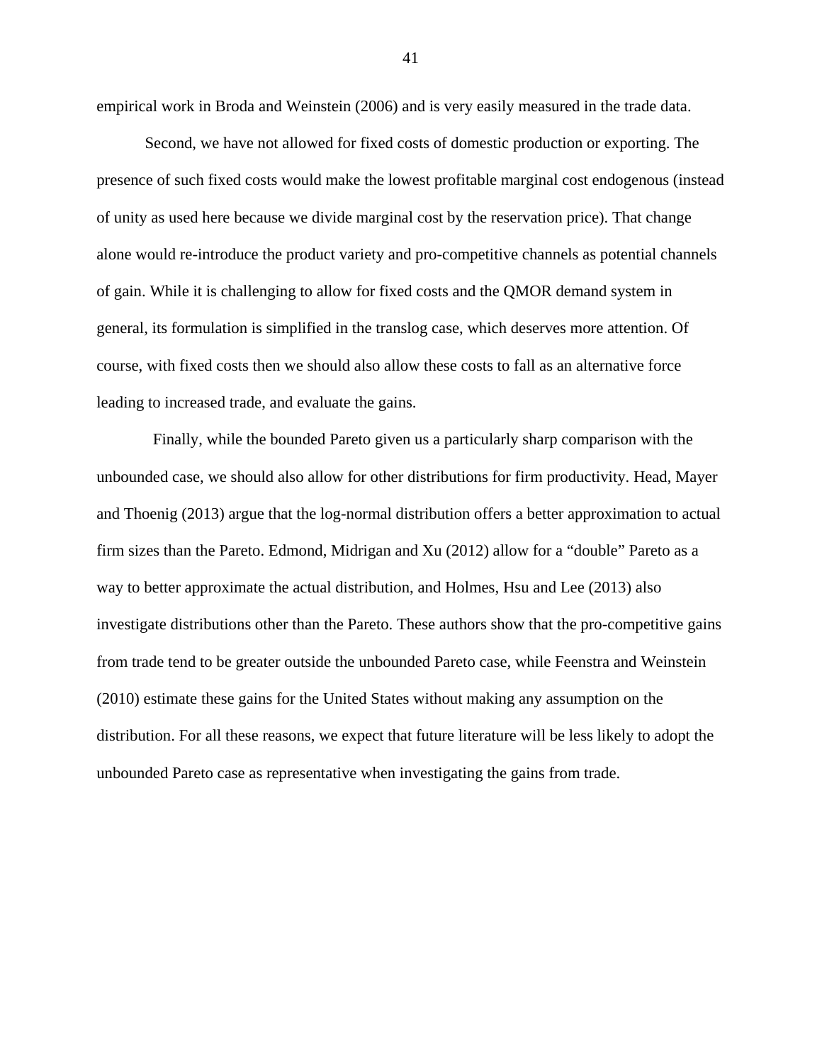empirical work in Broda and Weinstein (2006) and is very easily measured in the trade data.

Second, we have not allowed for fixed costs of domestic production or exporting. The presence of such fixed costs would make the lowest profitable marginal cost endogenous (instead of unity as used here because we divide marginal cost by the reservation price). That change alone would re-introduce the product variety and pro-competitive channels as potential channels of gain. While it is challenging to allow for fixed costs and the QMOR demand system in general, its formulation is simplified in the translog case, which deserves more attention. Of course, with fixed costs then we should also allow these costs to fall as an alternative force leading to increased trade, and evaluate the gains.

Finally, while the bounded Pareto given us a particularly sharp comparison with the unbounded case, we should also allow for other distributions for firm productivity. Head, Mayer and Thoenig (2013) argue that the log-normal distribution offers a better approximation to actual firm sizes than the Pareto. Edmond, Midrigan and Xu (2012) allow for a "double" Pareto as a way to better approximate the actual distribution, and Holmes, Hsu and Lee (2013) also investigate distributions other than the Pareto. These authors show that the pro-competitive gains from trade tend to be greater outside the unbounded Pareto case, while Feenstra and Weinstein (2010) estimate these gains for the United States without making any assumption on the distribution. For all these reasons, we expect that future literature will be less likely to adopt the unbounded Pareto case as representative when investigating the gains from trade.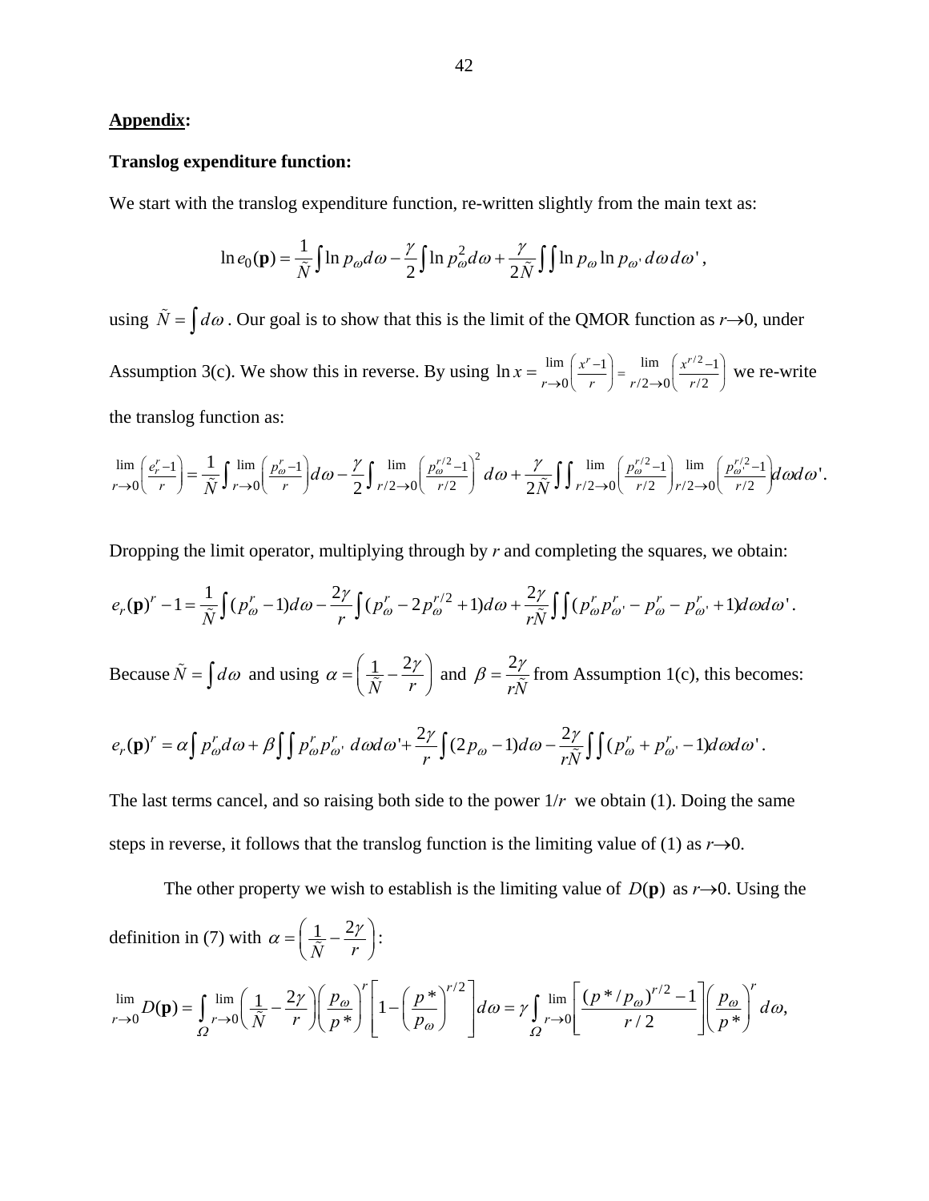**Appendix:**

**Translog expenditure function:**

We start with the translog expenditure function, re-written slightly from the main text as:

$$\ln e_0(\mathbf{p}) = \frac{1}{\tilde{N}}\int \ln p_\omega d\omega - \frac{\gamma}{2}\int \ln p_\omega^2 d\omega + \frac{\gamma}{2\tilde{N}}\int\int \ln p_\omega \ln p_{\omega'}\, d\omega\, d\omega' ,$$

using $\tilde{N} = \int d\omega$. Our goal is to show that this is the limit of the QMOR function as $r\to 0$, under Assumption 3(c). We show this in reverse. By using $\ln x = \lim_{r\to 0}\left(\frac{x^r - 1}{r}\right) = \lim_{r/2\to 0}\left(\frac{x^{r/2}-1}{r/2}\right)$ we re-write the translog function as:

$$\lim_{r\to 0}\left(\frac{e_r^r - 1}{r}\right) = \frac{1}{\tilde{N}}\int \lim_{r\to 0}\left(\frac{p_\omega^r - 1}{r}\right)d\omega - \frac{\gamma}{2}\int \lim_{r/2\to 0}\left(\frac{p_\omega^{r/2}-1}{r/2}\right)^2 d\omega + \frac{\gamma}{2\tilde{N}}\int\int \lim_{r/2\to 0}\left(\frac{p_\omega^{r/2}-1}{r/2}\right)\lim_{r/2\to 0}\left(\frac{p_{\omega'}^{r/2}-1}{r/2}\right)d\omega d\omega'.$$

Dropping the limit operator, multiplying through by $r$ and completing the squares, we obtain:

$$e_r(\mathbf{p})^r - 1 = \frac{1}{\tilde{N}}\int (p_\omega^r - 1)d\omega - \frac{2\gamma}{r}\int (p_\omega^r - 2p_\omega^{r/2} + 1)d\omega + \frac{2\gamma}{r\tilde{N}}\int\int (p_\omega^r p_{\omega'}^r - p_\omega^r - p_{\omega'}^r + 1)d\omega d\omega' .$$

Because $\tilde{N} = \int d\omega$ and using $\alpha = \left(\frac{1}{\tilde{N}} - \frac{2\gamma}{r}\right)$ and $\beta = \frac{2\gamma}{r\tilde{N}}$ from Assumption 1(c), this becomes:

$$e_r(\mathbf{p})^r = \alpha\int p_\omega^r d\omega + \beta\int\int p_\omega^r p_{\omega'}^r\, d\omega d\omega' + \frac{2\gamma}{r}\int (2p_\omega - 1)d\omega - \frac{2\gamma}{r\tilde{N}}\int\int (p_\omega^r + p_{\omega'}^r - 1)d\omega d\omega' .$$

The last terms cancel, and so raising both side to the power $1/r$ we obtain (1). Doing the same steps in reverse, it follows that the translog function is the limiting value of (1) as $r\to 0$.

The other property we wish to establish is the limiting value of $D(\mathbf{p})$ as $r\to 0$. Using the definition in (7) with $\alpha = \left(\frac{1}{\tilde{N}} - \frac{2\gamma}{r}\right)$:

$$\lim_{r\to 0} D(\mathbf{p}) = \int_{\Omega} \lim_{r\to 0}\left(\frac{1}{\tilde{N}} - \frac{2\gamma}{r}\right)\left(\frac{p_\omega}{p^*}\right)^r\left[1 - \left(\frac{p^*}{p_\omega}\right)^{r/2}\right]d\omega = \gamma\int_{\Omega} \lim_{r\to 0}\left[\frac{(p^*/p_\omega)^{r/2} - 1}{r/2}\right]\left(\frac{p_\omega}{p^*}\right)^r d\omega,$$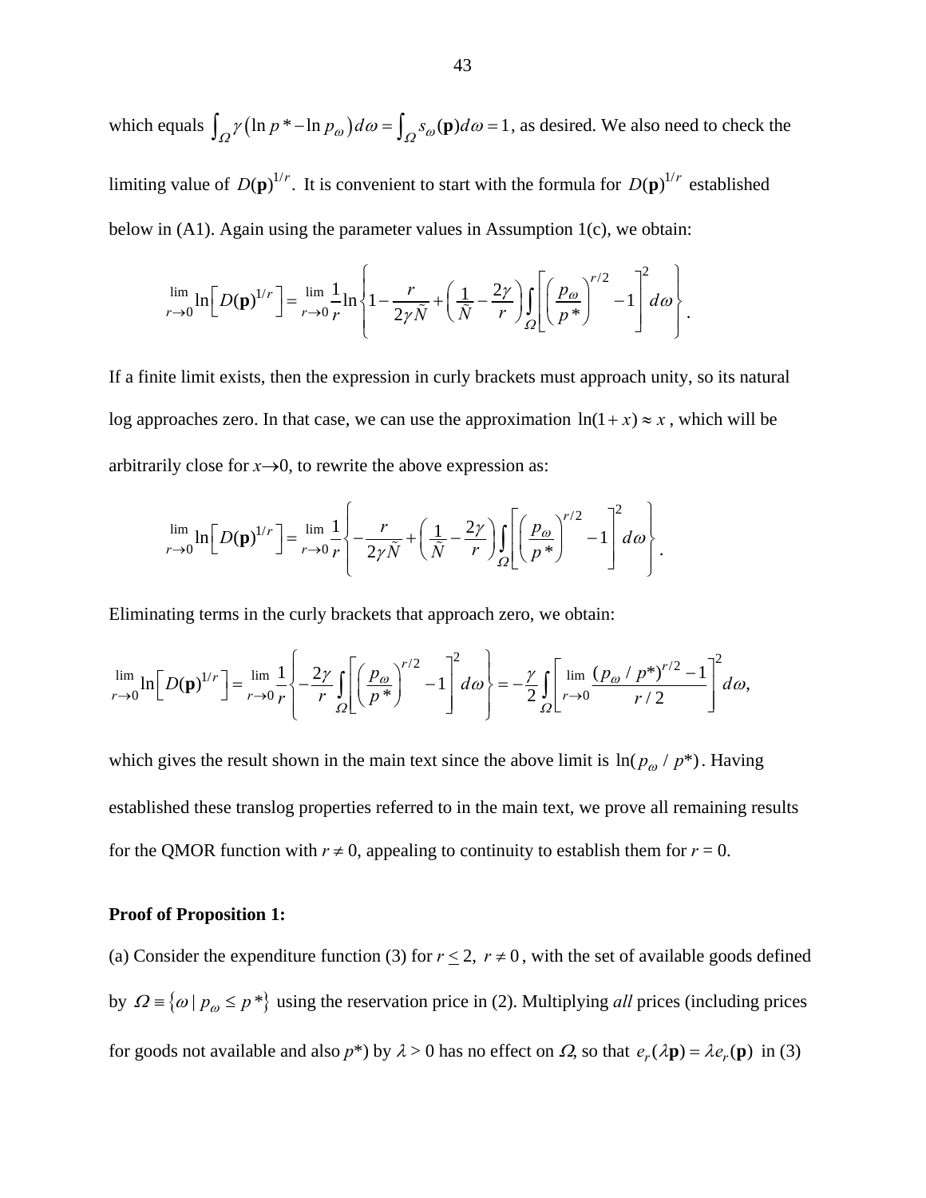which equals $\int_{\Omega} \gamma \left( \ln p^* - \ln p_\omega \right) d\omega = \int_{\Omega} s_\omega(\mathbf{p}) d\omega = 1$, as desired. We also need to check the limiting value of $D(\mathbf{p})^{1/r}$. It is convenient to start with the formula for $D(\mathbf{p})^{1/r}$ established below in (A1). Again using the parameter values in Assumption 1(c), we obtain:

$$\lim_{r \to 0} \ln \left[ D(\mathbf{p})^{1/r} \right] = \lim_{r \to 0} \frac{1}{r} \ln \left\{ 1 - \frac{r}{2\gamma \tilde{N}} + \left( \frac{1}{\tilde{N}} - \frac{2\gamma}{r} \right) \int_{\Omega} \left[ \left( \frac{p_\omega}{p^*} \right)^{r/2} - 1 \right]^2 d\omega \right\}.$$

If a finite limit exists, then the expression in curly brackets must approach unity, so its natural log approaches zero. In that case, we can use the approximation $\ln(1+x) \approx x$, which will be arbitrarily close for $x \to 0$, to rewrite the above expression as:

$$\lim_{r \to 0} \ln \left[ D(\mathbf{p})^{1/r} \right] = \lim_{r \to 0} \frac{1}{r} \left\{ -\frac{r}{2\gamma \tilde{N}} + \left( \frac{1}{\tilde{N}} - \frac{2\gamma}{r} \right) \int_{\Omega} \left[ \left( \frac{p_\omega}{p^*} \right)^{r/2} - 1 \right]^2 d\omega \right\}.$$

Eliminating terms in the curly brackets that approach zero, we obtain:

$$\lim_{r \to 0} \ln \left[ D(\mathbf{p})^{1/r} \right] = \lim_{r \to 0} \frac{1}{r} \left\{ -\frac{2\gamma}{r} \int_{\Omega} \left[ \left( \frac{p_\omega}{p^*} \right)^{r/2} - 1 \right]^2 d\omega \right\} = -\frac{\gamma}{2} \int_{\Omega} \left[ \lim_{r \to 0} \frac{(p_\omega / p^*)^{r/2} - 1}{r/2} \right]^2 d\omega,$$

which gives the result shown in the main text since the above limit is $\ln(p_\omega / p^*)$. Having established these translog properties referred to in the main text, we prove all remaining results for the QMOR function with $r \neq 0$, appealing to continuity to establish them for $r = 0$.

**Proof of Proposition 1:**

(a) Consider the expenditure function (3) for $r \leq 2$, $r \neq 0$, with the set of available goods defined by $\Omega \equiv \{ \omega \mid p_\omega \leq p^* \}$ using the reservation price in (2). Multiplying *all* prices (including prices for goods not available and also $p^*$) by $\lambda > 0$ has no effect on $\Omega$, so that $e_r(\lambda \mathbf{p}) = \lambda e_r(\mathbf{p})$ in (3)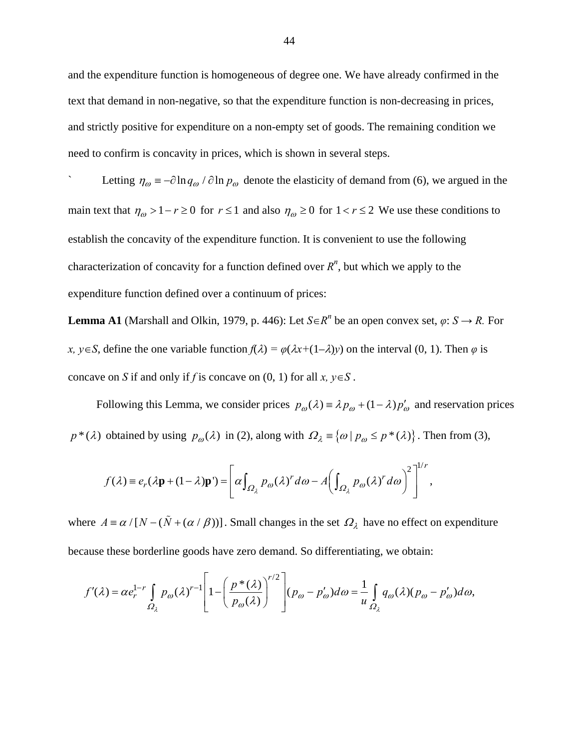and the expenditure function is homogeneous of degree one. We have already confirmed in the text that demand in non-negative, so that the expenditure function is non-decreasing in prices, and strictly positive for expenditure on a non-empty set of goods. The remaining condition we need to confirm is concavity in prices, which is shown in several steps.

` Letting $\eta_\omega \equiv -\partial \ln q_\omega / \partial \ln p_\omega$ denote the elasticity of demand from (6), we argued in the main text that $\eta_\omega > 1 - r \geq 0$ for $r \leq 1$ and also $\eta_\omega \geq 0$ for $1 < r \leq 2$ We use these conditions to establish the concavity of the expenditure function. It is convenient to use the following characterization of concavity for a function defined over $R^n$, but which we apply to the expenditure function defined over a continuum of prices:

**Lemma A1** (Marshall and Olkin, 1979, p. 446): Let $S \in R^n$ be an open convex set, $\varphi$: $S \rightarrow R$. For $x, y \in S$, define the one variable function $f(\lambda) = \varphi(\lambda x + (1-\lambda)y)$ on the interval (0, 1). Then $\varphi$ is concave on $S$ if and only if $f$ is concave on (0, 1) for all $x, y \in S$.

Following this Lemma, we consider prices $p_\omega(\lambda) \equiv \lambda p_\omega + (1-\lambda)p'_\omega$ and reservation prices $p^*(\lambda)$ obtained by using $p_\omega(\lambda)$ in (2), along with $\Omega_\lambda \equiv \{\omega \mid p_\omega \leq p^*(\lambda)\}$. Then from (3),

$$f(\lambda) \equiv e_r(\lambda \mathbf{p} + (1-\lambda)\mathbf{p}') = \left[ \alpha \int_{\Omega_\lambda} p_\omega(\lambda)^r d\omega - A \left( \int_{\Omega_\lambda} p_\omega(\lambda)^r d\omega \right)^2 \right]^{1/r},$$

where $A \equiv \alpha / [N - (\tilde{N} + (\alpha / \beta))]$. Small changes in the set $\Omega_\lambda$ have no effect on expenditure because these borderline goods have zero demand. So differentiating, we obtain:

$$f'(\lambda) = \alpha e_r^{1-r} \int_{\Omega_\lambda} p_\omega(\lambda)^{r-1} \left[ 1 - \left( \frac{p^*(\lambda)}{p_\omega(\lambda)} \right)^{r/2} \right] (p_\omega - p'_\omega) d\omega = \frac{1}{u} \int_{\Omega_\lambda} q_\omega(\lambda)(p_\omega - p'_\omega) d\omega,$$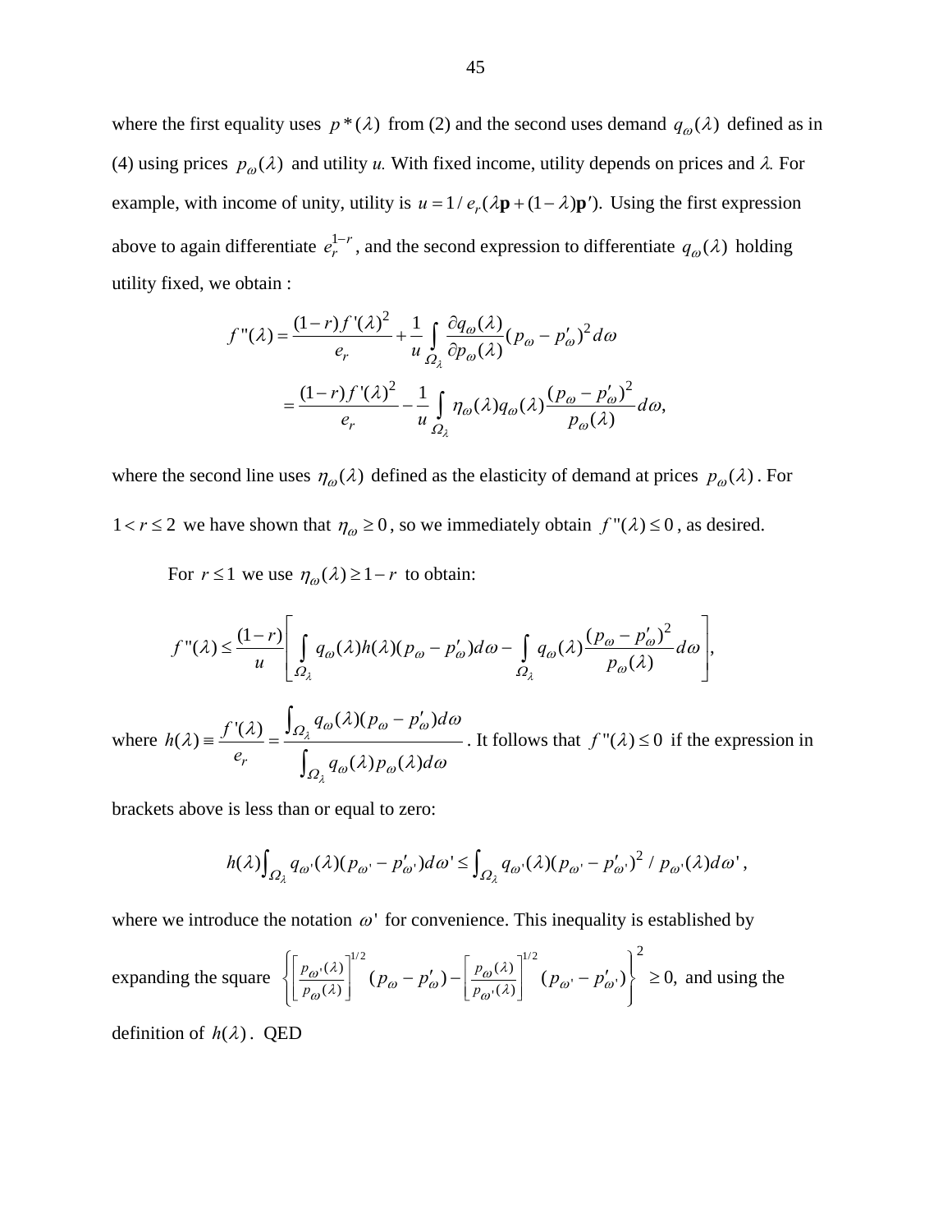where the first equality uses $p^*(\lambda)$ from (2) and the second uses demand $q_\omega(\lambda)$ defined as in (4) using prices $p_\omega(\lambda)$ and utility *u*. With fixed income, utility depends on prices and $\lambda$. For example, with income of unity, utility is $u = 1/e_r(\lambda \mathbf{p} + (1-\lambda)\mathbf{p}')$. Using the first expression above to again differentiate $e_r^{1-r}$, and the second expression to differentiate $q_\omega(\lambda)$ holding utility fixed, we obtain :

$$
\begin{aligned}
f''(\lambda) &= \frac{(1-r)f'(\lambda)^2}{e_r} + \frac{1}{u}\int_{\Omega_\lambda} \frac{\partial q_\omega(\lambda)}{\partial p_\omega(\lambda)}(p_\omega - p'_\omega)^2 d\omega \\
&= \frac{(1-r)f'(\lambda)^2}{e_r} - \frac{1}{u}\int_{\Omega_\lambda} \eta_\omega(\lambda) q_\omega(\lambda) \frac{(p_\omega - p'_\omega)^2}{p_\omega(\lambda)} d\omega,
\end{aligned}
$$

where the second line uses $\eta_\omega(\lambda)$ defined as the elasticity of demand at prices $p_\omega(\lambda)$. For $1 < r \le 2$ we have shown that $\eta_\omega \ge 0$, so we immediately obtain $f''(\lambda) \le 0$, as desired.

For $r \le 1$ we use $\eta_\omega(\lambda) \ge 1 - r$ to obtain:

$$
f''(\lambda) \le \frac{(1-r)}{u}\left[\int_{\Omega_\lambda} q_\omega(\lambda) h(\lambda)(p_\omega - p'_\omega) d\omega - \int_{\Omega_\lambda} q_\omega(\lambda)\frac{(p_\omega - p'_\omega)^2}{p_\omega(\lambda)} d\omega\right],
$$

where $h(\lambda) \equiv \frac{f'(\lambda)}{e_r} = \frac{\int_{\Omega_\lambda} q_\omega(\lambda)(p_\omega - p'_\omega) d\omega}{\int_{\Omega_\lambda} q_\omega(\lambda) p_\omega(\lambda) d\omega}$. It follows that $f''(\lambda) \le 0$ if the expression in brackets above is less than or equal to zero:

$$
h(\lambda)\int_{\Omega_\lambda} q_{\omega'}(\lambda)(p_{\omega'} - p'_{\omega'}) d\omega' \le \int_{\Omega_\lambda} q_{\omega'}(\lambda)(p_{\omega'} - p'_{\omega'})^2 / p_{\omega'}(\lambda) d\omega',
$$

where we introduce the notation $\omega'$ for convenience. This inequality is established by expanding the square $\left\{\left[\frac{p_{\omega'}(\lambda)}{p_\omega(\lambda)}\right]^{1/2}(p_\omega - p'_\omega) - \left[\frac{p_\omega(\lambda)}{p_{\omega'}(\lambda)}\right]^{1/2}(p_{\omega'} - p'_{\omega'})\right\}^2 \ge 0,$ and using the definition of $h(\lambda)$. QED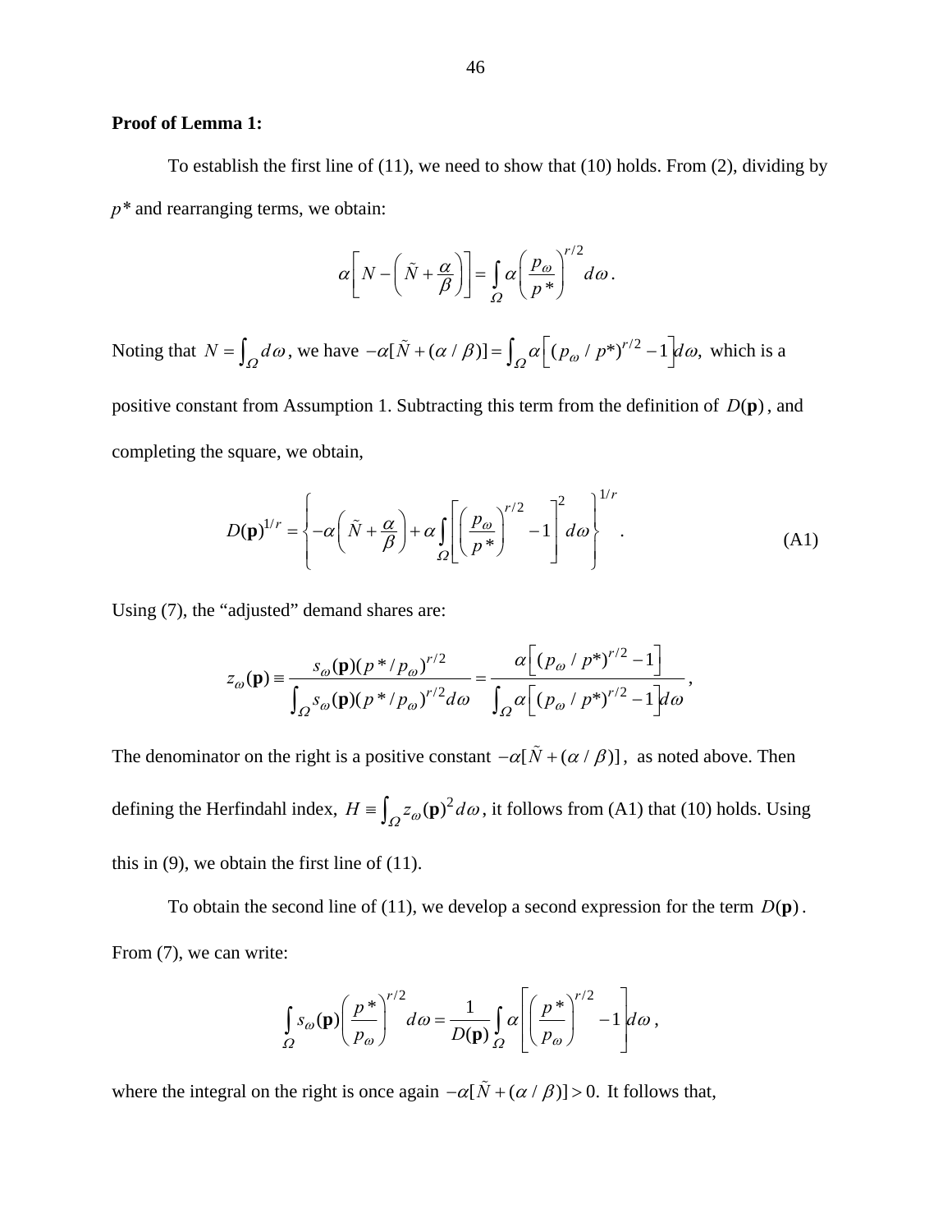**Proof of Lemma 1:**

To establish the first line of (11), we need to show that (10) holds. From (2), dividing by $p^*$ and rearranging terms, we obtain:

$$\alpha\left[N - \left(\tilde{N} + \frac{\alpha}{\beta}\right)\right] = \int_{\Omega} \alpha \left(\frac{p_\omega}{p^*}\right)^{r/2} d\omega .$$

Noting that $N = \int_{\Omega} d\omega$, we have $-\alpha[\tilde{N} + (\alpha / \beta)] = \int_{\Omega} \alpha\left[(p_\omega / p^*)^{r/2} - 1\right] d\omega,$ which is a positive constant from Assumption 1. Subtracting this term from the definition of $D(\mathbf{p})$, and completing the square, we obtain,

$$D(\mathbf{p})^{1/r} = \left\{ -\alpha\left(\tilde{N} + \frac{\alpha}{\beta}\right) + \alpha \int_{\Omega} \left[\left(\frac{p_\omega}{p^*}\right)^{r/2} - 1\right]^2 d\omega \right\}^{1/r} . \tag{A1}$$

Using (7), the "adjusted" demand shares are:

$$z_\omega(\mathbf{p}) \equiv \frac{s_\omega(\mathbf{p})(p^*/p_\omega)^{r/2}}{\int_{\Omega} s_\omega(\mathbf{p})(p^*/p_\omega)^{r/2} d\omega} = \frac{\alpha\left[(p_\omega / p^*)^{r/2} - 1\right]}{\int_{\Omega} \alpha\left[(p_\omega / p^*)^{r/2} - 1\right] d\omega} ,$$

The denominator on the right is a positive constant $-\alpha[\tilde{N} + (\alpha / \beta)]$, as noted above. Then defining the Herfindahl index, $H \equiv \int_{\Omega} z_\omega(\mathbf{p})^2 d\omega$, it follows from (A1) that (10) holds. Using this in (9), we obtain the first line of (11).

To obtain the second line of (11), we develop a second expression for the term $D(\mathbf{p})$. From (7), we can write:

$$\int_{\Omega} s_\omega(\mathbf{p}) \left(\frac{p^*}{p_\omega}\right)^{r/2} d\omega = \frac{1}{D(\mathbf{p})} \int_{\Omega} \alpha \left[\left(\frac{p^*}{p_\omega}\right)^{r/2} - 1\right] d\omega ,$$

where the integral on the right is once again $-\alpha[\tilde{N} + (\alpha / \beta)] > 0.$ It follows that,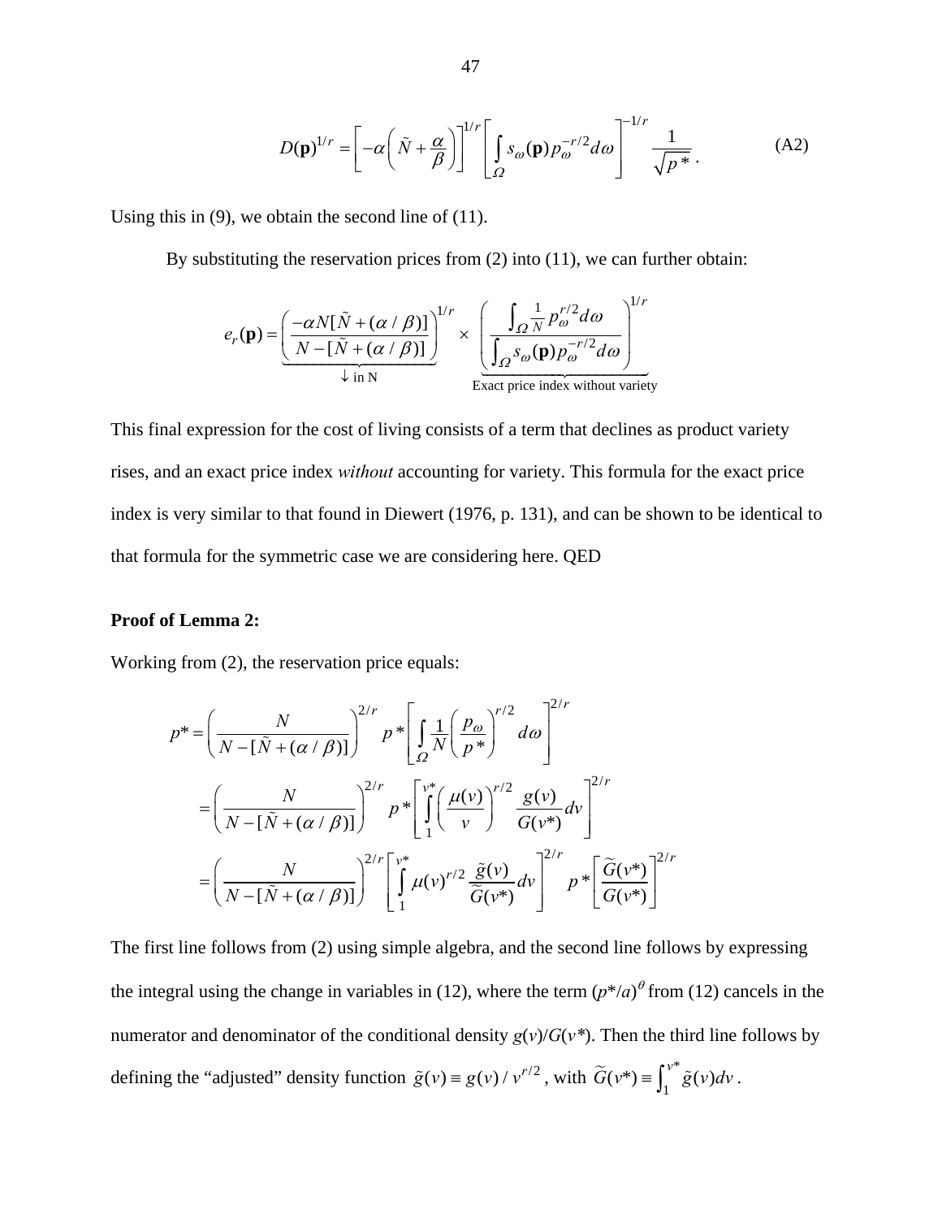$$D(\mathbf{p})^{1/r} = \left[-\alpha\left(\tilde{N} + \frac{\alpha}{\beta}\right)\right]^{1/r} \left[\int_{\Omega} s_{\omega}(\mathbf{p}) p_{\omega}^{-r/2} d\omega\right]^{-1/r} \frac{1}{\sqrt{p^*}}. \tag{A2}$$

Using this in (9), we obtain the second line of (11).

By substituting the reservation prices from (2) into (11), we can further obtain:

$$e_r(\mathbf{p}) = \underbrace{\left(\frac{-\alpha N[\tilde{N} + (\alpha/\beta)]}{N - [\tilde{N} + (\alpha/\beta)]}\right)^{1/r}}_{\downarrow \text{ in N}} \times \underbrace{\left(\frac{\int_{\Omega} \frac{1}{N} p_{\omega}^{r/2} d\omega}{\int_{\Omega} s_{\omega}(\mathbf{p}) p_{\omega}^{-r/2} d\omega}\right)^{1/r}}_{\text{Exact price index without variety}}$$

This final expression for the cost of living consists of a term that declines as product variety rises, and an exact price index *without* accounting for variety. This formula for the exact price index is very similar to that found in Diewert (1976, p. 131), and can be shown to be identical to that formula for the symmetric case we are considering here. QED

**Proof of Lemma 2:**

Working from (2), the reservation price equals:

$$\begin{aligned}
p^* &= \left(\frac{N}{N - [\tilde{N} + (\alpha/\beta)]}\right)^{2/r} p^* \left[\int_{\Omega} \frac{1}{N}\left(\frac{p_{\omega}}{p^*}\right)^{r/2} d\omega\right]^{2/r} \\
&= \left(\frac{N}{N - [\tilde{N} + (\alpha/\beta)]}\right)^{2/r} p^* \left[\int_1^{v^*} \left(\frac{\mu(v)}{v}\right)^{r/2} \frac{g(v)}{G(v^*)} dv\right]^{2/r} \\
&= \left(\frac{N}{N - [\tilde{N} + (\alpha/\beta)]}\right)^{2/r} \left[\int_1^{v^*} \mu(v)^{r/2} \frac{\tilde{g}(v)}{\widetilde{G}(v^*)} dv\right]^{2/r} p^* \left[\frac{\widetilde{G}(v^*)}{G(v^*)}\right]^{2/r}
\end{aligned}$$

The first line follows from (2) using simple algebra, and the second line follows by expressing the integral using the change in variables in (12), where the term $(p^*/a)^{\theta}$ from (12) cancels in the numerator and denominator of the conditional density $g(v)/G(v^*)$. Then the third line follows by defining the "adjusted" density function $\tilde{g}(v) \equiv g(v)/v^{r/2}$, with $\widetilde{G}(v^*) \equiv \int_1^{v^*} \tilde{g}(v) dv$.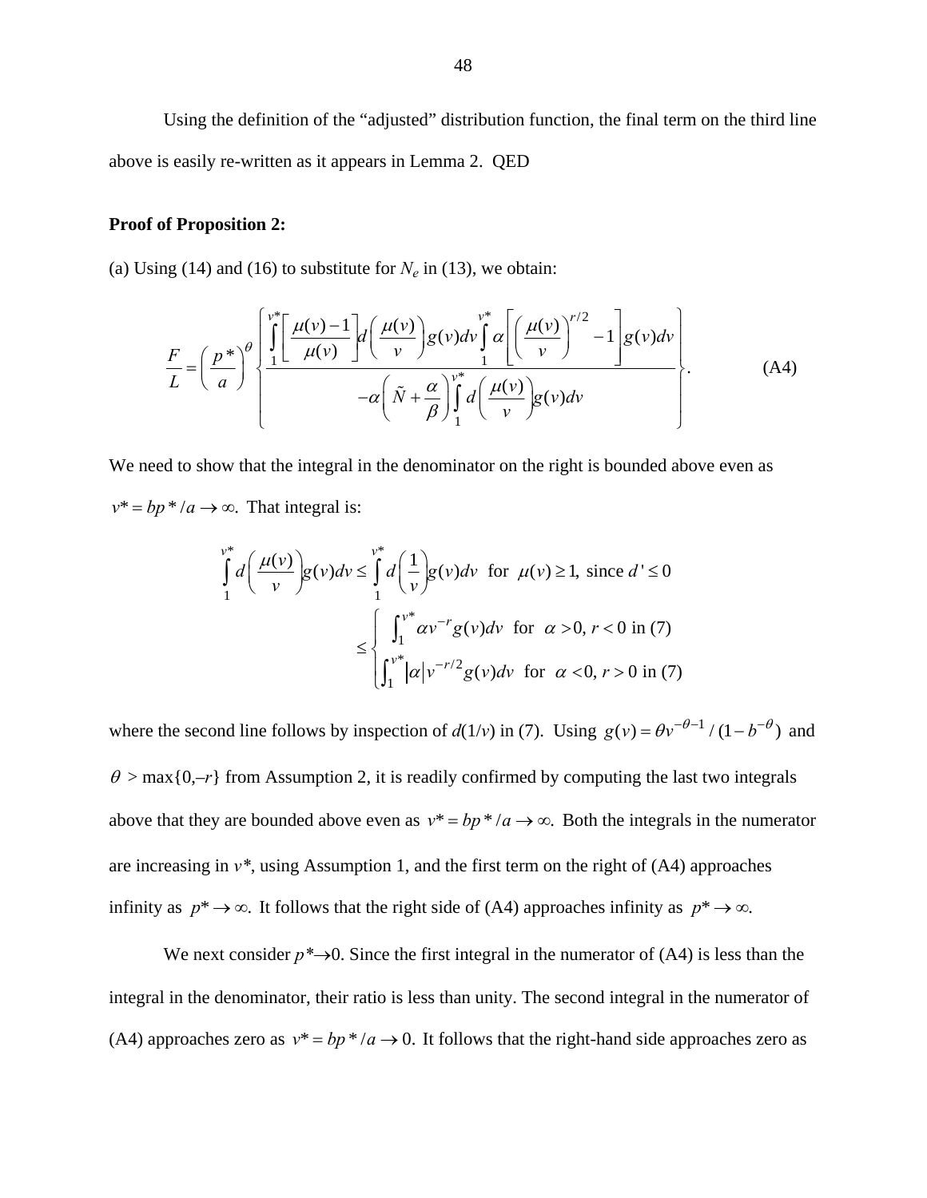Using the definition of the "adjusted" distribution function, the final term on the third line above is easily re-written as it appears in Lemma 2. QED

**Proof of Proposition 2:**

(a) Using (14) and (16) to substitute for $N_e$ in (13), we obtain:

$$\frac{F}{L} = \left(\frac{p^*}{a}\right)^{\theta} \left\{ \frac{\int_1^{v^*} \left[\frac{\mu(v)-1}{\mu(v)}\right] d\left(\frac{\mu(v)}{v}\right) g(v)dv \int_1^{v^*} \alpha \left[\left(\frac{\mu(v)}{v}\right)^{r/2} - 1\right] g(v)dv}{-\alpha\left(\tilde{N} + \frac{\alpha}{\beta}\right) \int_1^{v^*} d\left(\frac{\mu(v)}{v}\right) g(v)dv} \right\}. \tag{A4}$$

We need to show that the integral in the denominator on the right is bounded above even as $v^* = bp^*/a \to \infty$. That integral is:

$$\int_1^{v^*} d\left(\frac{\mu(v)}{v}\right) g(v)dv \leq \int_1^{v^*} d\left(\frac{1}{v}\right) g(v)dv \;\text{ for }\; \mu(v) \geq 1, \text{ since } d' \leq 0$$

$$\leq \begin{cases} \int_1^{v^*} \alpha v^{-r} g(v)dv \;\text{ for }\; \alpha > 0, r < 0 \text{ in (7)} \\ \int_1^{v^*} |\alpha| v^{-r/2} g(v)dv \;\text{ for }\; \alpha < 0, r > 0 \text{ in (7)} \end{cases}$$

where the second line follows by inspection of $d(1/v)$ in (7). Using $g(v) = \theta v^{-\theta-1}/(1-b^{-\theta})$ and $\theta > \max\{0, -r\}$ from Assumption 2, it is readily confirmed by computing the last two integrals above that they are bounded above even as $v^* = bp^*/a \to \infty$. Both the integrals in the numerator are increasing in $v^*$, using Assumption 1, and the first term on the right of (A4) approaches infinity as $p^* \to \infty$. It follows that the right side of (A4) approaches infinity as $p^* \to \infty$.

We next consider $p^* \to 0$. Since the first integral in the numerator of (A4) is less than the integral in the denominator, their ratio is less than unity. The second integral in the numerator of (A4) approaches zero as $v^* = bp^*/a \to 0$. It follows that the right-hand side approaches zero as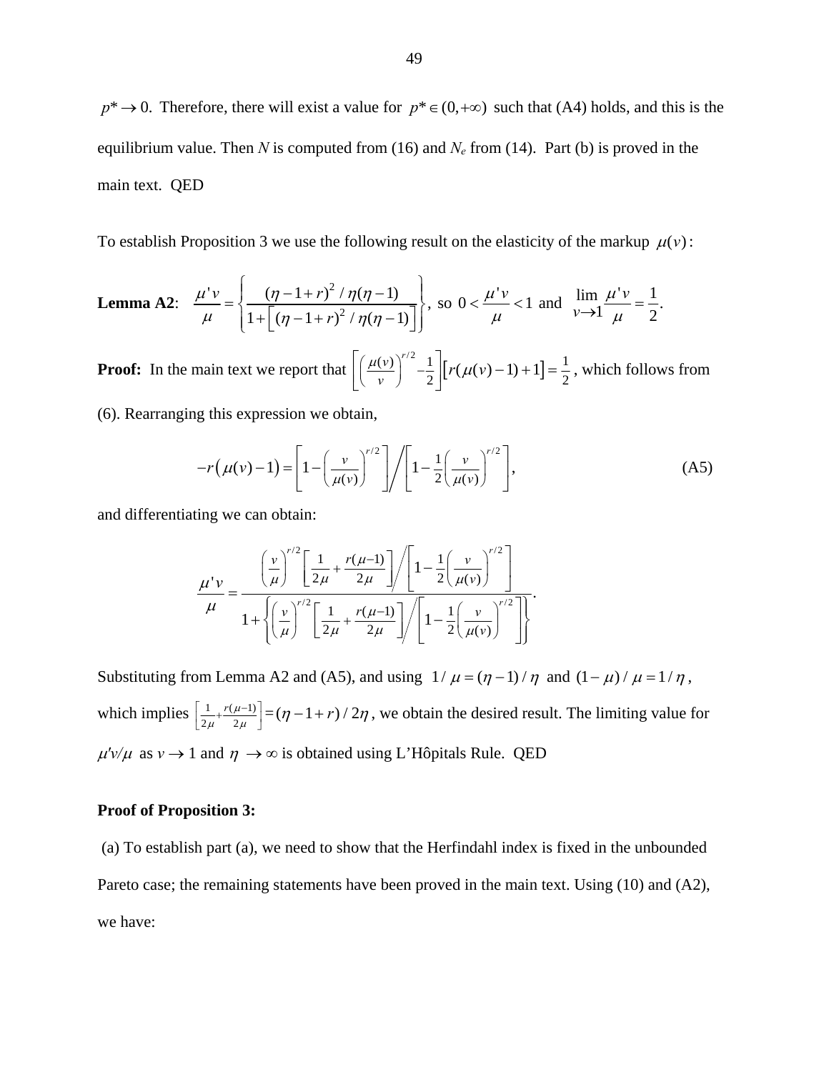$p^* \to 0$. Therefore, there will exist a value for $p^* \in (0,+\infty)$ such that (A4) holds, and this is the equilibrium value. Then *N* is computed from (16) and $N_e$ from (14). Part (b) is proved in the main text. QED

To establish Proposition 3 we use the following result on the elasticity of the markup $\mu(v)$:

**Lemma A2**: $\dfrac{\mu' v}{\mu} = \left\{ \dfrac{(\eta-1+r)^2/\eta(\eta-1)}{1+\left[(\eta-1+r)^2/\eta(\eta-1)\right]} \right\}$, so $0 < \dfrac{\mu' v}{\mu} < 1$ and $\lim\limits_{v\to 1} \dfrac{\mu' v}{\mu} = \dfrac{1}{2}$.

**Proof:** In the main text we report that $\left[\left(\frac{\mu(v)}{v}\right)^{r/2} - \frac{1}{2}\right]\left[r(\mu(v)-1)+1\right] = \frac{1}{2}$, which follows from (6). Rearranging this expression we obtain,

$$-r\left(\mu(v)-1\right) = \left[1-\left(\frac{v}{\mu(v)}\right)^{r/2}\right] \Bigg/ \left[1-\frac{1}{2}\left(\frac{v}{\mu(v)}\right)^{r/2}\right], \tag{A5}$$

and differentiating we can obtain:

$$\frac{\mu' v}{\mu} = \frac{\left(\frac{v}{\mu}\right)^{r/2}\left[\frac{1}{2\mu}+\frac{r(\mu-1)}{2\mu}\right] \Bigg/ \left[1-\frac{1}{2}\left(\frac{v}{\mu(v)}\right)^{r/2}\right]}{1+\left\{\left(\frac{v}{\mu}\right)^{r/2}\left[\frac{1}{2\mu}+\frac{r(\mu-1)}{2\mu}\right] \Bigg/ \left[1-\frac{1}{2}\left(\frac{v}{\mu(v)}\right)^{r/2}\right]\right\}}.$$

Substituting from Lemma A2 and (A5), and using $1/\mu = (\eta-1)/\eta$ and $(1-\mu)/\mu = 1/\eta$, which implies $\left[\frac{1}{2\mu}+\frac{r(\mu-1)}{2\mu}\right] = (\eta-1+r)/2\eta$, we obtain the desired result. The limiting value for $\mu' v/\mu$ as $v \to 1$ and $\eta \to \infty$ is obtained using L'Hôpitals Rule. QED

**Proof of Proposition 3:**

(a) To establish part (a), we need to show that the Herfindahl index is fixed in the unbounded Pareto case; the remaining statements have been proved in the main text. Using (10) and (A2), we have: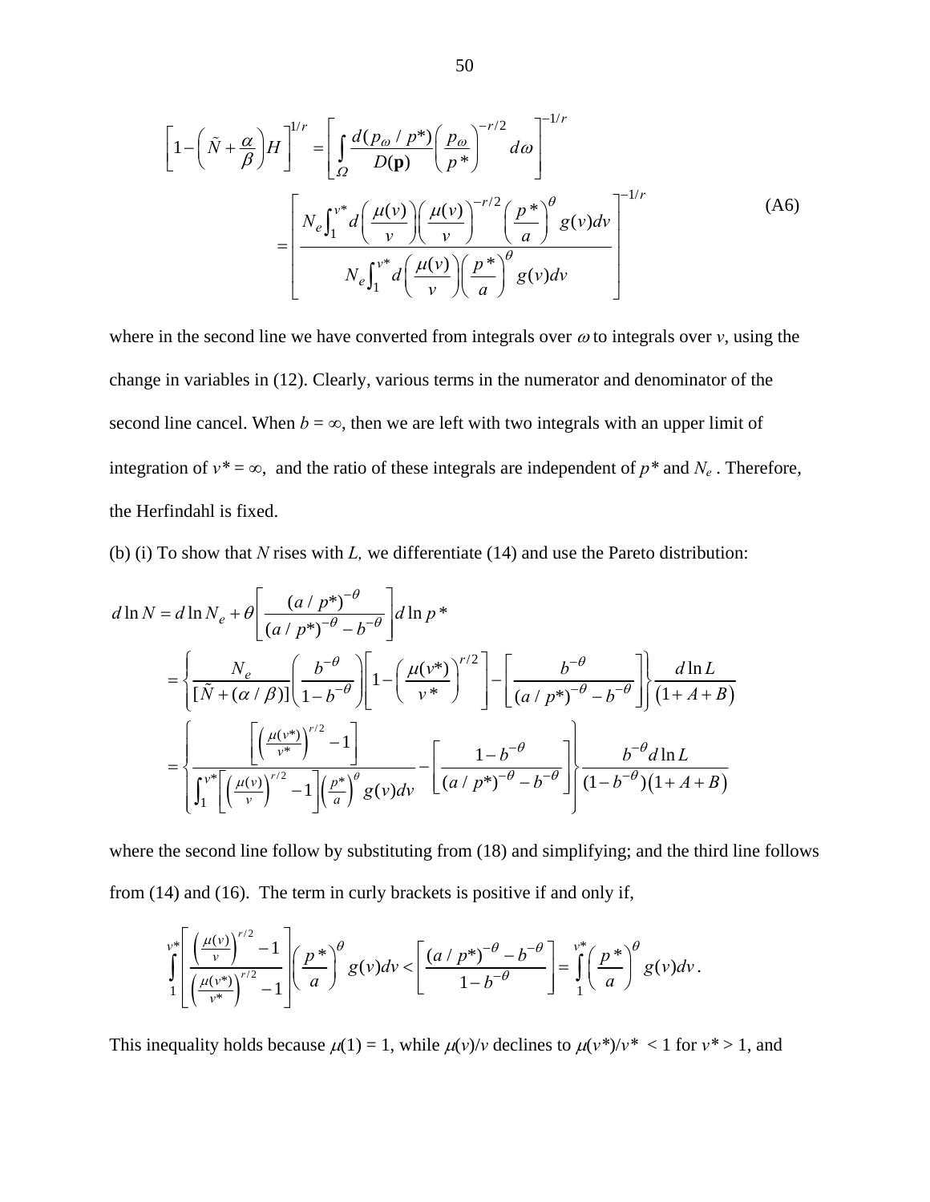$$
\left[1-\left(\tilde{N}+\frac{\alpha}{\beta}\right)H\right]^{1/r} = \left[\int_{\Omega} \frac{d(p_\omega / p^*)}{D(\mathbf{p})}\left(\frac{p_\omega}{p^*}\right)^{-r/2} d\omega\right]^{-1/r}
$$

$$
= \left[\frac{N_e \int_1^{v^*} d\left(\frac{\mu(v)}{v}\right)\left(\frac{\mu(v)}{v}\right)^{-r/2}\left(\frac{p^*}{a}\right)^{\theta} g(v)dv}{N_e \int_1^{v^*} d\left(\frac{\mu(v)}{v}\right)\left(\frac{p^*}{a}\right)^{\theta} g(v)dv}\right]^{-1/r} \tag{A6}
$$

where in the second line we have converted from integrals over $\omega$ to integrals over $v$, using the change in variables in (12). Clearly, various terms in the numerator and denominator of the second line cancel. When $b = \infty$, then we are left with two integrals with an upper limit of integration of $v^* = \infty$, and the ratio of these integrals are independent of $p^*$ and $N_e$. Therefore, the Herfindahl is fixed.

(b) (i) To show that $N$ rises with $L$, we differentiate (14) and use the Pareto distribution:

$$
d\ln N = d\ln N_e + \theta\left[\frac{(a/p^*)^{-\theta}}{(a/p^*)^{-\theta} - b^{-\theta}}\right] d\ln p^*
$$

$$
= \left\{\frac{N_e}{[\tilde{N} + (\alpha/\beta)]}\left(\frac{b^{-\theta}}{1-b^{-\theta}}\right)\left[1-\left(\frac{\mu(v^*)}{v^*}\right)^{r/2}\right] - \left[\frac{b^{-\theta}}{(a/p^*)^{-\theta} - b^{-\theta}}\right]\right\} \frac{d\ln L}{(1+A+B)}
$$

$$
= \left\{\frac{\left[\left(\frac{\mu(v^*)}{v^*}\right)^{r/2} - 1\right]}{\int_1^{v^*}\left[\left(\frac{\mu(v)}{v}\right)^{r/2} - 1\right]\left(\frac{p^*}{a}\right)^{\theta} g(v)dv} - \left[\frac{1-b^{-\theta}}{(a/p^*)^{-\theta} - b^{-\theta}}\right]\right\} \frac{b^{-\theta} d\ln L}{(1-b^{-\theta})(1+A+B)}
$$

where the second line follow by substituting from (18) and simplifying; and the third line follows from (14) and (16). The term in curly brackets is positive if and only if,

$$
\int_1^{v^*}\left[\frac{\left(\frac{\mu(v)}{v}\right)^{r/2} - 1}{\left(\frac{\mu(v^*)}{v^*}\right)^{r/2} - 1}\right]\left(\frac{p^*}{a}\right)^{\theta} g(v)dv < \left[\frac{(a/p^*)^{-\theta} - b^{-\theta}}{1-b^{-\theta}}\right] = \int_1^{v^*}\left(\frac{p^*}{a}\right)^{\theta} g(v)dv.
$$

This inequality holds because $\mu(1) = 1$, while $\mu(v)/v$ declines to $\mu(v^*)/v^* < 1$ for $v^* > 1$, and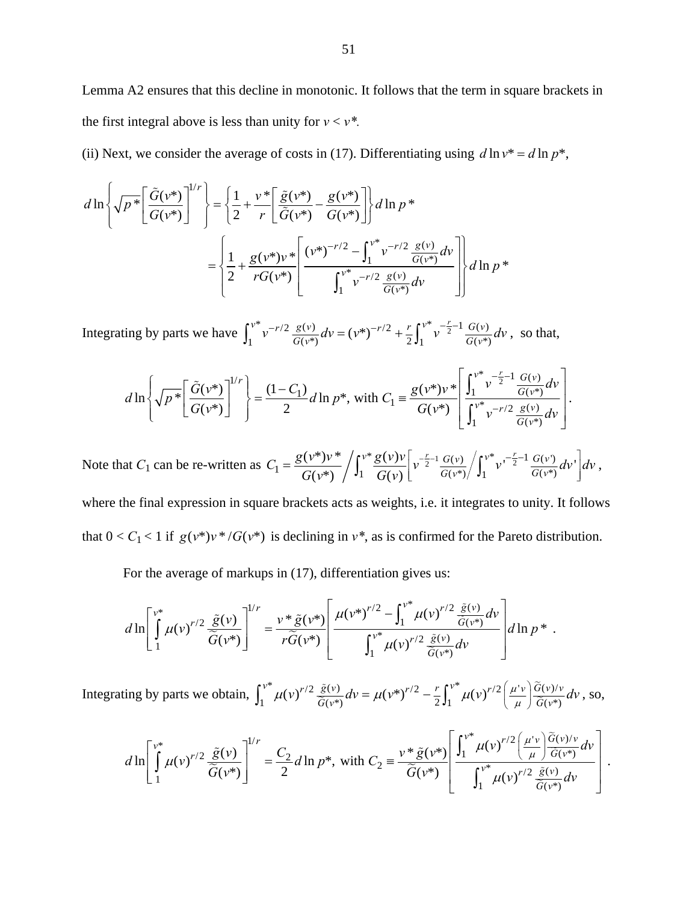Lemma A2 ensures that this decline in monotonic. It follows that the term in square brackets in the first integral above is less than unity for $v < v^*$.

(ii) Next, we consider the average of costs in (17). Differentiating using $d\ln v^* = d\ln p^*$,

$$d\ln\left\{\sqrt{p^*}\left[\frac{\tilde{G}(v^*)}{G(v^*)}\right]^{1/r}\right\} = \left\{\frac{1}{2} + \frac{v^*}{r}\left[\frac{\tilde{g}(v^*)}{\tilde{G}(v^*)} - \frac{g(v^*)}{G(v^*)}\right]\right\} d\ln p^*$$

$$= \left\{\frac{1}{2} + \frac{g(v^*)v^*}{rG(v^*)}\left[\frac{(v^*)^{-r/2} - \int_1^{v^*} v^{-r/2}\frac{g(v)}{G(v^*)}dv}{\int_1^{v^*} v^{-r/2}\frac{g(v)}{G(v^*)}dv}\right]\right\} d\ln p^*$$

Integrating by parts we have $\int_1^{v^*} v^{-r/2}\frac{g(v)}{G(v^*)}dv = (v^*)^{-r/2} + \frac{r}{2}\int_1^{v^*} v^{-\frac{r}{2}-1}\frac{G(v)}{G(v^*)}dv$, so that,

$$d\ln\left\{\sqrt{p^*}\left[\frac{\tilde{G}(v^*)}{G(v^*)}\right]^{1/r}\right\} = \frac{(1-C_1)}{2}d\ln p^*, \text{ with } C_1 \equiv \frac{g(v^*)v^*}{G(v^*)}\left[\frac{\int_1^{v^*} v^{-\frac{r}{2}-1}\frac{G(v)}{G(v^*)}dv}{\int_1^{v^*} v^{-r/2}\frac{g(v)}{G(v^*)}dv}\right].$$

Note that $C_1$ can be re-written as $C_1 = \frac{g(v^*)v^*}{G(v^*)}\Big/\int_1^{v^*}\frac{g(v)v}{G(v)}\left[v^{-\frac{r}{2}-1}\frac{G(v)}{G(v^*)}\Big/\int_1^{v^*} v'^{-\frac{r}{2}-1}\frac{G(v')}{G(v^*)}dv'\right]dv$, where the final expression in square brackets acts as weights, i.e. it integrates to unity. It follows that $0 < C_1 < 1$ if $g(v^*)v^*/G(v^*)$ is declining in $v^*$, as is confirmed for the Pareto distribution.

For the average of markups in (17), differentiation gives us:

$$d\ln\left[\int_1^{v^*}\mu(v)^{r/2}\frac{\tilde{g}(v)}{\tilde{G}(v^*)}\right]^{1/r} = \frac{v^*\tilde{g}(v^*)}{r\tilde{G}(v^*)}\left[\frac{\mu(v^*)^{r/2} - \int_1^{v^*}\mu(v)^{r/2}\frac{\tilde{g}(v)}{\tilde{G}(v^*)}dv}{\int_1^{v^*}\mu(v)^{r/2}\frac{\tilde{g}(v)}{\tilde{G}(v^*)}dv}\right]d\ln p^*.$$

Integrating by parts we obtain, $\int_1^{v^*}\mu(v)^{r/2}\frac{\tilde{g}(v)}{\tilde{G}(v^*)}dv = \mu(v^*)^{r/2} - \frac{r}{2}\int_1^{v^*}\mu(v)^{r/2}\left(\frac{\mu' v}{\mu}\right)\frac{\tilde{G}(v)/v}{\tilde{G}(v^*)}dv$, so,

$$d\ln\left[\int_1^{v^*}\mu(v)^{r/2}\frac{\tilde{g}(v)}{\tilde{G}(v^*)}\right]^{1/r} = \frac{C_2}{2}d\ln p^*, \text{ with } C_2 \equiv \frac{v^*\tilde{g}(v^*)}{\tilde{G}(v^*)}\left[\frac{\int_1^{v^*}\mu(v)^{r/2}\left(\frac{\mu' v}{\mu}\right)\frac{\tilde{G}(v)/v}{\tilde{G}(v^*)}dv}{\int_1^{v^*}\mu(v)^{r/2}\frac{\tilde{g}(v)}{\tilde{G}(v^*)}dv}\right].$$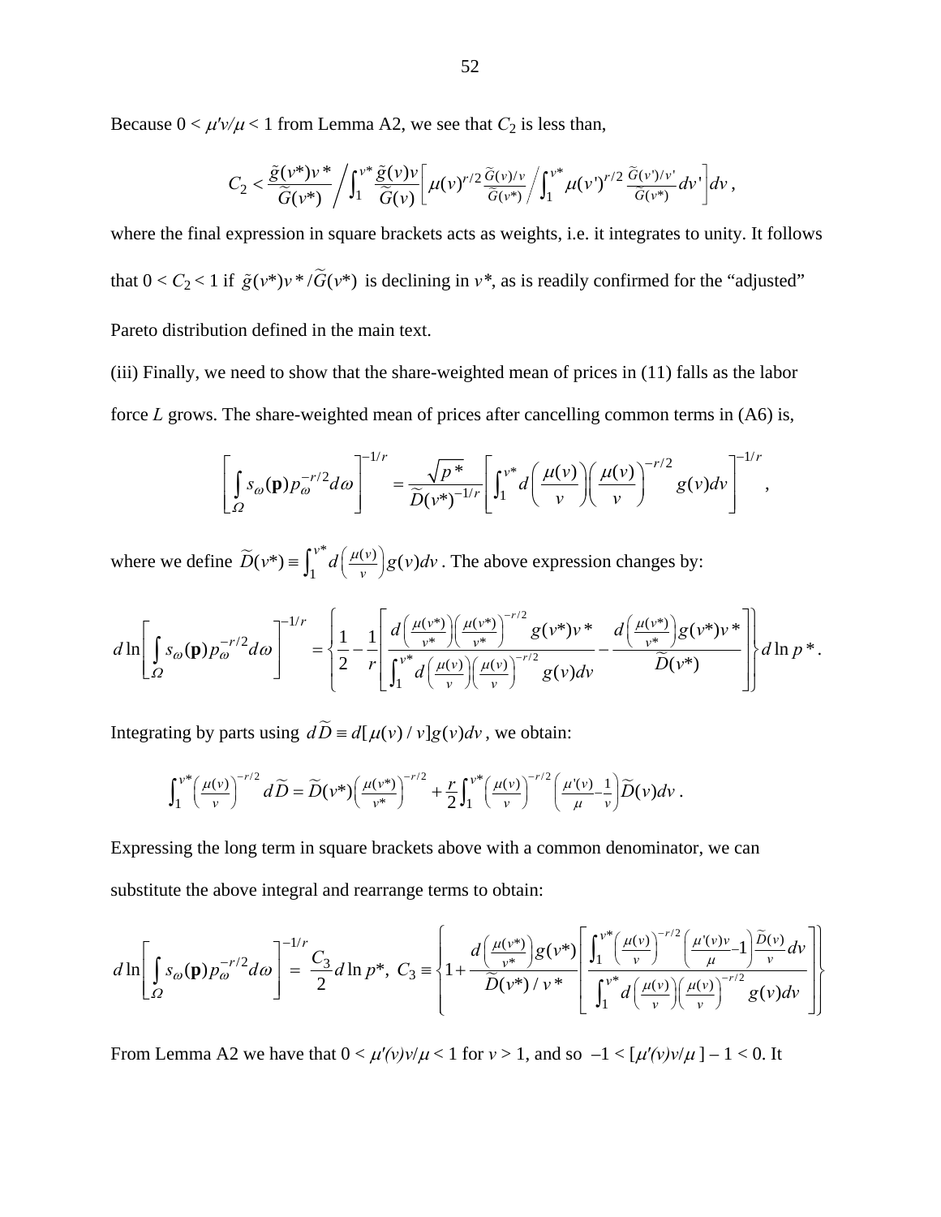Because $0 < \mu'v/\mu < 1$ from Lemma A2, we see that $C_2$ is less than,

$$C_2 < \frac{\tilde{g}(v^*)v^*}{\widetilde{G}(v^*)} \Bigg/ \int_1^{v^*} \frac{\tilde{g}(v)v}{\widetilde{G}(v)} \left[ \mu(v)^{r/2} \frac{\widetilde{G}(v)/v}{\widetilde{G}(v^*)} \Bigg/ \int_1^{v^*} \mu(v')^{r/2} \frac{\widetilde{G}(v')/v'}{\widetilde{G}(v^*)} dv' \right] dv\,,$$

where the final expression in square brackets acts as weights, i.e. it integrates to unity. It follows that $0 < C_2 < 1$ if $\tilde{g}(v^*)v^*/\widetilde{G}(v^*)$ is declining in $v^*$, as is readily confirmed for the "adjusted" Pareto distribution defined in the main text.

(iii) Finally, we need to show that the share-weighted mean of prices in (11) falls as the labor force $L$ grows. The share-weighted mean of prices after cancelling common terms in (A6) is,

$$\left[ \int_{\Omega} s_{\omega}(\mathbf{p}) p_{\omega}^{-r/2} d\omega \right]^{-1/r} = \frac{\sqrt{p^*}}{\widetilde{D}(v^*)^{-1/r}} \left[ \int_1^{v^*} d\left(\frac{\mu(v)}{v}\right) \left(\frac{\mu(v)}{v}\right)^{-r/2} g(v) dv \right]^{-1/r},$$

where we define $\widetilde{D}(v^*) \equiv \int_1^{v^*} d\left(\frac{\mu(v)}{v}\right) g(v) dv$. The above expression changes by:

$$d \ln \left[ \int_{\Omega} s_{\omega}(\mathbf{p}) p_{\omega}^{-r/2} d\omega \right]^{-1/r} = \left\{ \frac{1}{2} - \frac{1}{r} \left[ \frac{d\left(\frac{\mu(v^*)}{v^*}\right)\left(\frac{\mu(v^*)}{v^*}\right)^{-r/2} g(v^*)v^*}{\int_1^{v^*} d\left(\frac{\mu(v)}{v}\right)\left(\frac{\mu(v)}{v}\right)^{-r/2} g(v) dv} - \frac{d\left(\frac{\mu(v^*)}{v^*}\right) g(v^*)v^*}{\widetilde{D}(v^*)} \right] \right\} d \ln p^*.$$

Integrating by parts using $d\widetilde{D} \equiv d[\mu(v)/v] g(v) dv$, we obtain:

$$\int_1^{v^*} \left(\frac{\mu(v)}{v}\right)^{-r/2} d\widetilde{D} = \widetilde{D}(v^*) \left(\frac{\mu(v^*)}{v^*}\right)^{-r/2} + \frac{r}{2} \int_1^{v^*} \left(\frac{\mu(v)}{v}\right)^{-r/2} \left(\frac{\mu'(v)}{\mu} - \frac{1}{v}\right) \widetilde{D}(v) dv\,.$$

Expressing the long term in square brackets above with a common denominator, we can substitute the above integral and rearrange terms to obtain:

$$d \ln \left[ \int_{\Omega} s_{\omega}(\mathbf{p}) p_{\omega}^{-r/2} d\omega \right]^{-1/r} = \frac{C_3}{2} d \ln p^*,\ C_3 \equiv \left\{ 1 + \frac{d\left(\frac{\mu(v^*)}{v^*}\right) g(v^*)}{\widetilde{D}(v^*)/v^*} \left[ \frac{\int_1^{v^*} \left(\frac{\mu(v)}{v}\right)^{-r/2} \left(\frac{\mu'(v)v}{\mu} - 1\right) \frac{\widetilde{D}(v)}{v} dv}{\int_1^{v^*} d\left(\frac{\mu(v)}{v}\right)\left(\frac{\mu(v)}{v}\right)^{-r/2} g(v) dv} \right] \right\}$$

From Lemma A2 we have that $0 < \mu'(v)v/\mu < 1$ for $v > 1$, and so $-1 < [\mu'(v)v/\mu] - 1 < 0$. It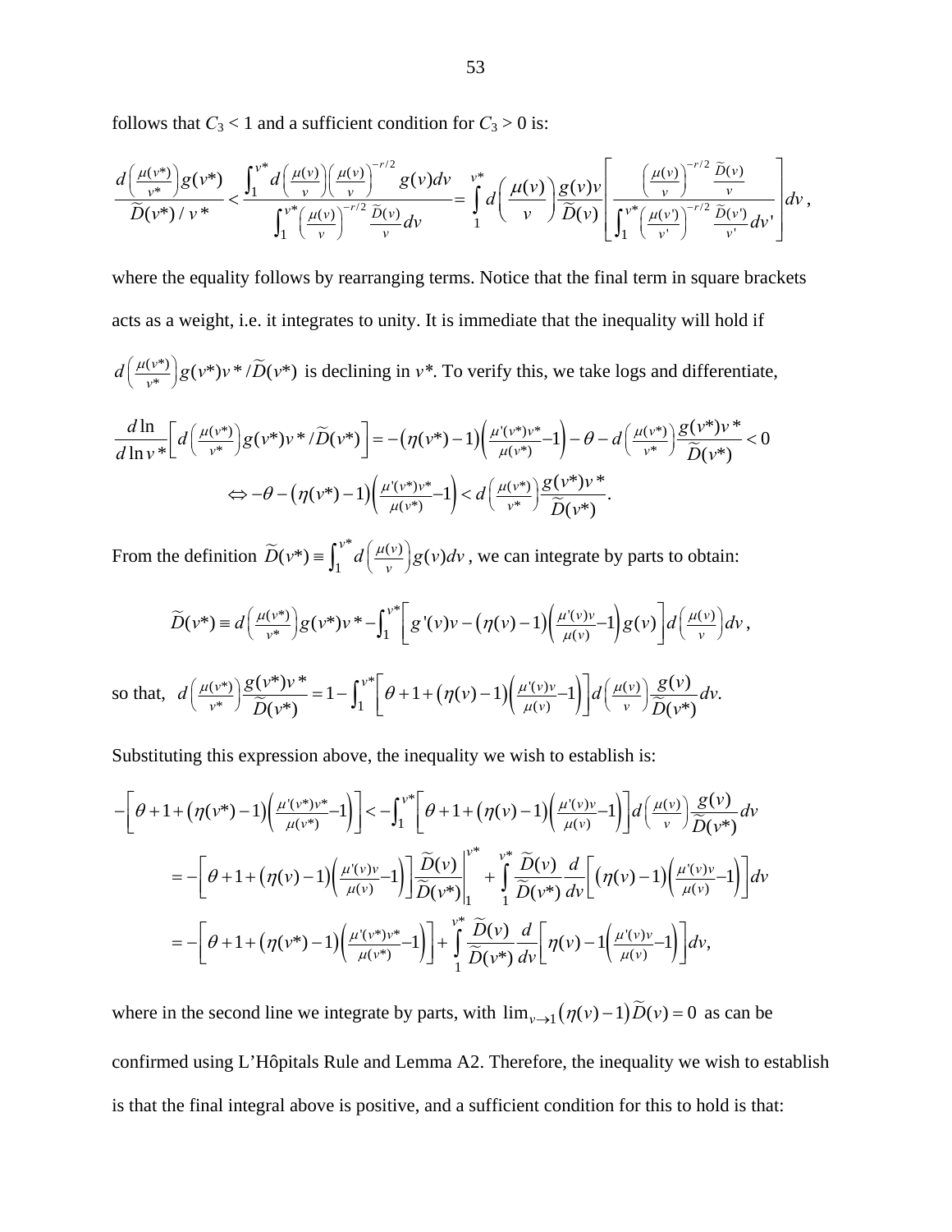follows that $C_3 < 1$ and a sufficient condition for $C_3 > 0$ is:

$$\frac{d\left(\frac{\mu(v^*)}{v^*}\right)g(v^*)}{\widetilde{D}(v^*)/v^*} < \frac{\int_1^{v^*} d\left(\frac{\mu(v)}{v}\right)\left(\frac{\mu(v)}{v}\right)^{-r/2} g(v)dv}{\int_1^{v^*}\left(\frac{\mu(v)}{v}\right)^{-r/2}\frac{\widetilde{D}(v)}{v}dv} = \int_1^{v^*} d\left(\frac{\mu(v)}{v}\right)\frac{g(v)v}{\widetilde{D}(v)}\left[\frac{\left(\frac{\mu(v)}{v}\right)^{-r/2}\frac{\widetilde{D}(v)}{v}}{\int_1^{v^*}\left(\frac{\mu(v')}{v'}\right)^{-r/2}\frac{\widetilde{D}(v')}{v'}dv'}\right]dv,$$

where the equality follows by rearranging terms. Notice that the final term in square brackets acts as a weight, i.e. it integrates to unity. It is immediate that the inequality will hold if $d\left(\frac{\mu(v^*)}{v^*}\right)g(v^*)v^*/\widetilde{D}(v^*)$ is declining in $v^*$. To verify this, we take logs and differentiate,

$$\frac{d\ln}{d\ln v^*}\left[d\left(\frac{\mu(v^*)}{v^*}\right)g(v^*)v^*/\widetilde{D}(v^*)\right] = -\left(\eta(v^*)-1\right)\left(\frac{\mu'(v^*)v^*}{\mu(v^*)}-1\right) - \theta - d\left(\frac{\mu(v^*)}{v^*}\right)\frac{g(v^*)v^*}{\widetilde{D}(v^*)} < 0$$

$$\Leftrightarrow -\theta - \left(\eta(v^*)-1\right)\left(\frac{\mu'(v^*)v^*}{\mu(v^*)}-1\right) < d\left(\frac{\mu(v^*)}{v^*}\right)\frac{g(v^*)v^*}{\widetilde{D}(v^*)}.$$

From the definition $\widetilde{D}(v^*) \equiv \int_1^{v^*} d\left(\frac{\mu(v)}{v}\right)g(v)dv$, we can integrate by parts to obtain:

$$\widetilde{D}(v^*) \equiv d\left(\frac{\mu(v^*)}{v^*}\right)g(v^*)v^* - \int_1^{v^*}\left[g'(v)v - \left(\eta(v)-1\right)\left(\frac{\mu'(v)v}{\mu(v)}-1\right)g(v)\right]d\left(\frac{\mu(v)}{v}\right)dv,$$

so that, $$d\left(\frac{\mu(v^*)}{v^*}\right)\frac{g(v^*)v^*}{\widetilde{D}(v^*)} = 1 - \int_1^{v^*}\left[\theta + 1 + \left(\eta(v)-1\right)\left(\frac{\mu'(v)v}{\mu(v)}-1\right)\right]d\left(\frac{\mu(v)}{v}\right)\frac{g(v)}{\widetilde{D}(v^*)}dv.$$

Substituting this expression above, the inequality we wish to establish is:

$$-\left[\theta + 1 + \left(\eta(v^*)-1\right)\left(\frac{\mu'(v^*)v^*}{\mu(v^*)}-1\right)\right] < -\int_1^{v^*}\left[\theta + 1 + \left(\eta(v)-1\right)\left(\frac{\mu'(v)v}{\mu(v)}-1\right)\right]d\left(\frac{\mu(v)}{v}\right)\frac{g(v)}{\widetilde{D}(v^*)}dv$$

$$= -\left[\theta + 1 + \left(\eta(v)-1\right)\left(\frac{\mu'(v)v}{\mu(v)}-1\right)\right]\frac{\widetilde{D}(v)}{\widetilde{D}(v^*)}\Bigg|_1^{v^*} + \int_1^{v^*}\frac{\widetilde{D}(v)}{\widetilde{D}(v^*)}\frac{d}{dv}\left[\left(\eta(v)-1\right)\left(\frac{\mu'(v)v}{\mu(v)}-1\right)\right]dv$$

$$= -\left[\theta + 1 + \left(\eta(v^*)-1\right)\left(\frac{\mu'(v^*)v^*}{\mu(v^*)}-1\right)\right] + \int_1^{v^*}\frac{\widetilde{D}(v)}{\widetilde{D}(v^*)}\frac{d}{dv}\left[\eta(v)-1\left(\frac{\mu'(v)v}{\mu(v)}-1\right)\right]dv,$$

where in the second line we integrate by parts, with $\lim_{v\to 1}\left(\eta(v)-1\right)\widetilde{D}(v) = 0$ as can be confirmed using L'Hôpitals Rule and Lemma A2. Therefore, the inequality we wish to establish is that the final integral above is positive, and a sufficient condition for this to hold is that: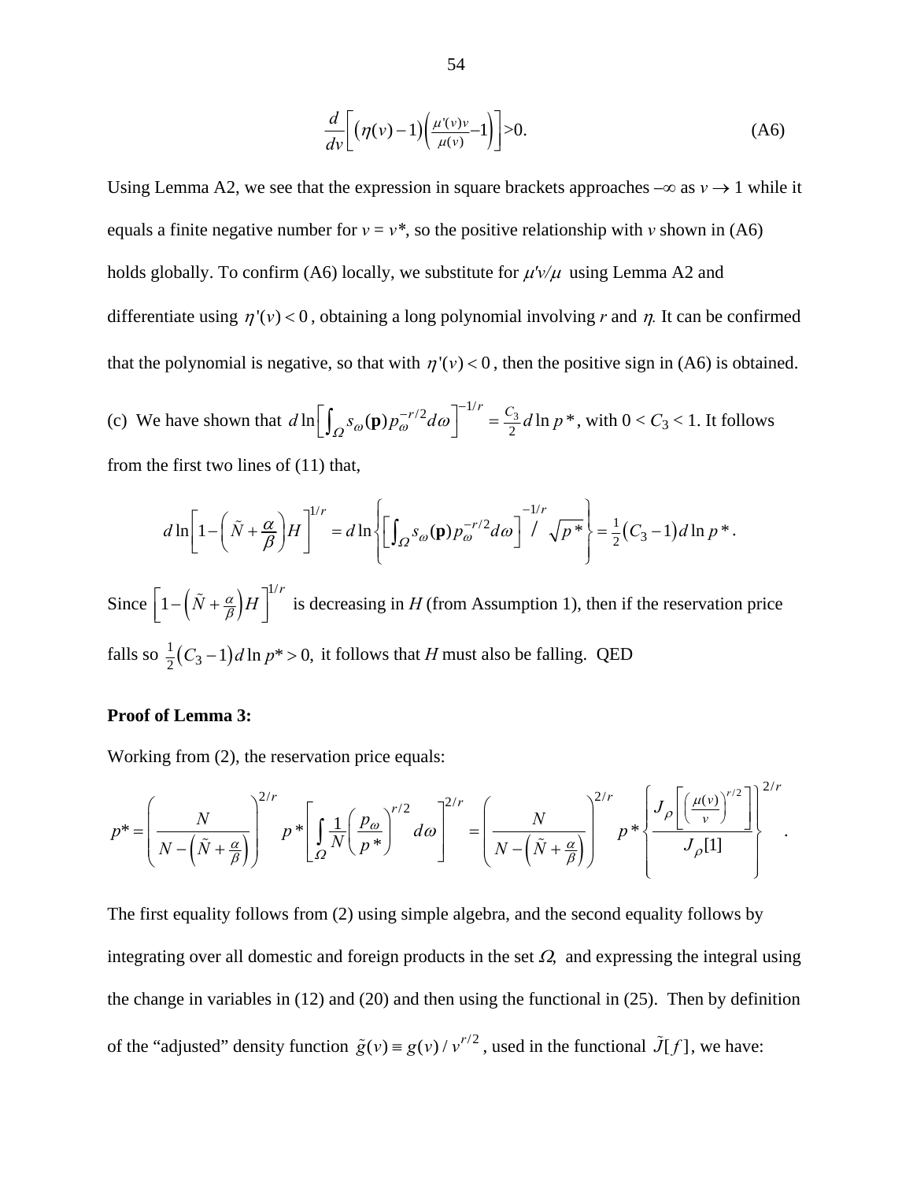$$\frac{d}{dv}\left[\left(\eta(v)-1\right)\left(\frac{\mu'(v)v}{\mu(v)}-1\right)\right]>0. \tag{A6}$$

Using Lemma A2, we see that the expression in square brackets approaches $-\infty$ as $v \to 1$ while it equals a finite negative number for $v = v^*$, so the positive relationship with $v$ shown in (A6) holds globally. To confirm (A6) locally, we substitute for $\mu'v/\mu$ using Lemma A2 and differentiate using $\eta'(v) < 0$, obtaining a long polynomial involving $r$ and $\eta$. It can be confirmed that the polynomial is negative, so that with $\eta'(v) < 0$, then the positive sign in (A6) is obtained.

(c) We have shown that $d\ln\left[\int_{\Omega} s_{\omega}(\mathbf{p}) p_{\omega}^{-r/2} d\omega\right]^{-1/r} = \frac{C_3}{2} d\ln p^*$, with $0 < C_3 < 1$. It follows from the first two lines of (11) that,

$$d\ln\left[1-\left(\tilde{N}+\frac{\alpha}{\beta}\right)H\right]^{1/r} = d\ln\left\{\left[\int_{\Omega} s_{\omega}(\mathbf{p}) p_{\omega}^{-r/2} d\omega\right]^{-1/r} \Big/ \sqrt{p^*}\right\} = \tfrac{1}{2}\left(C_3-1\right) d\ln p^*.$$

Since $\left[1-\left(\tilde{N}+\frac{\alpha}{\beta}\right)H\right]^{1/r}$ is decreasing in $H$ (from Assumption 1), then if the reservation price falls so $\frac{1}{2}\left(C_3-1\right)d\ln p^* > 0,$ it follows that $H$ must also be falling. QED

**Proof of Lemma 3:**

Working from (2), the reservation price equals:

$$p^* = \left(\frac{N}{N-\left(\tilde{N}+\frac{\alpha}{\beta}\right)}\right)^{2/r} p^*\left[\int_{\Omega}\frac{1}{N}\left(\frac{p_{\omega}}{p^*}\right)^{r/2} d\omega\right]^{2/r} = \left(\frac{N}{N-\left(\tilde{N}+\frac{\alpha}{\beta}\right)}\right)^{2/r} p^*\left\{\frac{J_{\rho}\left[\left(\frac{\mu(v)}{v}\right)^{r/2}\right]}{J_{\rho}[1]}\right\}^{2/r}.$$

The first equality follows from (2) using simple algebra, and the second equality follows by integrating over all domestic and foreign products in the set $\Omega$, and expressing the integral using the change in variables in (12) and (20) and then using the functional in (25). Then by definition of the "adjusted" density function $\tilde{g}(v) \equiv g(v)/v^{r/2}$, used in the functional $\tilde{J}[f]$, we have: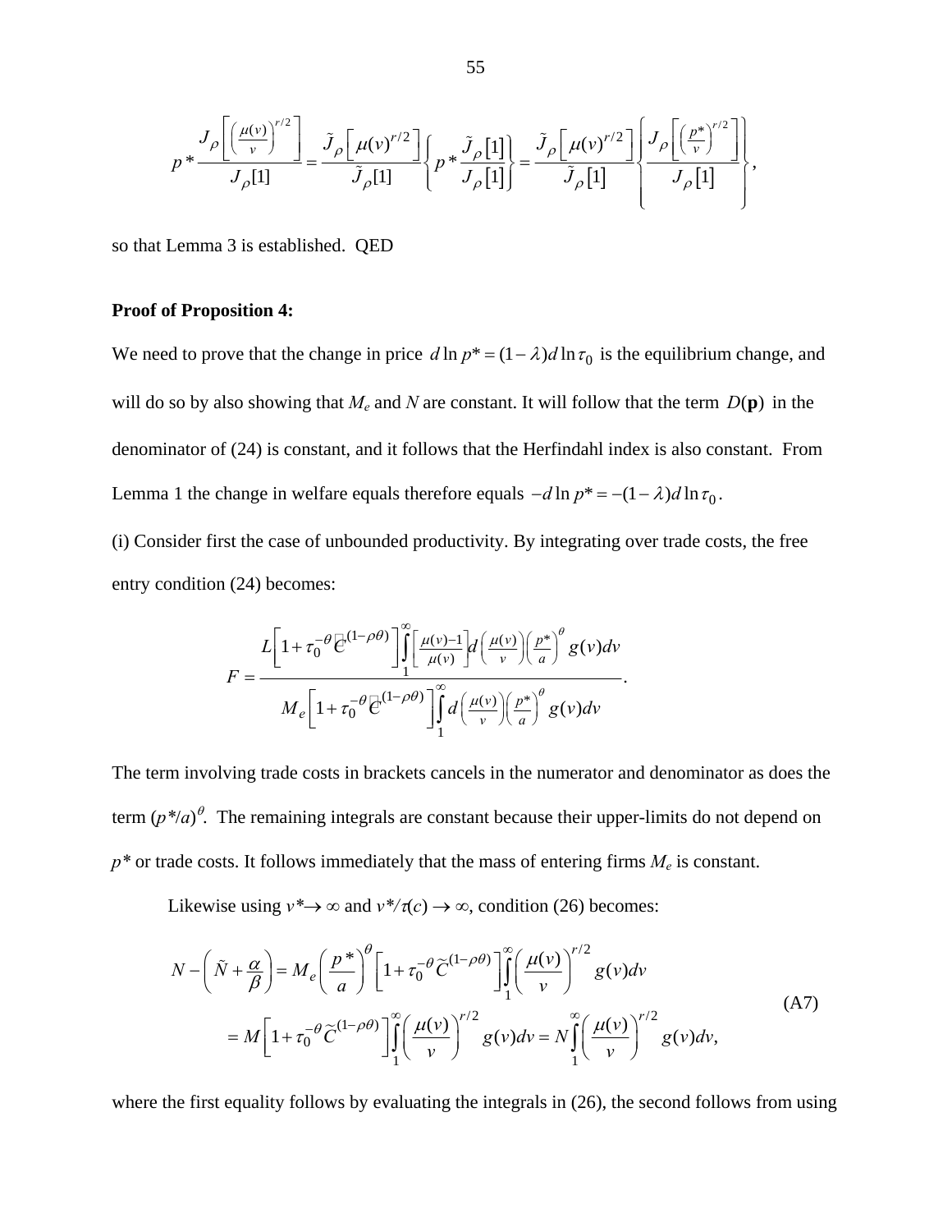$$p^* \frac{J_\rho\left[\left(\frac{\mu(v)}{v}\right)^{r/2}\right]}{J_\rho[1]} = \frac{\tilde{J}_\rho\left[\mu(v)^{r/2}\right]}{\tilde{J}_\rho[1]}\left\{p^* \frac{\tilde{J}_\rho[1]}{J_\rho[1]}\right\} = \frac{\tilde{J}_\rho\left[\mu(v)^{r/2}\right]}{\tilde{J}_\rho[1]}\left\{\frac{J_\rho\left[\left(\frac{p^*}{v}\right)^{r/2}\right]}{J_\rho[1]}\right\},$$

so that Lemma 3 is established. QED

**Proof of Proposition 4:**

We need to prove that the change in price $d\ln p^* = (1-\lambda)d\ln\tau_0$ is the equilibrium change, and will do so by also showing that $M_e$ and $N$ are constant. It will follow that the term $D(\mathbf{p})$ in the denominator of (24) is constant, and it follows that the Herfindahl index is also constant. From Lemma 1 the change in welfare equals therefore equals $-d\ln p^* = -(1-\lambda)d\ln\tau_0$.

(i) Consider first the case of unbounded productivity. By integrating over trade costs, the free entry condition (24) becomes:

$$F = \frac{L\left[1+\tau_0^{-\theta}\tilde{C}^{(1-\rho\theta)}\right]\int_1^\infty\left[\frac{\mu(v)-1}{\mu(v)}\right]d\left(\frac{\mu(v)}{v}\right)\left(\frac{p^*}{a}\right)^\theta g(v)dv}{M_e\left[1+\tau_0^{-\theta}\tilde{C}^{(1-\rho\theta)}\right]\int_1^\infty d\left(\frac{\mu(v)}{v}\right)\left(\frac{p^*}{a}\right)^\theta g(v)dv}.$$

The term involving trade costs in brackets cancels in the numerator and denominator as does the term $(p^*/a)^\theta$. The remaining integrals are constant because their upper-limits do not depend on $p^*$ or trade costs. It follows immediately that the mass of entering firms $M_e$ is constant.

Likewise using $v^* \to \infty$ and $v^*/\tau(c) \to \infty$, condition (26) becomes:

$$\begin{aligned} N - \left(\tilde{N} + \frac{\alpha}{\beta}\right) &= M_e\left(\frac{p^*}{a}\right)^\theta\left[1+\tau_0^{-\theta}\tilde{C}^{(1-\rho\theta)}\right]\int_1^\infty\left(\frac{\mu(v)}{v}\right)^{r/2} g(v)dv \\ &= M\left[1+\tau_0^{-\theta}\tilde{C}^{(1-\rho\theta)}\right]\int_1^\infty\left(\frac{\mu(v)}{v}\right)^{r/2} g(v)dv = N\int_1^\infty\left(\frac{\mu(v)}{v}\right)^{r/2} g(v)dv, \end{aligned} \tag{A7}$$

where the first equality follows by evaluating the integrals in (26), the second follows from using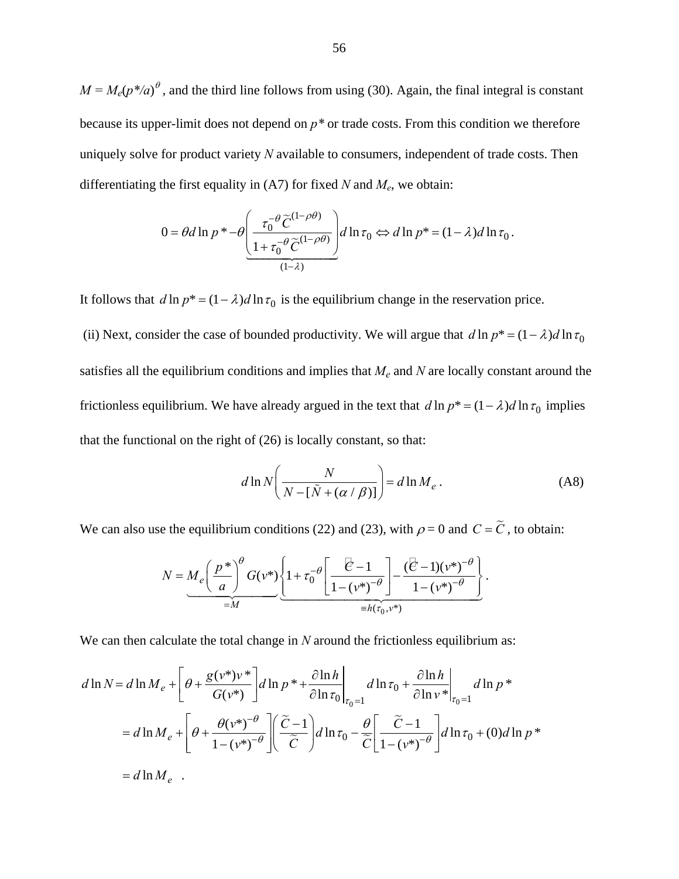$M = M_e(p^*/a)^{\theta}$, and the third line follows from using (30). Again, the final integral is constant because its upper-limit does not depend on $p^*$ or trade costs. From this condition we therefore uniquely solve for product variety $N$ available to consumers, independent of trade costs. Then differentiating the first equality in (A7) for fixed $N$ and $M_e$, we obtain:

$$0 = \theta d\ln p^* - \theta \underbrace{\left( \frac{\tau_0^{-\theta} \widetilde{C}^{(1-\rho\theta)}}{1 + \tau_0^{-\theta} \widetilde{C}^{(1-\rho\theta)}} \right)}_{(1-\lambda)} d\ln \tau_0 \Leftrightarrow d\ln p^* = (1-\lambda) d\ln \tau_0 .$$

It follows that $d\ln p^* = (1-\lambda)d\ln \tau_0$ is the equilibrium change in the reservation price.

(ii) Next, consider the case of bounded productivity. We will argue that $d\ln p^* = (1-\lambda)d\ln \tau_0$ satisfies all the equilibrium conditions and implies that $M_e$ and $N$ are locally constant around the frictionless equilibrium. We have already argued in the text that $d\ln p^* = (1-\lambda)d\ln \tau_0$ implies that the functional on the right of (26) is locally constant, so that:

$$d\ln N \left( \frac{N}{N - [\tilde{N} + (\alpha/\beta)]} \right) = d\ln M_e . \tag{A8}$$

We can also use the equilibrium conditions (22) and (23), with $\rho = 0$ and $C = \widetilde{C}$, to obtain:

$$N = \underbrace{M_e \left( \frac{p^*}{a} \right)^{\theta}}_{=M} G(v^*) \underbrace{\left\{ 1 + \tau_0^{-\theta} \left[ \frac{\widetilde{C} - 1}{1 - (v^*)^{-\theta}} \right] - \frac{(\widetilde{C} - 1)(v^*)^{-\theta}}{1 - (v^*)^{-\theta}} \right\}}_{\equiv h(\tau_0, v^*)} .$$

We can then calculate the total change in $N$ around the frictionless equilibrium as:

$$\begin{aligned}
d\ln N &= d\ln M_e + \left[ \theta + \frac{g(v^*)v^*}{G(v^*)} \right] d\ln p^* + \left. \frac{\partial \ln h}{\partial \ln \tau_0} \right|_{\tau_0 = 1} d\ln \tau_0 + \left. \frac{\partial \ln h}{\partial \ln v^*} \right|_{\tau_0 = 1} d\ln p^* \\
&= d\ln M_e + \left[ \theta + \frac{\theta (v^*)^{-\theta}}{1 - (v^*)^{-\theta}} \right] \left( \frac{\widetilde{C} - 1}{\widetilde{C}} \right) d\ln \tau_0 - \frac{\theta}{\widetilde{C}} \left[ \frac{\widetilde{C} - 1}{1 - (v^*)^{-\theta}} \right] d\ln \tau_0 + (0) d\ln p^* \\
&= d\ln M_e \quad .
\end{aligned}$$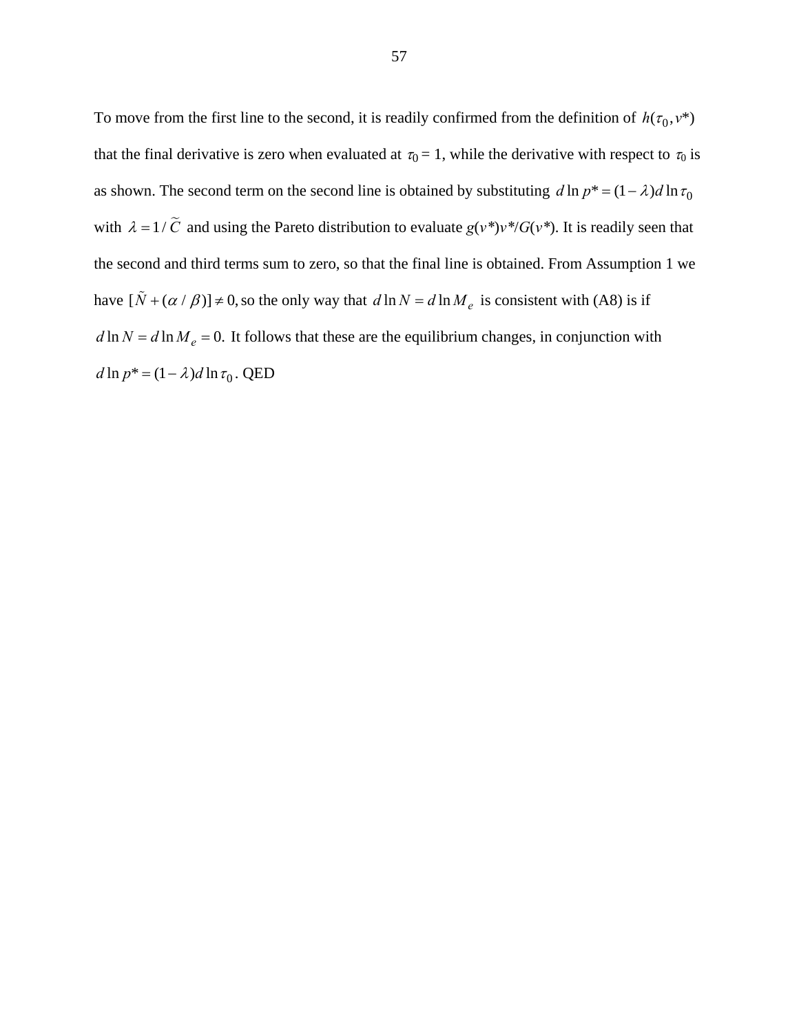To move from the first line to the second, it is readily confirmed from the definition of $h(\tau_0, v^*)$ that the final derivative is zero when evaluated at $\tau_0 = 1$, while the derivative with respect to $\tau_0$ is as shown. The second term on the second line is obtained by substituting $d\ln p^* = (1-\lambda)d\ln\tau_0$ with $\lambda = 1/\widetilde{C}$ and using the Pareto distribution to evaluate $g(v^*)v^*/G(v^*)$. It is readily seen that the second and third terms sum to zero, so that the final line is obtained. From Assumption 1 we have $[\tilde{N} + (\alpha/\beta)] \neq 0,$ so the only way that $d\ln N = d\ln M_e$ is consistent with (A8) is if $d\ln N = d\ln M_e = 0.$ It follows that these are the equilibrium changes, in conjunction with $d\ln p^* = (1-\lambda)d\ln\tau_0$. QED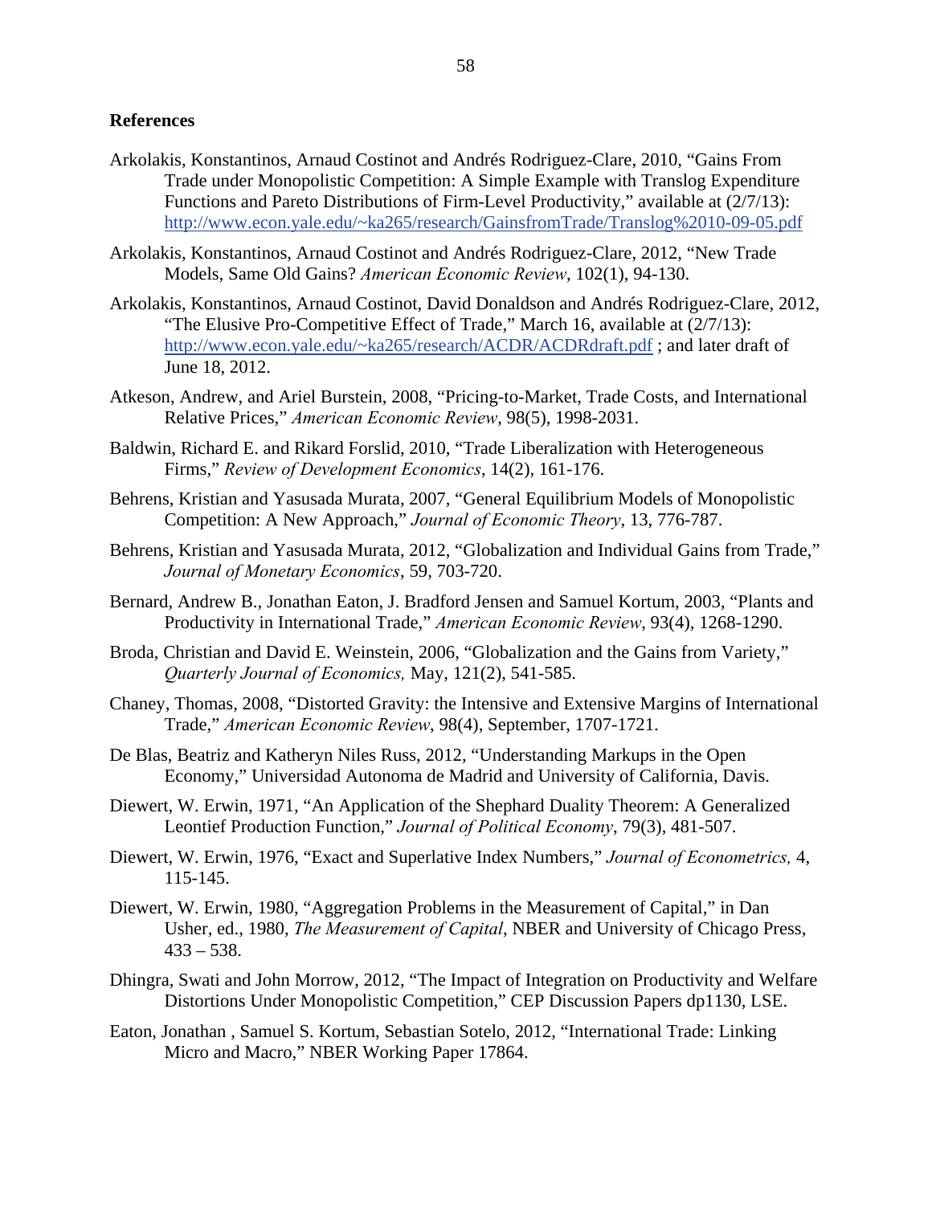**References**

Arkolakis, Konstantinos, Arnaud Costinot and Andrés Rodriguez-Clare, 2010, "Gains From Trade under Monopolistic Competition: A Simple Example with Translog Expenditure Functions and Pareto Distributions of Firm-Level Productivity," available at (2/7/13): http://www.econ.yale.edu/~ka265/research/GainsfromTrade/Translog%2010-09-05.pdf

Arkolakis, Konstantinos, Arnaud Costinot and Andrés Rodriguez-Clare, 2012, "New Trade Models, Same Old Gains? *American Economic Review*, 102(1), 94-130.

Arkolakis, Konstantinos, Arnaud Costinot, David Donaldson and Andrés Rodriguez-Clare, 2012, "The Elusive Pro-Competitive Effect of Trade," March 16, available at (2/7/13): http://www.econ.yale.edu/~ka265/research/ACDR/ACDRdraft.pdf ; and later draft of June 18, 2012.

Atkeson, Andrew, and Ariel Burstein, 2008, "Pricing-to-Market, Trade Costs, and International Relative Prices," *American Economic Review*, 98(5), 1998-2031.

Baldwin, Richard E. and Rikard Forslid, 2010, "Trade Liberalization with Heterogeneous Firms," *Review of Development Economics*, 14(2), 161-176.

Behrens, Kristian and Yasusada Murata, 2007, "General Equilibrium Models of Monopolistic Competition: A New Approach," *Journal of Economic Theory*, 13, 776-787.

Behrens, Kristian and Yasusada Murata, 2012, "Globalization and Individual Gains from Trade," *Journal of Monetary Economics*, 59, 703-720.

Bernard, Andrew B., Jonathan Eaton, J. Bradford Jensen and Samuel Kortum, 2003, "Plants and Productivity in International Trade," *American Economic Review*, 93(4), 1268-1290.

Broda, Christian and David E. Weinstein, 2006, "Globalization and the Gains from Variety," *Quarterly Journal of Economics,* May, 121(2), 541-585.

Chaney, Thomas, 2008, "Distorted Gravity: the Intensive and Extensive Margins of International Trade," *American Economic Review*, 98(4), September, 1707-1721.

De Blas, Beatriz and Katheryn Niles Russ, 2012, "Understanding Markups in the Open Economy," Universidad Autonoma de Madrid and University of California, Davis.

Diewert, W. Erwin, 1971, "An Application of the Shephard Duality Theorem: A Generalized Leontief Production Function," *Journal of Political Economy*, 79(3), 481-507.

Diewert, W. Erwin, 1976, "Exact and Superlative Index Numbers," *Journal of Econometrics,* 4, 115-145.

Diewert, W. Erwin, 1980, "Aggregation Problems in the Measurement of Capital," in Dan Usher, ed., 1980, *The Measurement of Capital*, NBER and University of Chicago Press, 433 – 538.

Dhingra, Swati and John Morrow, 2012, "The Impact of Integration on Productivity and Welfare Distortions Under Monopolistic Competition," CEP Discussion Papers dp1130, LSE.

Eaton, Jonathan , Samuel S. Kortum, Sebastian Sotelo, 2012, "International Trade: Linking Micro and Macro," NBER Working Paper 17864.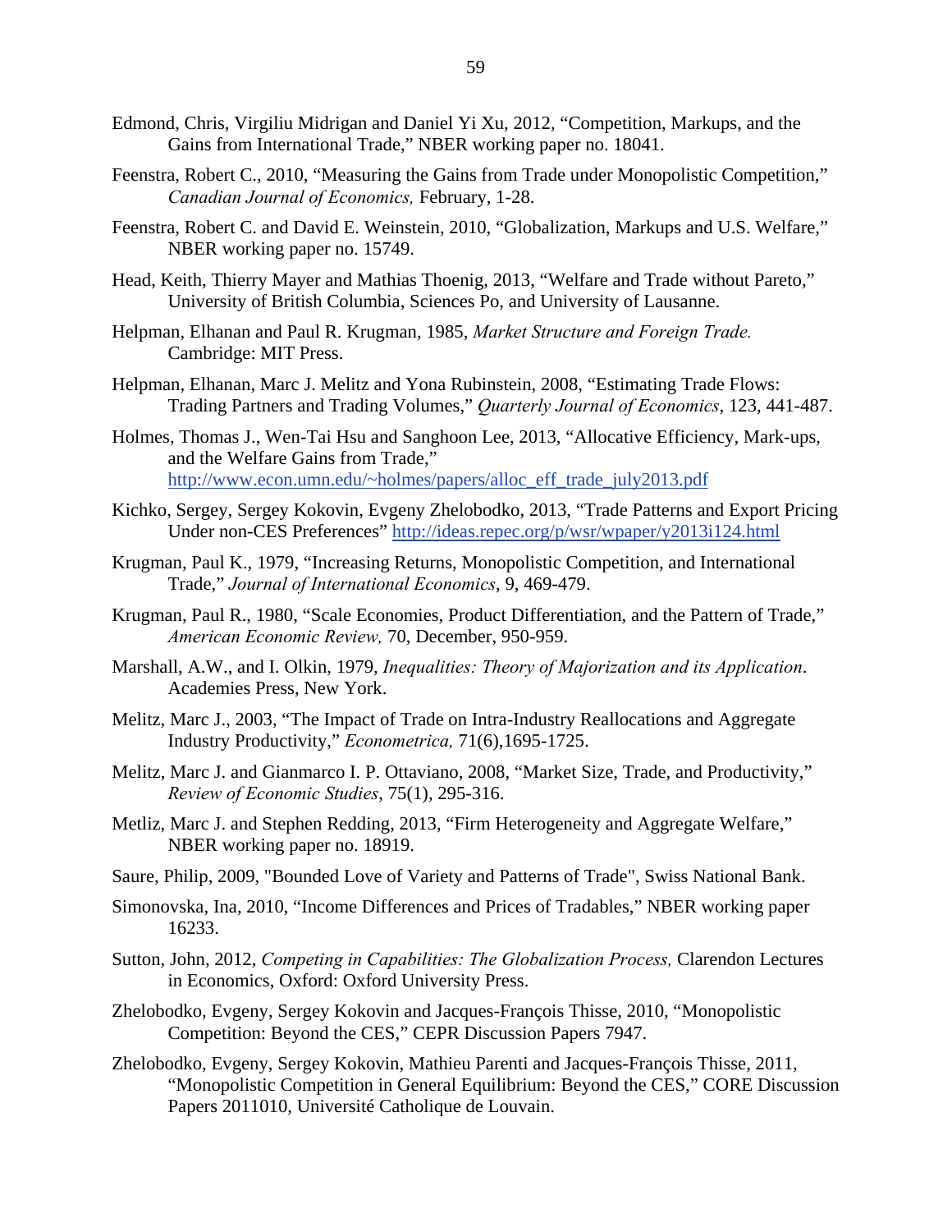Edmond, Chris, Virgiliu Midrigan and Daniel Yi Xu, 2012, "Competition, Markups, and the Gains from International Trade," NBER working paper no. 18041.

Feenstra, Robert C., 2010, "Measuring the Gains from Trade under Monopolistic Competition," *Canadian Journal of Economics,* February, 1-28.

Feenstra, Robert C. and David E. Weinstein, 2010, "Globalization, Markups and U.S. Welfare," NBER working paper no. 15749.

Head, Keith, Thierry Mayer and Mathias Thoenig, 2013, "Welfare and Trade without Pareto," University of British Columbia, Sciences Po, and University of Lausanne.

Helpman, Elhanan and Paul R. Krugman, 1985, *Market Structure and Foreign Trade.* Cambridge: MIT Press.

Helpman, Elhanan, Marc J. Melitz and Yona Rubinstein, 2008, "Estimating Trade Flows: Trading Partners and Trading Volumes," *Quarterly Journal of Economics*, 123, 441-487.

Holmes, Thomas J., Wen-Tai Hsu and Sanghoon Lee, 2013, "Allocative Efficiency, Mark-ups, and the Welfare Gains from Trade," http://www.econ.umn.edu/~holmes/papers/alloc_eff_trade_july2013.pdf

Kichko, Sergey, Sergey Kokovin, Evgeny Zhelobodko, 2013, "Trade Patterns and Export Pricing Under non-CES Preferences" http://ideas.repec.org/p/wsr/wpaper/y2013i124.html

Krugman, Paul K., 1979, "Increasing Returns, Monopolistic Competition, and International Trade," *Journal of International Economics*, 9, 469-479.

Krugman, Paul R., 1980, "Scale Economies, Product Differentiation, and the Pattern of Trade," *American Economic Review,* 70, December, 950-959.

Marshall, A.W., and I. Olkin, 1979, *Inequalities: Theory of Majorization and its Application*. Academies Press, New York.

Melitz, Marc J., 2003, "The Impact of Trade on Intra-Industry Reallocations and Aggregate Industry Productivity," *Econometrica,* 71(6),1695-1725.

Melitz, Marc J. and Gianmarco I. P. Ottaviano, 2008, "Market Size, Trade, and Productivity," *Review of Economic Studies*, 75(1), 295-316.

Metliz, Marc J. and Stephen Redding, 2013, "Firm Heterogeneity and Aggregate Welfare," NBER working paper no. 18919.

Saure, Philip, 2009, "Bounded Love of Variety and Patterns of Trade", Swiss National Bank.

Simonovska, Ina, 2010, "Income Differences and Prices of Tradables," NBER working paper 16233.

Sutton, John, 2012, *Competing in Capabilities: The Globalization Process,* Clarendon Lectures in Economics, Oxford: Oxford University Press.

Zhelobodko, Evgeny, Sergey Kokovin and Jacques-François Thisse, 2010, "Monopolistic Competition: Beyond the CES," CEPR Discussion Papers 7947.

Zhelobodko, Evgeny, Sergey Kokovin, Mathieu Parenti and Jacques-François Thisse, 2011, "Monopolistic Competition in General Equilibrium: Beyond the CES," CORE Discussion Papers 2011010, Université Catholique de Louvain.